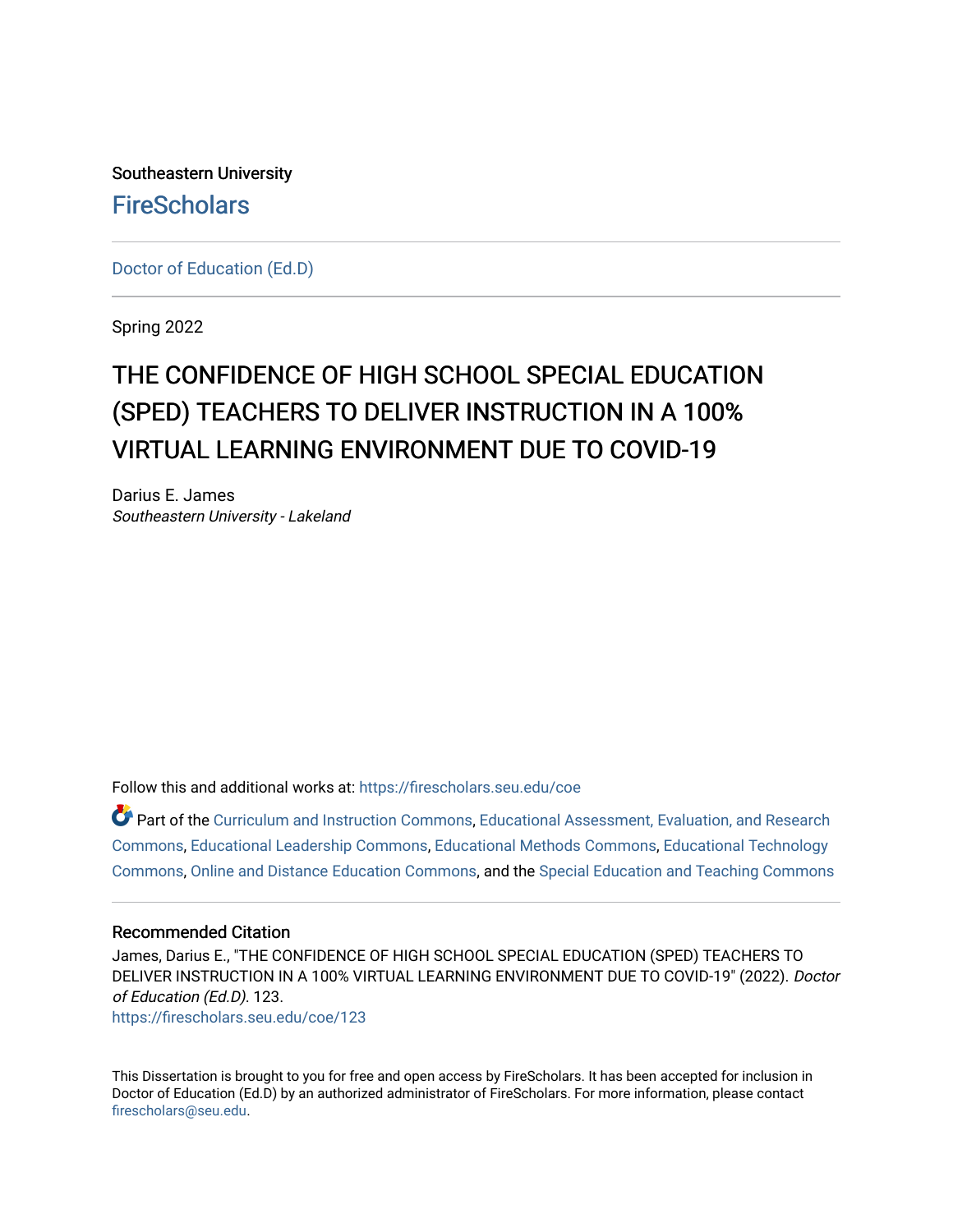Southeastern University

FireScholars

Doctor of Education (Ed.D)

Spring 2022

# THE CONFIDENCE OF HIGH SCHOOL SPECIAL EDUCATION (SPED) TEACHERS TO DELIVER INSTRUCTION IN A 100% VIRTUAL LEARNING ENVIRONMENT DUE TO COVID-19

Darius E. James
*Southeastern University - Lakeland*

Follow this and additional works at: https://firescholars.seu.edu/coe

Part of the Curriculum and Instruction Commons, Educational Assessment, Evaluation, and Research Commons, Educational Leadership Commons, Educational Methods Commons, Educational Technology Commons, Online and Distance Education Commons, and the Special Education and Teaching Commons

## Recommended Citation

James, Darius E., "THE CONFIDENCE OF HIGH SCHOOL SPECIAL EDUCATION (SPED) TEACHERS TO DELIVER INSTRUCTION IN A 100% VIRTUAL LEARNING ENVIRONMENT DUE TO COVID-19" (2022). *Doctor of Education (Ed.D)*. 123.
https://firescholars.seu.edu/coe/123

This Dissertation is brought to you for free and open access by FireScholars. It has been accepted for inclusion in Doctor of Education (Ed.D) by an authorized administrator of FireScholars. For more information, please contact firescholars@seu.edu.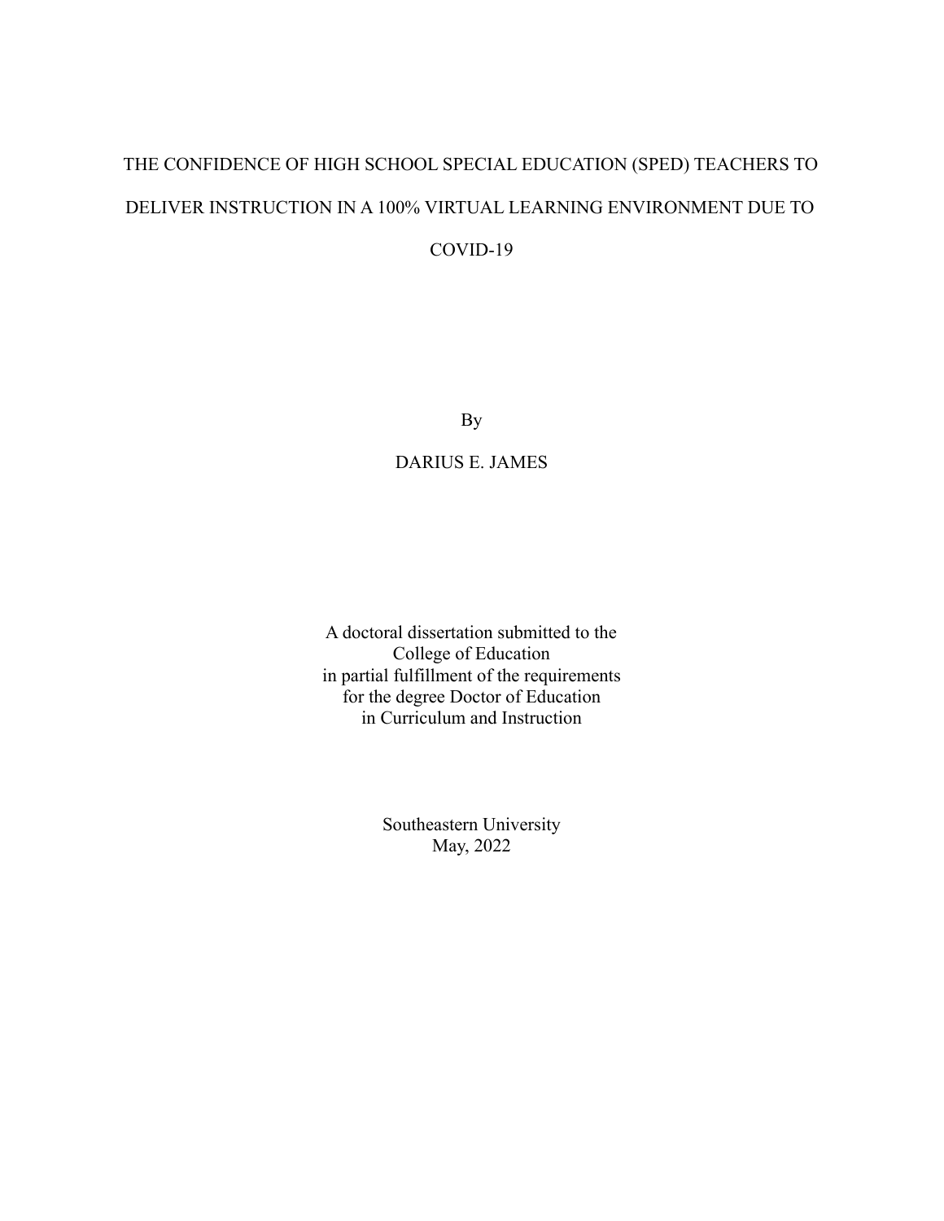# THE CONFIDENCE OF HIGH SCHOOL SPECIAL EDUCATION (SPED) TEACHERS TO DELIVER INSTRUCTION IN A 100% VIRTUAL LEARNING ENVIRONMENT DUE TO COVID-19

By

DARIUS E. JAMES

A doctoral dissertation submitted to the
College of Education
in partial fulfillment of the requirements
for the degree Doctor of Education
in Curriculum and Instruction

Southeastern University
May, 2022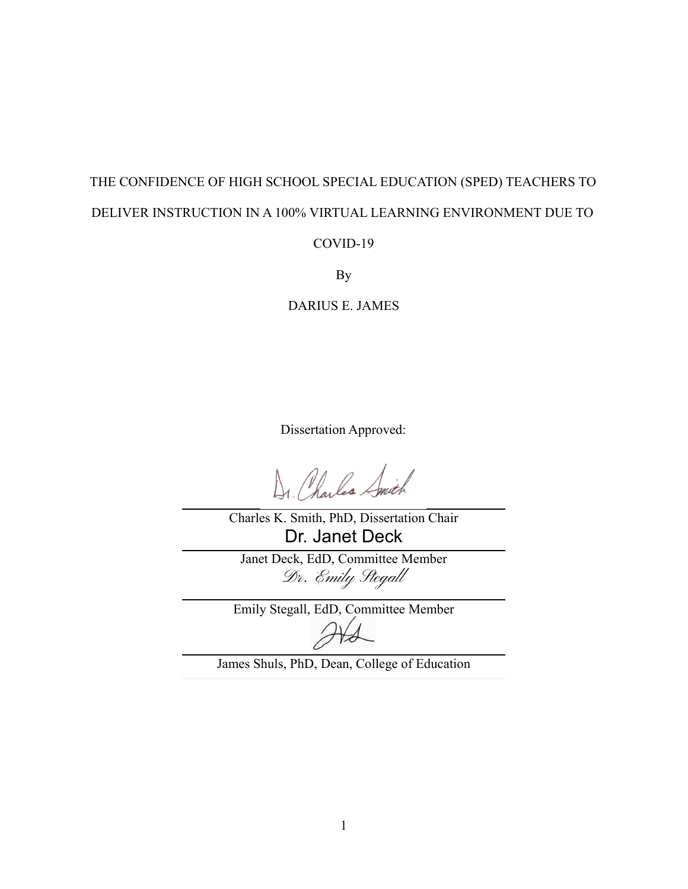THE CONFIDENCE OF HIGH SCHOOL SPECIAL EDUCATION (SPED) TEACHERS TO DELIVER INSTRUCTION IN A 100% VIRTUAL LEARNING ENVIRONMENT DUE TO COVID-19

By

DARIUS E. JAMES

Dissertation Approved:

Dr. Charles Smith

Charles K. Smith, PhD, Dissertation Chair

Dr. Janet Deck

Janet Deck, EdD, Committee Member

Dr. Emily Stegall

Emily Stegall, EdD, Committee Member

Emily Stegall, EdD, Committee Member

James Shuls, PhD, Dean, College of Education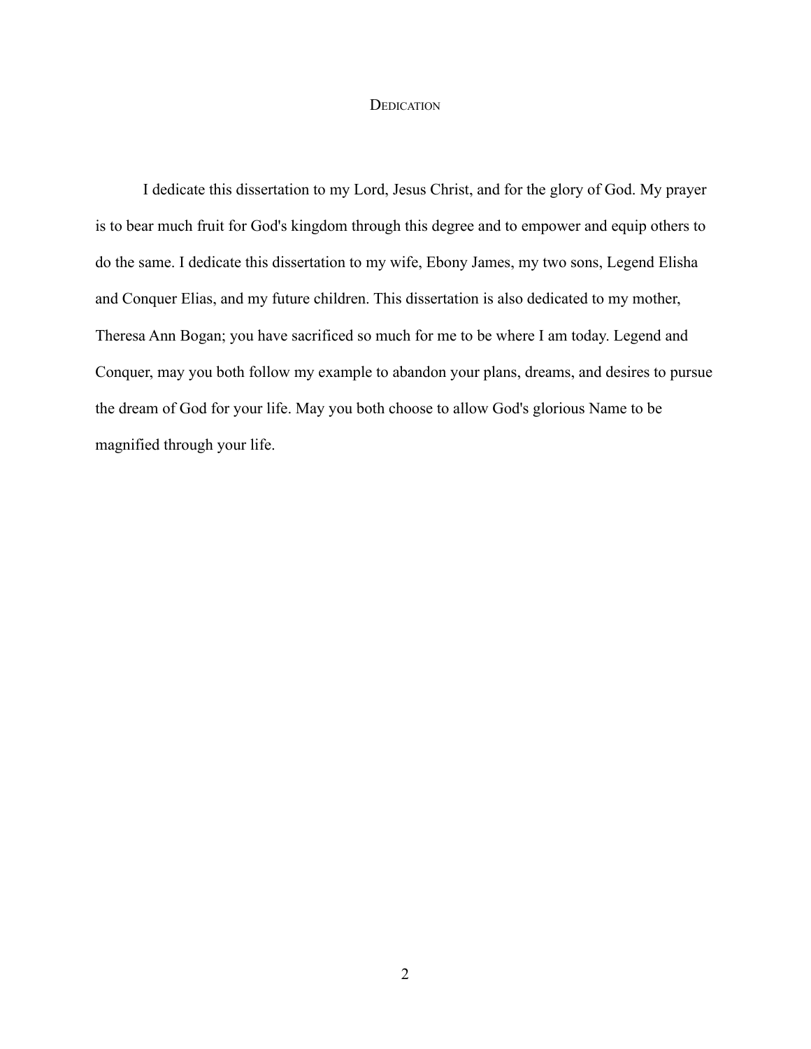# Dedication

I dedicate this dissertation to my Lord, Jesus Christ, and for the glory of God. My prayer is to bear much fruit for God's kingdom through this degree and to empower and equip others to do the same. I dedicate this dissertation to my wife, Ebony James, my two sons, Legend Elisha and Conquer Elias, and my future children. This dissertation is also dedicated to my mother, Theresa Ann Bogan; you have sacrificed so much for me to be where I am today. Legend and Conquer, may you both follow my example to abandon your plans, dreams, and desires to pursue the dream of God for your life. May you both choose to allow God's glorious Name to be magnified through your life.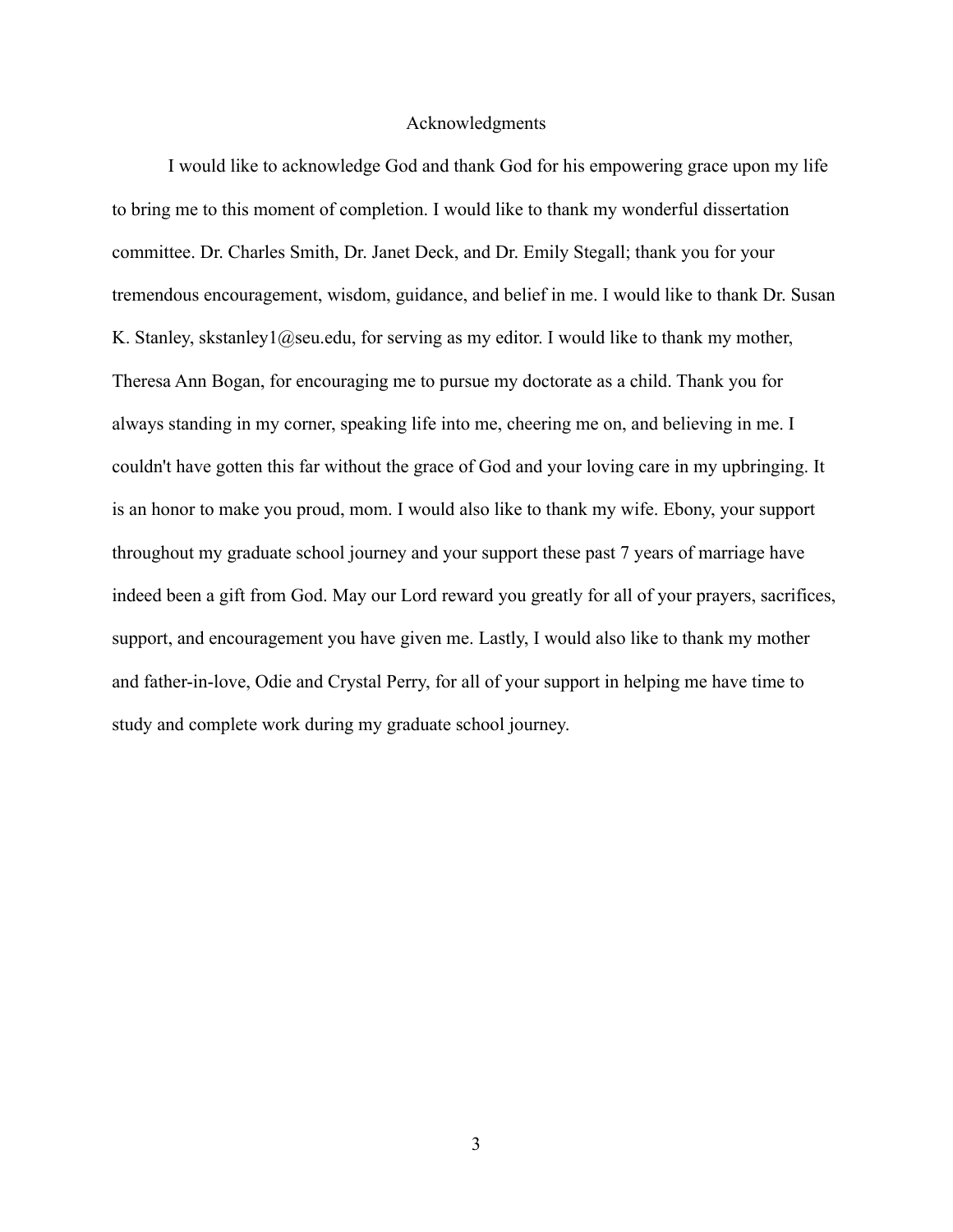# Acknowledgments

I would like to acknowledge God and thank God for his empowering grace upon my life to bring me to this moment of completion. I would like to thank my wonderful dissertation committee. Dr. Charles Smith, Dr. Janet Deck, and Dr. Emily Stegall; thank you for your tremendous encouragement, wisdom, guidance, and belief in me. I would like to thank Dr. Susan K. Stanley, skstanley1@seu.edu, for serving as my editor. I would like to thank my mother, Theresa Ann Bogan, for encouraging me to pursue my doctorate as a child. Thank you for always standing in my corner, speaking life into me, cheering me on, and believing in me. I couldn't have gotten this far without the grace of God and your loving care in my upbringing. It is an honor to make you proud, mom. I would also like to thank my wife. Ebony, your support throughout my graduate school journey and your support these past 7 years of marriage have indeed been a gift from God. May our Lord reward you greatly for all of your prayers, sacrifices, support, and encouragement you have given me. Lastly, I would also like to thank my mother and father-in-love, Odie and Crystal Perry, for all of your support in helping me have time to study and complete work during my graduate school journey.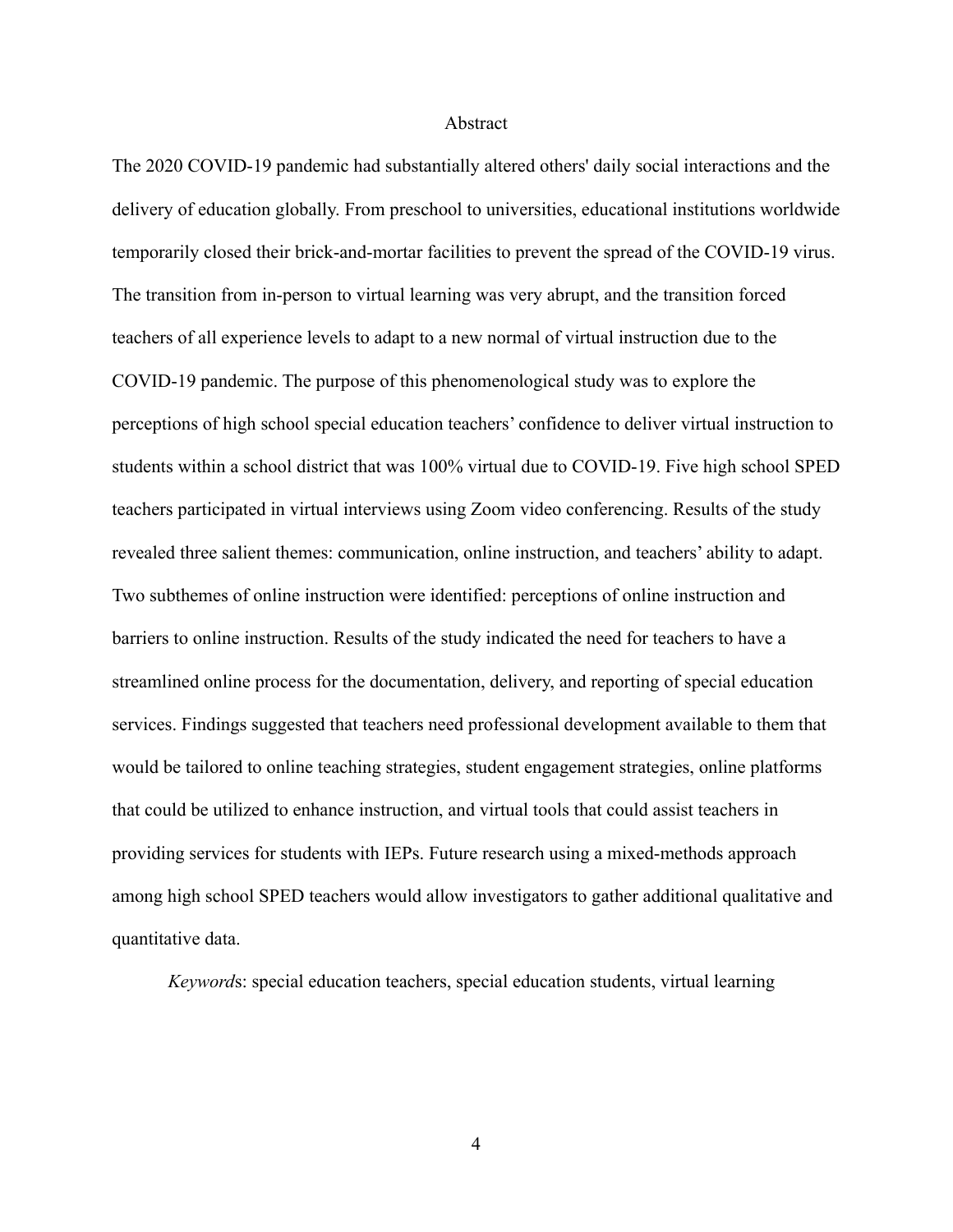# Abstract

The 2020 COVID-19 pandemic had substantially altered others' daily social interactions and the delivery of education globally. From preschool to universities, educational institutions worldwide temporarily closed their brick-and-mortar facilities to prevent the spread of the COVID-19 virus. The transition from in-person to virtual learning was very abrupt, and the transition forced teachers of all experience levels to adapt to a new normal of virtual instruction due to the COVID-19 pandemic. The purpose of this phenomenological study was to explore the perceptions of high school special education teachers' confidence to deliver virtual instruction to students within a school district that was 100% virtual due to COVID-19. Five high school SPED teachers participated in virtual interviews using Zoom video conferencing. Results of the study revealed three salient themes: communication, online instruction, and teachers' ability to adapt. Two subthemes of online instruction were identified: perceptions of online instruction and barriers to online instruction. Results of the study indicated the need for teachers to have a streamlined online process for the documentation, delivery, and reporting of special education services. Findings suggested that teachers need professional development available to them that would be tailored to online teaching strategies, student engagement strategies, online platforms that could be utilized to enhance instruction, and virtual tools that could assist teachers in providing services for students with IEPs. Future research using a mixed-methods approach among high school SPED teachers would allow investigators to gather additional qualitative and quantitative data.

*Keywords*: special education teachers, special education students, virtual learning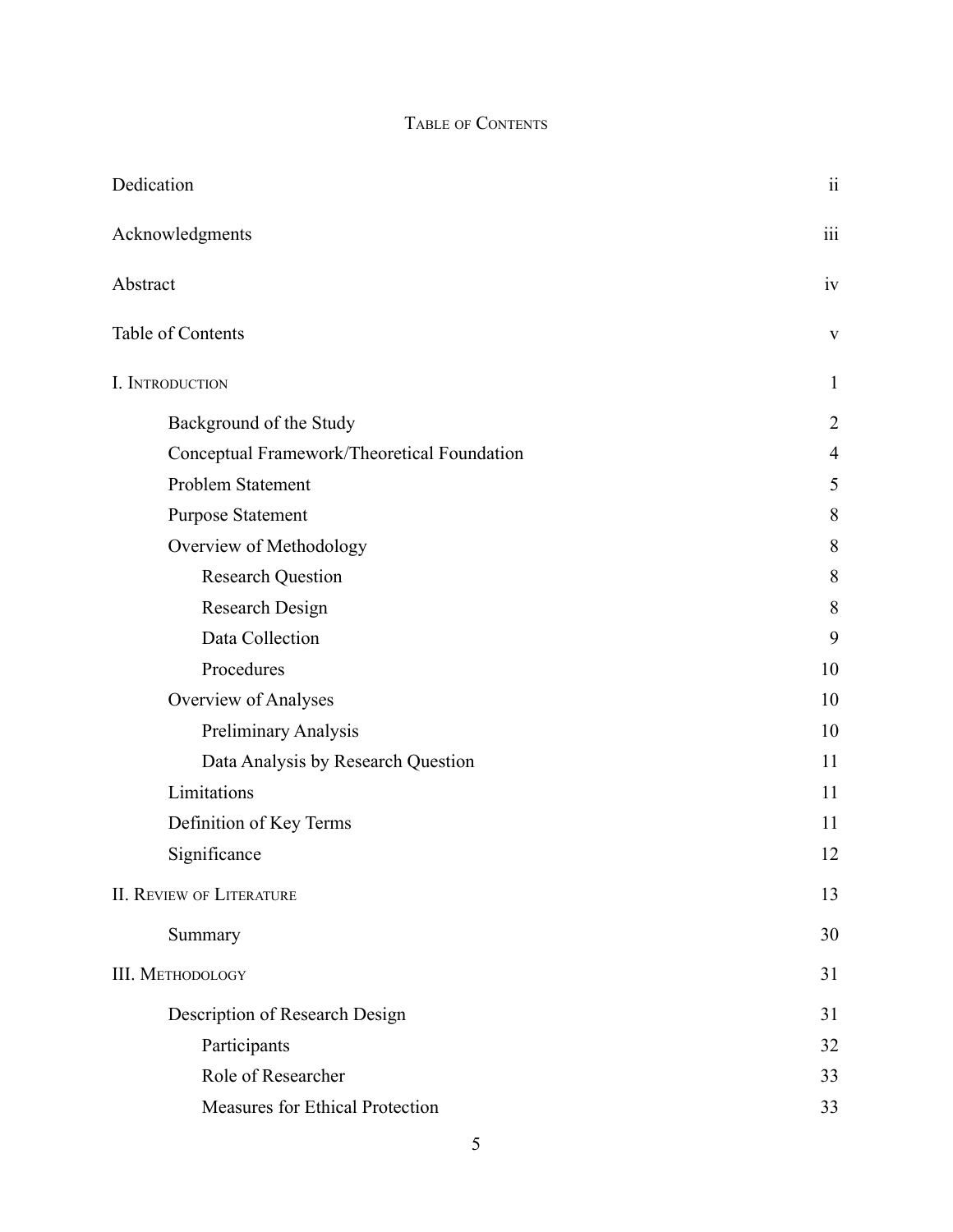## Table of Contents

| | |
|---|---|
| Dedication | ii |
| Acknowledgments | iii |
| Abstract | iv |
| Table of Contents | v |
| I. Introduction | 1 |
| Background of the Study | 2 |
| Conceptual Framework/Theoretical Foundation | 4 |
| Problem Statement | 5 |
| Purpose Statement | 8 |
| Overview of Methodology | 8 |
| Research Question | 8 |
| Research Design | 8 |
| Data Collection | 9 |
| Procedures | 10 |
| Overview of Analyses | 10 |
| Preliminary Analysis | 10 |
| Data Analysis by Research Question | 11 |
| Limitations | 11 |
| Definition of Key Terms | 11 |
| Significance | 12 |
| II. Review of Literature | 13 |
| Summary | 30 |
| III. Methodology | 31 |
| Description of Research Design | 31 |
| Participants | 32 |
| Role of Researcher | 33 |
| Measures for Ethical Protection | 33 |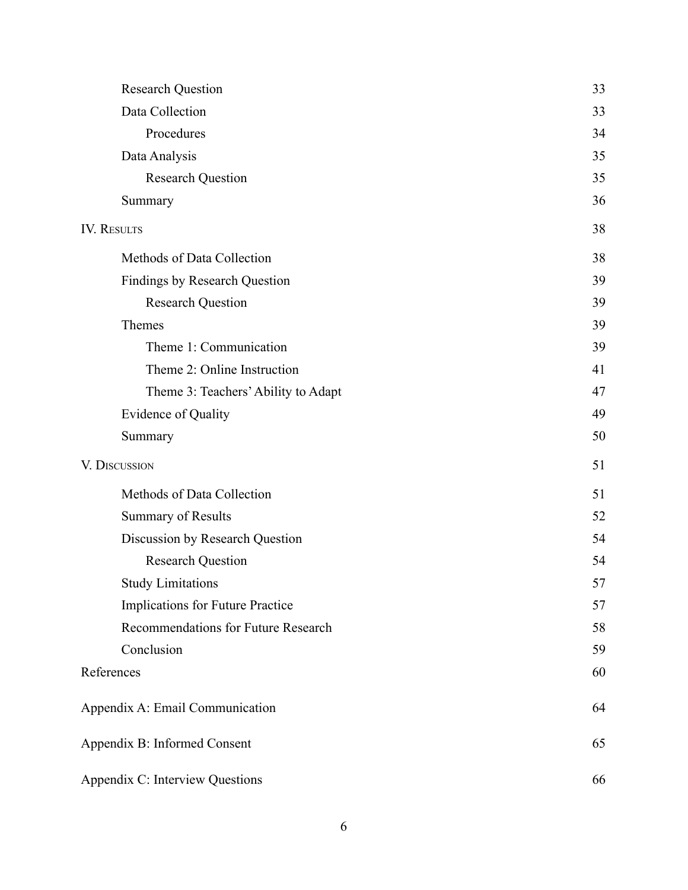| | |
|---|---|
| Research Question | 33 |
| Data Collection | 33 |
| Procedures | 34 |
| Data Analysis | 35 |
| Research Question | 35 |
| Summary | 36 |
| IV. Results | 38 |
| Methods of Data Collection | 38 |
| Findings by Research Question | 39 |
| Research Question | 39 |
| Themes | 39 |
| Theme 1: Communication | 39 |
| Theme 2: Online Instruction | 41 |
| Theme 3: Teachers' Ability to Adapt | 47 |
| Evidence of Quality | 49 |
| Summary | 50 |
| V. Discussion | 51 |
| Methods of Data Collection | 51 |
| Summary of Results | 52 |
| Discussion by Research Question | 54 |
| Research Question | 54 |
| Study Limitations | 57 |
| Implications for Future Practice | 57 |
| Recommendations for Future Research | 58 |
| Conclusion | 59 |
| References | 60 |
| Appendix A: Email Communication | 64 |
| Appendix B: Informed Consent | 65 |
| Appendix C: Interview Questions | 66 |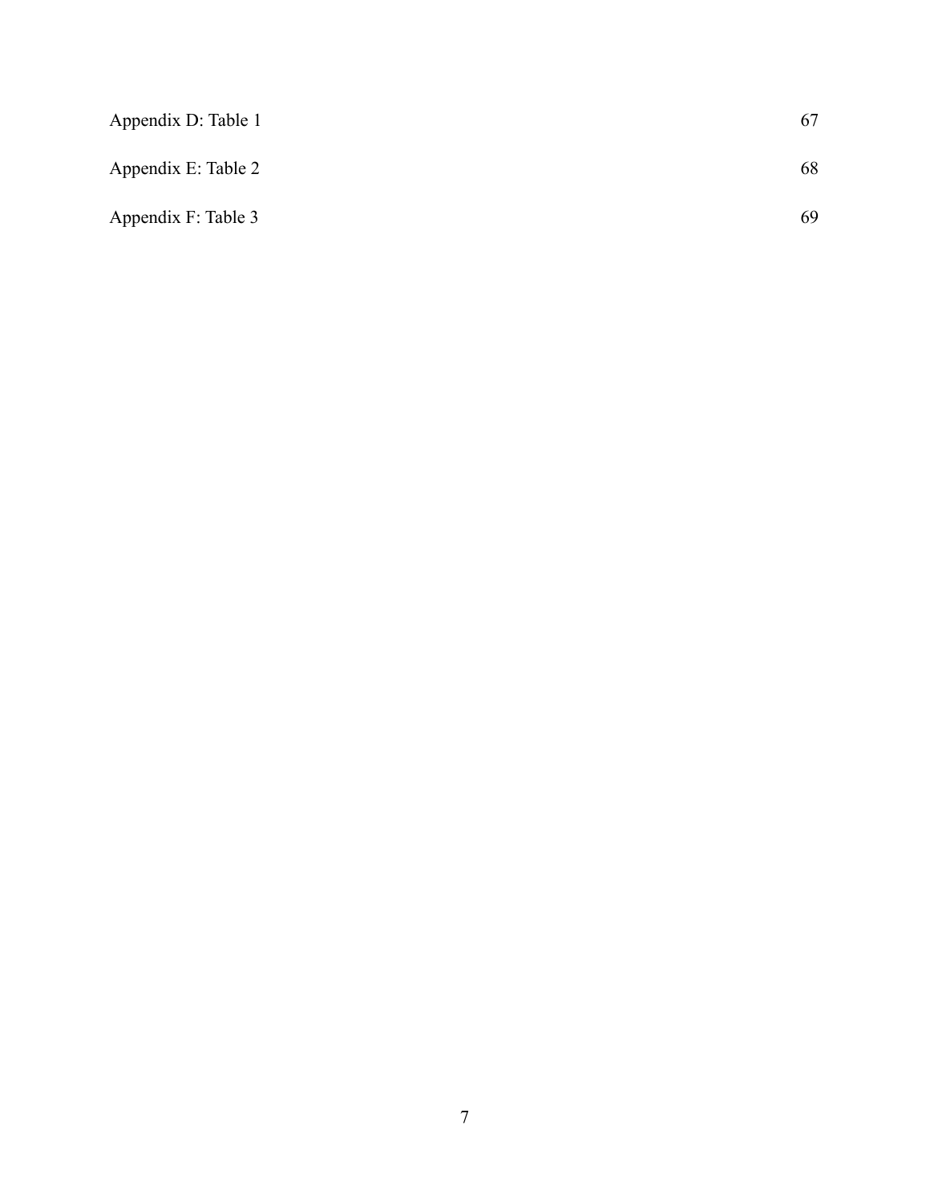| | |
|---|---|
| Appendix D: Table 1 | 67 |
| Appendix E: Table 2 | 68 |
| Appendix F: Table 3 | 69 |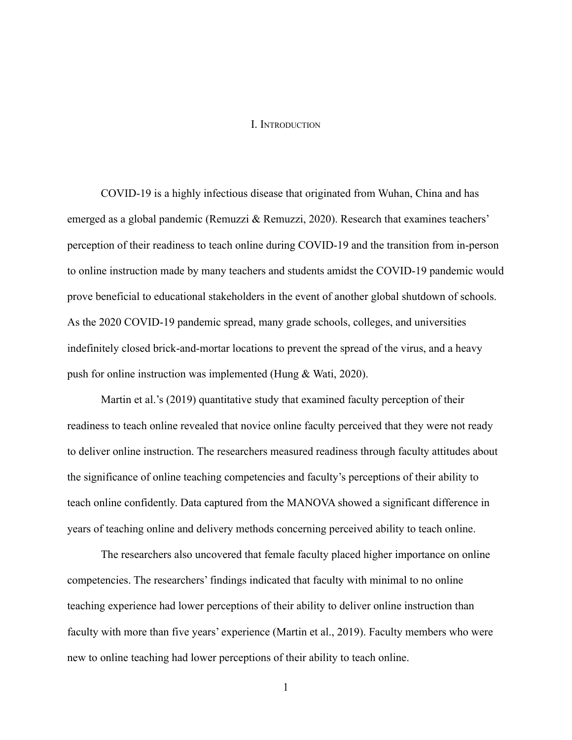# I. Introduction

COVID-19 is a highly infectious disease that originated from Wuhan, China and has emerged as a global pandemic (Remuzzi & Remuzzi, 2020). Research that examines teachers' perception of their readiness to teach online during COVID-19 and the transition from in-person to online instruction made by many teachers and students amidst the COVID-19 pandemic would prove beneficial to educational stakeholders in the event of another global shutdown of schools. As the 2020 COVID-19 pandemic spread, many grade schools, colleges, and universities indefinitely closed brick-and-mortar locations to prevent the spread of the virus, and a heavy push for online instruction was implemented (Hung & Wati, 2020).

Martin et al.'s (2019) quantitative study that examined faculty perception of their readiness to teach online revealed that novice online faculty perceived that they were not ready to deliver online instruction. The researchers measured readiness through faculty attitudes about the significance of online teaching competencies and faculty's perceptions of their ability to teach online confidently. Data captured from the MANOVA showed a significant difference in years of teaching online and delivery methods concerning perceived ability to teach online.

The researchers also uncovered that female faculty placed higher importance on online competencies. The researchers' findings indicated that faculty with minimal to no online teaching experience had lower perceptions of their ability to deliver online instruction than faculty with more than five years' experience (Martin et al., 2019). Faculty members who were new to online teaching had lower perceptions of their ability to teach online.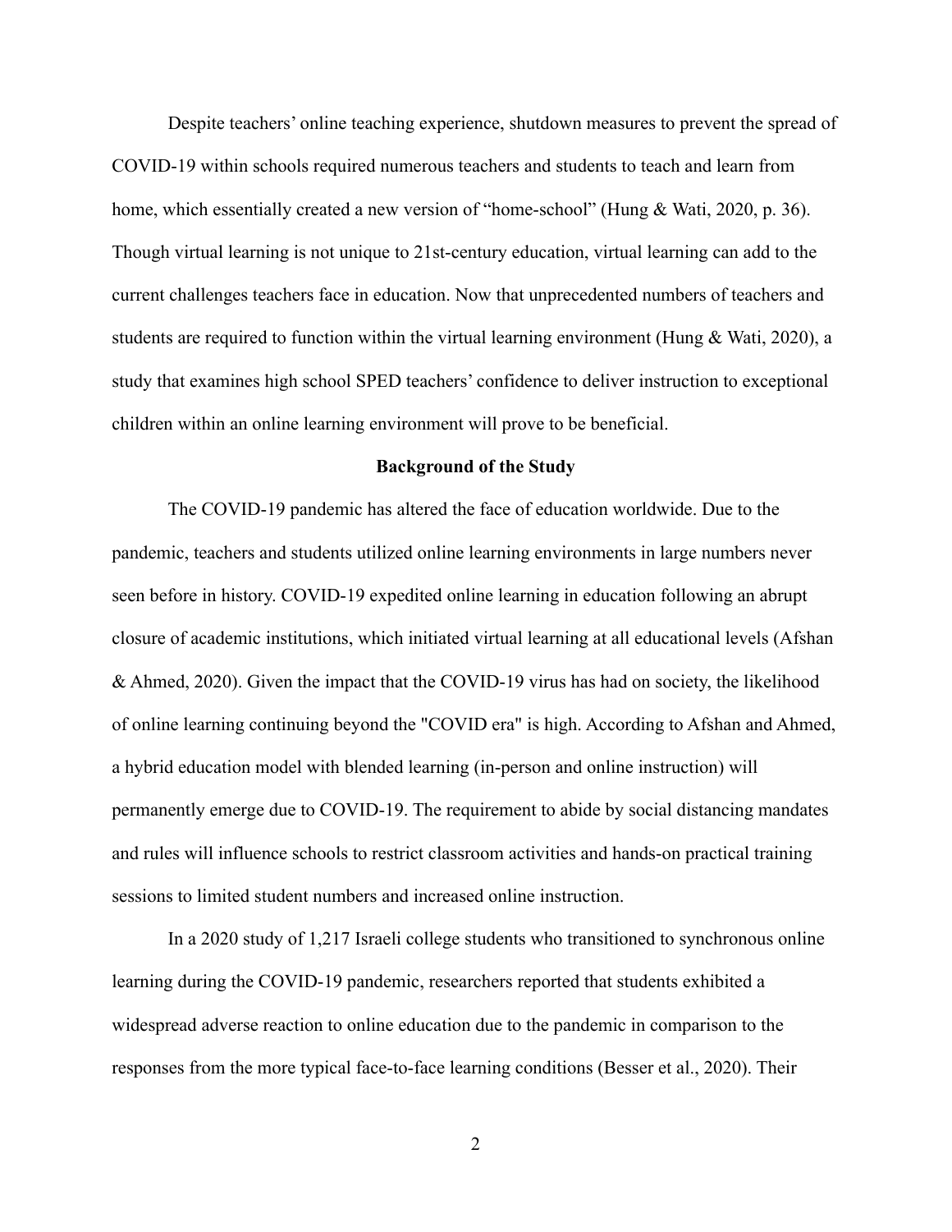Despite teachers' online teaching experience, shutdown measures to prevent the spread of COVID-19 within schools required numerous teachers and students to teach and learn from home, which essentially created a new version of "home-school" (Hung & Wati, 2020, p. 36). Though virtual learning is not unique to 21st-century education, virtual learning can add to the current challenges teachers face in education. Now that unprecedented numbers of teachers and students are required to function within the virtual learning environment (Hung & Wati, 2020), a study that examines high school SPED teachers' confidence to deliver instruction to exceptional children within an online learning environment will prove to be beneficial.

## Background of the Study

The COVID-19 pandemic has altered the face of education worldwide. Due to the pandemic, teachers and students utilized online learning environments in large numbers never seen before in history. COVID-19 expedited online learning in education following an abrupt closure of academic institutions, which initiated virtual learning at all educational levels (Afshan & Ahmed, 2020). Given the impact that the COVID-19 virus has had on society, the likelihood of online learning continuing beyond the "COVID era" is high. According to Afshan and Ahmed, a hybrid education model with blended learning (in-person and online instruction) will permanently emerge due to COVID-19. The requirement to abide by social distancing mandates and rules will influence schools to restrict classroom activities and hands-on practical training sessions to limited student numbers and increased online instruction.

In a 2020 study of 1,217 Israeli college students who transitioned to synchronous online learning during the COVID-19 pandemic, researchers reported that students exhibited a widespread adverse reaction to online education due to the pandemic in comparison to the responses from the more typical face-to-face learning conditions (Besser et al., 2020). Their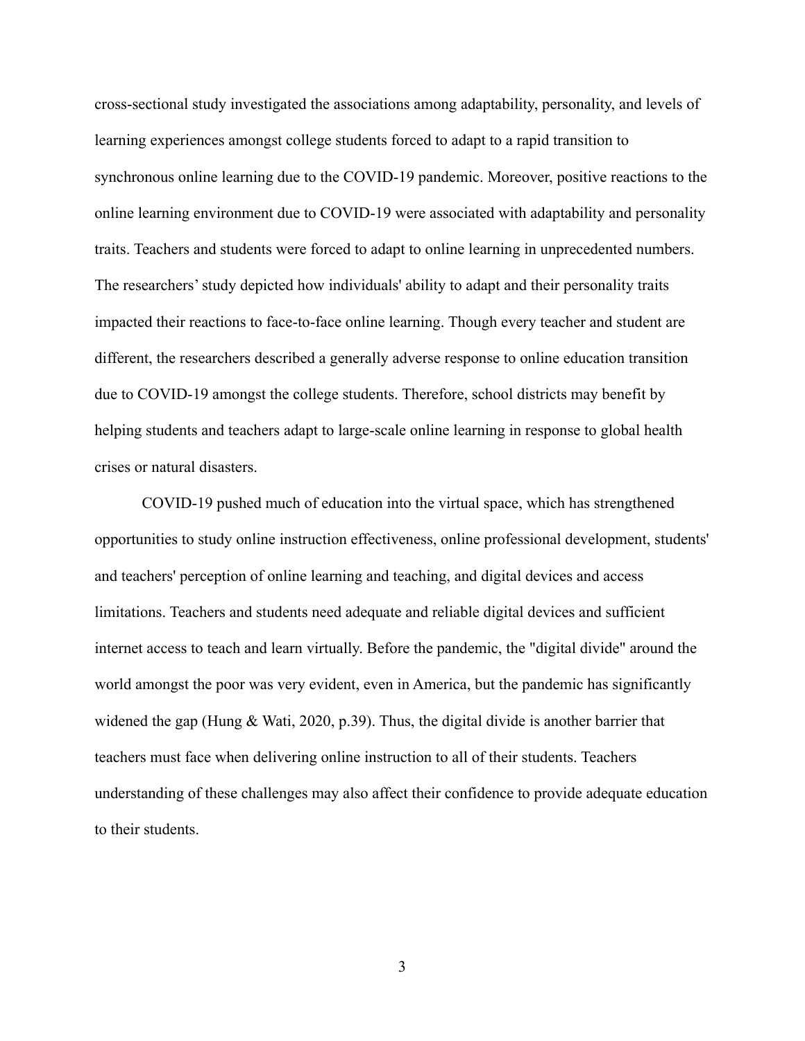cross-sectional study investigated the associations among adaptability, personality, and levels of learning experiences amongst college students forced to adapt to a rapid transition to synchronous online learning due to the COVID-19 pandemic. Moreover, positive reactions to the online learning environment due to COVID-19 were associated with adaptability and personality traits. Teachers and students were forced to adapt to online learning in unprecedented numbers. The researchers' study depicted how individuals' ability to adapt and their personality traits impacted their reactions to face-to-face online learning. Though every teacher and student are different, the researchers described a generally adverse response to online education transition due to COVID-19 amongst the college students. Therefore, school districts may benefit by helping students and teachers adapt to large-scale online learning in response to global health crises or natural disasters.

COVID-19 pushed much of education into the virtual space, which has strengthened opportunities to study online instruction effectiveness, online professional development, students' and teachers' perception of online learning and teaching, and digital devices and access limitations. Teachers and students need adequate and reliable digital devices and sufficient internet access to teach and learn virtually. Before the pandemic, the "digital divide" around the world amongst the poor was very evident, even in America, but the pandemic has significantly widened the gap (Hung & Wati, 2020, p.39). Thus, the digital divide is another barrier that teachers must face when delivering online instruction to all of their students. Teachers understanding of these challenges may also affect their confidence to provide adequate education to their students.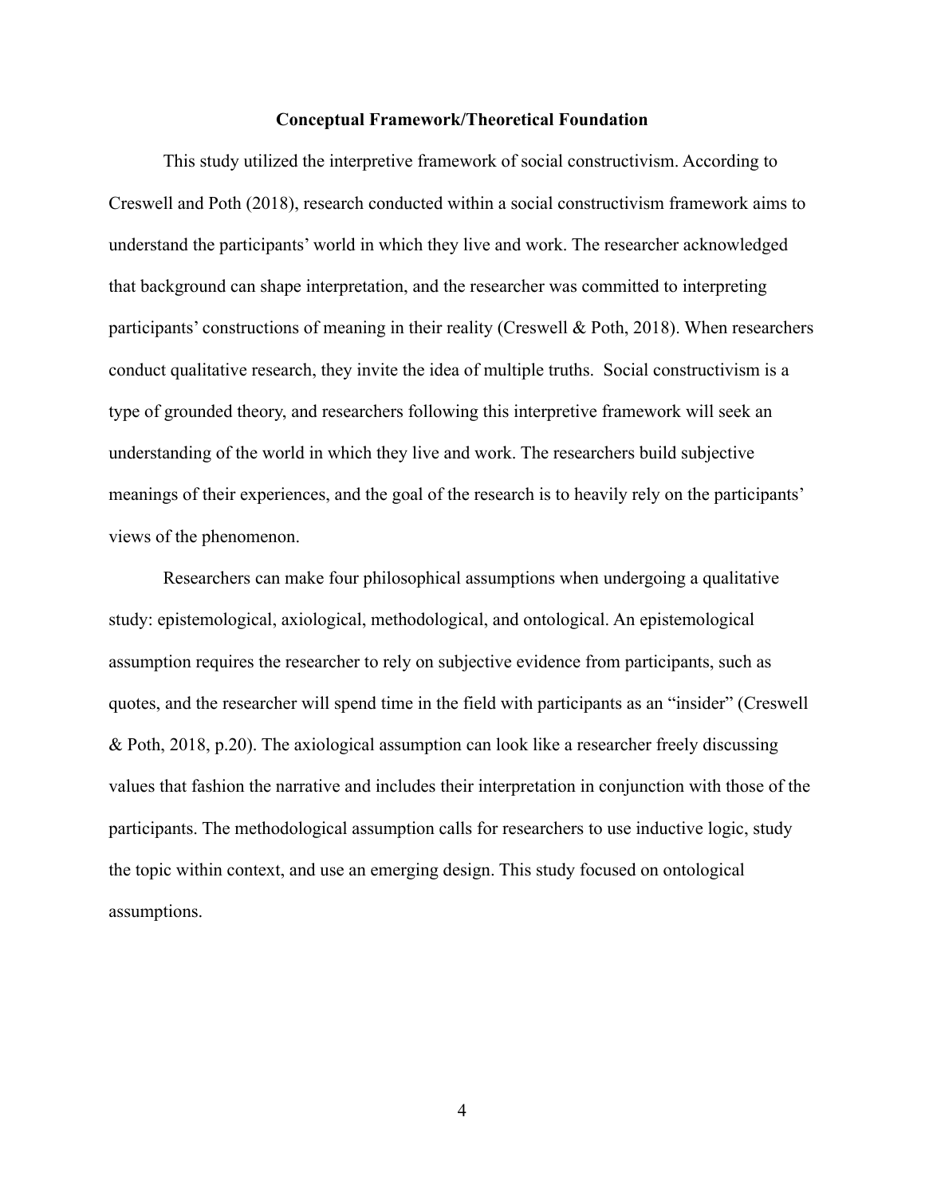## Conceptual Framework/Theoretical Foundation

This study utilized the interpretive framework of social constructivism. According to Creswell and Poth (2018), research conducted within a social constructivism framework aims to understand the participants' world in which they live and work. The researcher acknowledged that background can shape interpretation, and the researcher was committed to interpreting participants' constructions of meaning in their reality (Creswell & Poth, 2018). When researchers conduct qualitative research, they invite the idea of multiple truths. Social constructivism is a type of grounded theory, and researchers following this interpretive framework will seek an understanding of the world in which they live and work. The researchers build subjective meanings of their experiences, and the goal of the research is to heavily rely on the participants' views of the phenomenon.

Researchers can make four philosophical assumptions when undergoing a qualitative study: epistemological, axiological, methodological, and ontological. An epistemological assumption requires the researcher to rely on subjective evidence from participants, such as quotes, and the researcher will spend time in the field with participants as an "insider" (Creswell & Poth, 2018, p.20). The axiological assumption can look like a researcher freely discussing values that fashion the narrative and includes their interpretation in conjunction with those of the participants. The methodological assumption calls for researchers to use inductive logic, study the topic within context, and use an emerging design. This study focused on ontological assumptions.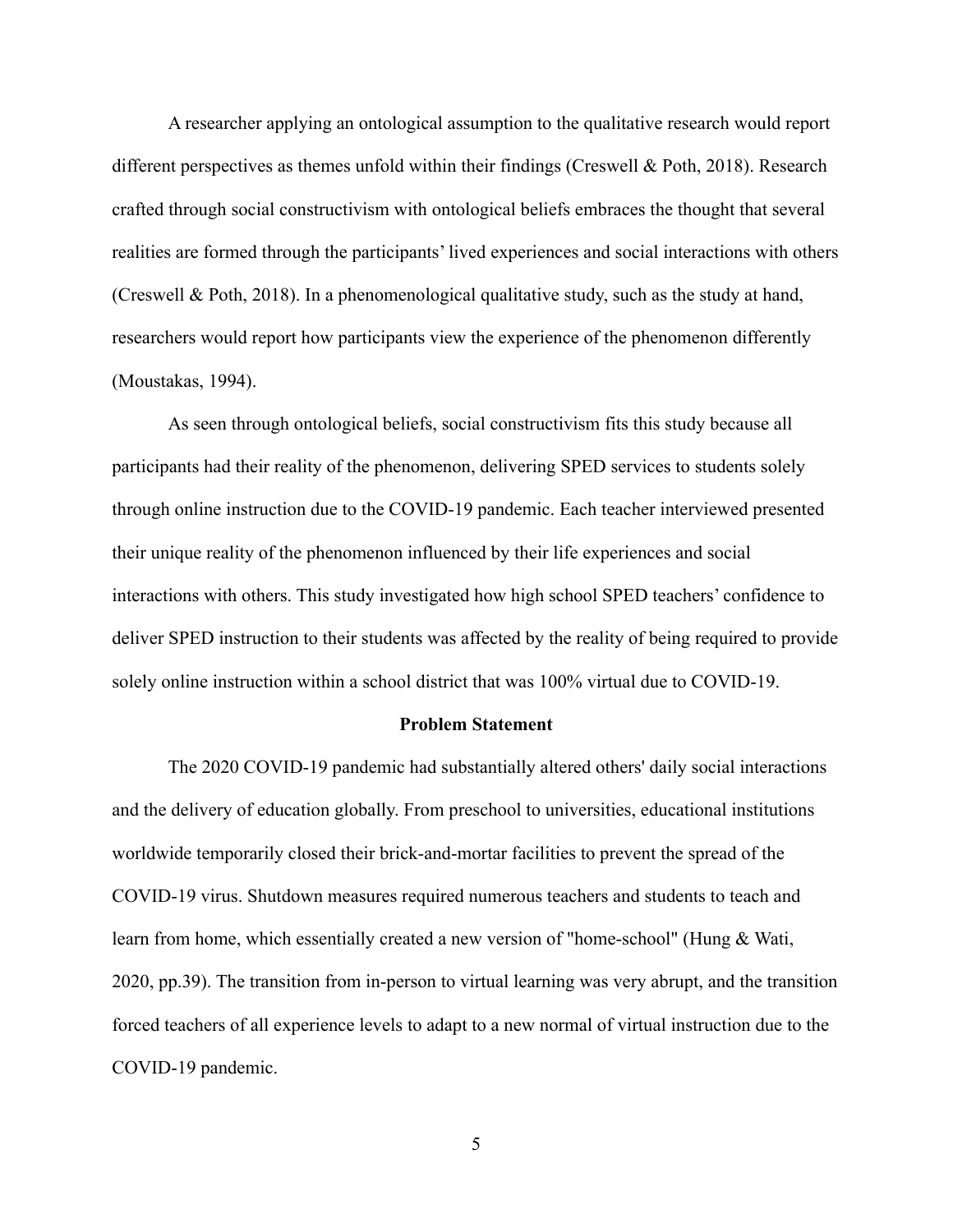A researcher applying an ontological assumption to the qualitative research would report different perspectives as themes unfold within their findings (Creswell & Poth, 2018). Research crafted through social constructivism with ontological beliefs embraces the thought that several realities are formed through the participants' lived experiences and social interactions with others (Creswell & Poth, 2018). In a phenomenological qualitative study, such as the study at hand, researchers would report how participants view the experience of the phenomenon differently (Moustakas, 1994).

As seen through ontological beliefs, social constructivism fits this study because all participants had their reality of the phenomenon, delivering SPED services to students solely through online instruction due to the COVID-19 pandemic. Each teacher interviewed presented their unique reality of the phenomenon influenced by their life experiences and social interactions with others. This study investigated how high school SPED teachers' confidence to deliver SPED instruction to their students was affected by the reality of being required to provide solely online instruction within a school district that was 100% virtual due to COVID-19.

## Problem Statement

The 2020 COVID-19 pandemic had substantially altered others' daily social interactions and the delivery of education globally. From preschool to universities, educational institutions worldwide temporarily closed their brick-and-mortar facilities to prevent the spread of the COVID-19 virus. Shutdown measures required numerous teachers and students to teach and learn from home, which essentially created a new version of "home-school" (Hung & Wati, 2020, pp.39). The transition from in-person to virtual learning was very abrupt, and the transition forced teachers of all experience levels to adapt to a new normal of virtual instruction due to the COVID-19 pandemic.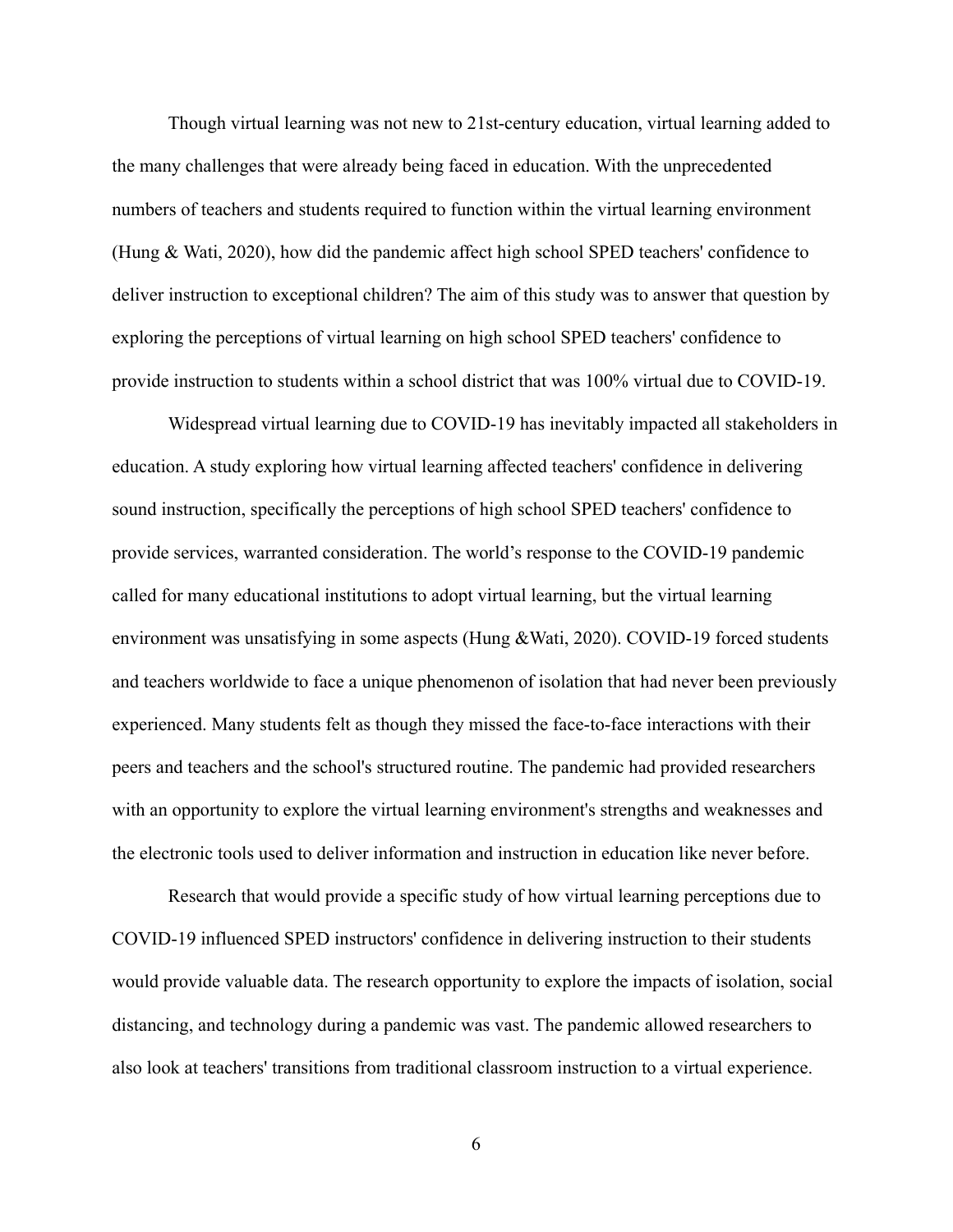Though virtual learning was not new to 21st-century education, virtual learning added to the many challenges that were already being faced in education. With the unprecedented numbers of teachers and students required to function within the virtual learning environment (Hung & Wati, 2020), how did the pandemic affect high school SPED teachers' confidence to deliver instruction to exceptional children? The aim of this study was to answer that question by exploring the perceptions of virtual learning on high school SPED teachers' confidence to provide instruction to students within a school district that was 100% virtual due to COVID-19.

Widespread virtual learning due to COVID-19 has inevitably impacted all stakeholders in education. A study exploring how virtual learning affected teachers' confidence in delivering sound instruction, specifically the perceptions of high school SPED teachers' confidence to provide services, warranted consideration. The world's response to the COVID-19 pandemic called for many educational institutions to adopt virtual learning, but the virtual learning environment was unsatisfying in some aspects (Hung &Wati, 2020). COVID-19 forced students and teachers worldwide to face a unique phenomenon of isolation that had never been previously experienced. Many students felt as though they missed the face-to-face interactions with their peers and teachers and the school's structured routine. The pandemic had provided researchers with an opportunity to explore the virtual learning environment's strengths and weaknesses and the electronic tools used to deliver information and instruction in education like never before.

Research that would provide a specific study of how virtual learning perceptions due to COVID-19 influenced SPED instructors' confidence in delivering instruction to their students would provide valuable data. The research opportunity to explore the impacts of isolation, social distancing, and technology during a pandemic was vast. The pandemic allowed researchers to also look at teachers' transitions from traditional classroom instruction to a virtual experience.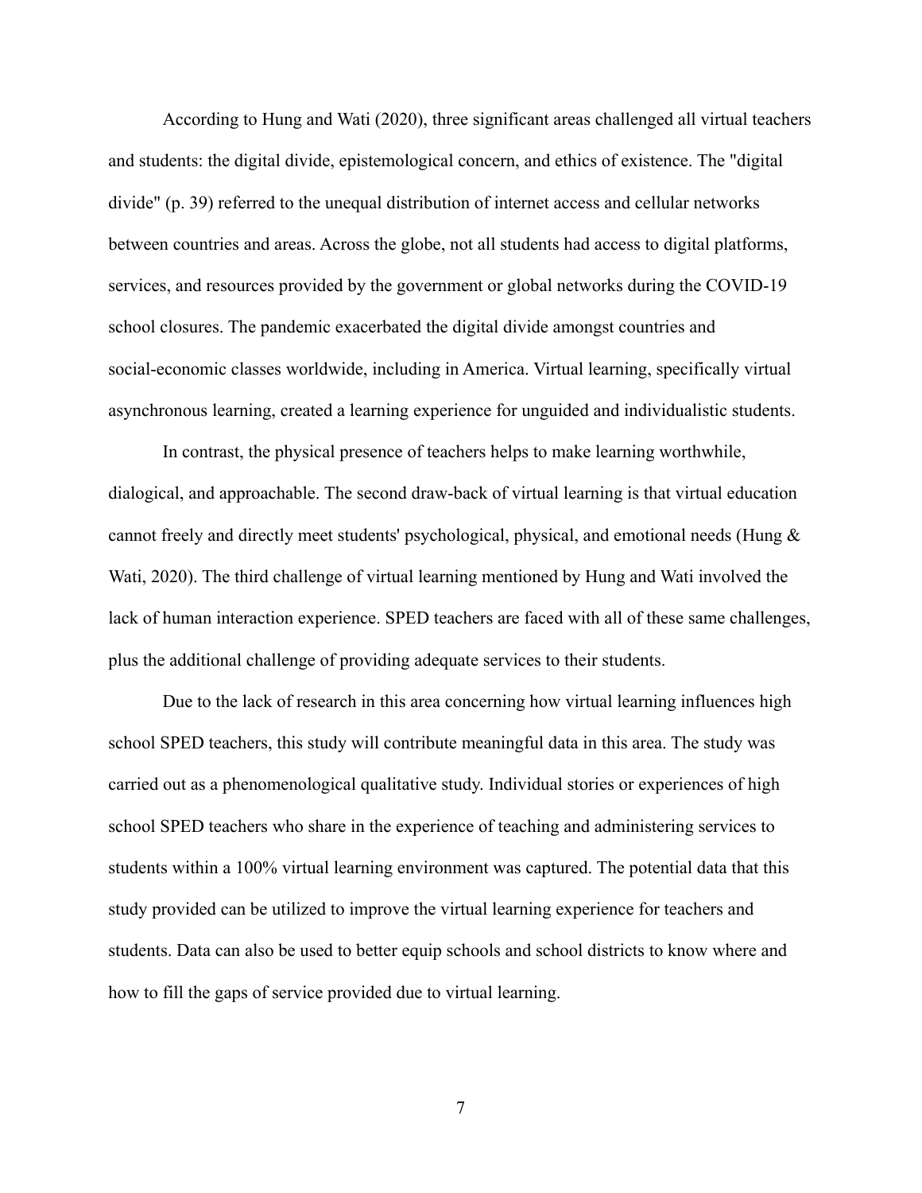According to Hung and Wati (2020), three significant areas challenged all virtual teachers and students: the digital divide, epistemological concern, and ethics of existence. The "digital divide" (p. 39) referred to the unequal distribution of internet access and cellular networks between countries and areas. Across the globe, not all students had access to digital platforms, services, and resources provided by the government or global networks during the COVID-19 school closures. The pandemic exacerbated the digital divide amongst countries and social-economic classes worldwide, including in America. Virtual learning, specifically virtual asynchronous learning, created a learning experience for unguided and individualistic students.

In contrast, the physical presence of teachers helps to make learning worthwhile, dialogical, and approachable. The second draw-back of virtual learning is that virtual education cannot freely and directly meet students' psychological, physical, and emotional needs (Hung & Wati, 2020). The third challenge of virtual learning mentioned by Hung and Wati involved the lack of human interaction experience. SPED teachers are faced with all of these same challenges, plus the additional challenge of providing adequate services to their students.

Due to the lack of research in this area concerning how virtual learning influences high school SPED teachers, this study will contribute meaningful data in this area. The study was carried out as a phenomenological qualitative study. Individual stories or experiences of high school SPED teachers who share in the experience of teaching and administering services to students within a 100% virtual learning environment was captured. The potential data that this study provided can be utilized to improve the virtual learning experience for teachers and students. Data can also be used to better equip schools and school districts to know where and how to fill the gaps of service provided due to virtual learning.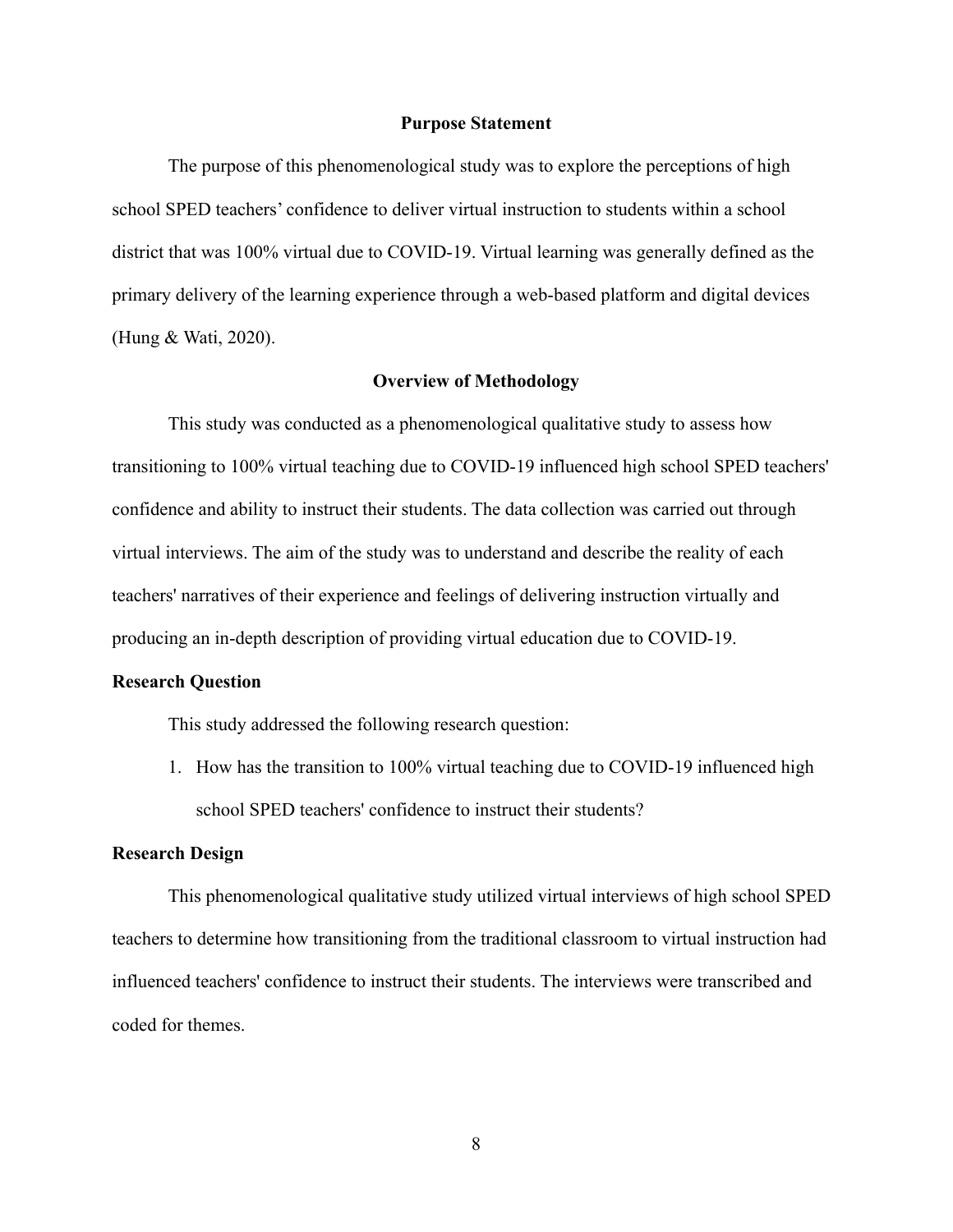## Purpose Statement

The purpose of this phenomenological study was to explore the perceptions of high school SPED teachers' confidence to deliver virtual instruction to students within a school district that was 100% virtual due to COVID-19. Virtual learning was generally defined as the primary delivery of the learning experience through a web-based platform and digital devices (Hung & Wati, 2020).

## Overview of Methodology

This study was conducted as a phenomenological qualitative study to assess how transitioning to 100% virtual teaching due to COVID-19 influenced high school SPED teachers' confidence and ability to instruct their students. The data collection was carried out through virtual interviews. The aim of the study was to understand and describe the reality of each teachers' narratives of their experience and feelings of delivering instruction virtually and producing an in-depth description of providing virtual education due to COVID-19.

### Research Question

This study addressed the following research question:

1. How has the transition to 100% virtual teaching due to COVID-19 influenced high school SPED teachers' confidence to instruct their students?

### Research Design

This phenomenological qualitative study utilized virtual interviews of high school SPED teachers to determine how transitioning from the traditional classroom to virtual instruction had influenced teachers' confidence to instruct their students. The interviews were transcribed and coded for themes.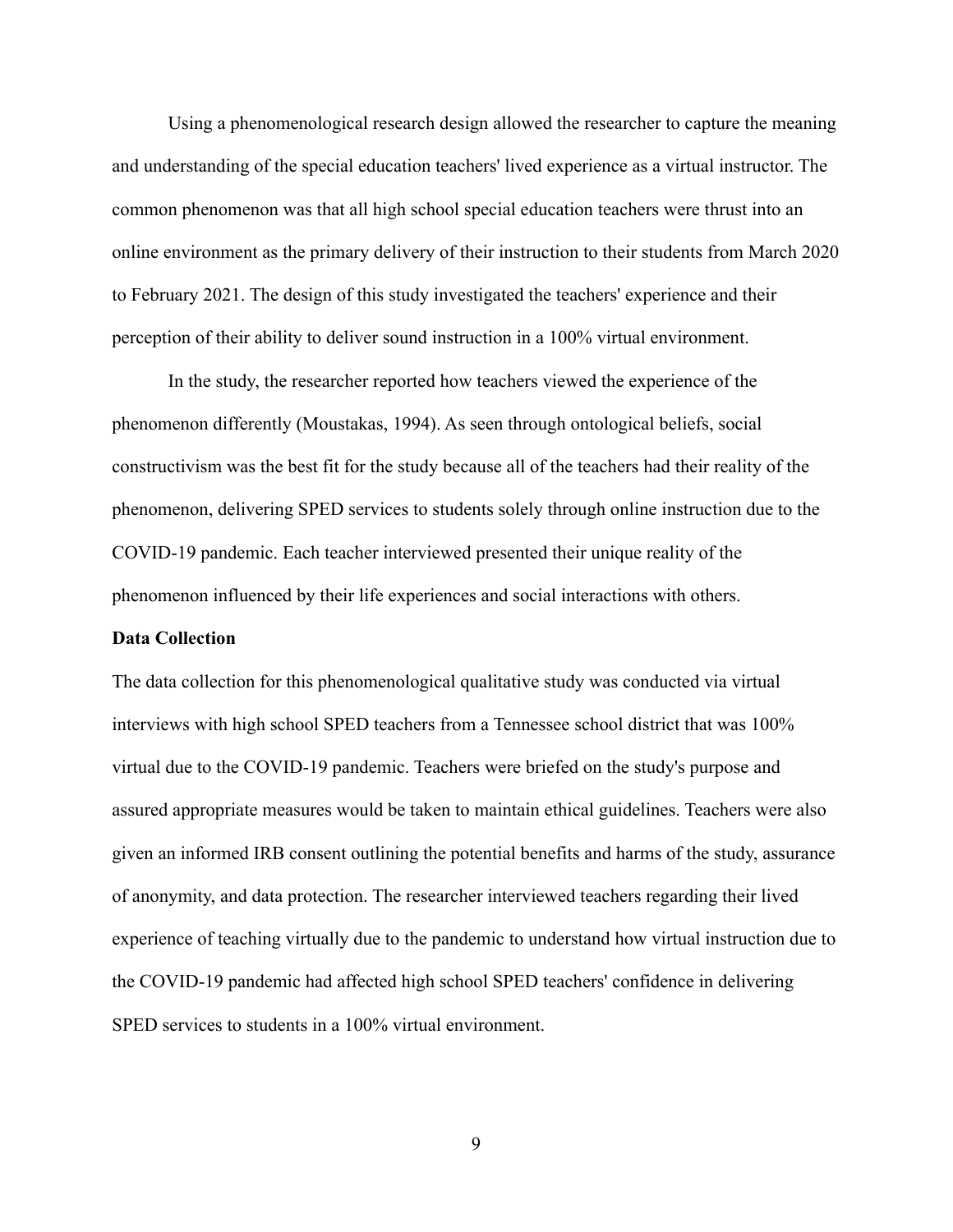Using a phenomenological research design allowed the researcher to capture the meaning and understanding of the special education teachers' lived experience as a virtual instructor. The common phenomenon was that all high school special education teachers were thrust into an online environment as the primary delivery of their instruction to their students from March 2020 to February 2021. The design of this study investigated the teachers' experience and their perception of their ability to deliver sound instruction in a 100% virtual environment.

In the study, the researcher reported how teachers viewed the experience of the phenomenon differently (Moustakas, 1994). As seen through ontological beliefs, social constructivism was the best fit for the study because all of the teachers had their reality of the phenomenon, delivering SPED services to students solely through online instruction due to the COVID-19 pandemic. Each teacher interviewed presented their unique reality of the phenomenon influenced by their life experiences and social interactions with others.

**Data Collection**

The data collection for this phenomenological qualitative study was conducted via virtual interviews with high school SPED teachers from a Tennessee school district that was 100% virtual due to the COVID-19 pandemic. Teachers were briefed on the study's purpose and assured appropriate measures would be taken to maintain ethical guidelines. Teachers were also given an informed IRB consent outlining the potential benefits and harms of the study, assurance of anonymity, and data protection. The researcher interviewed teachers regarding their lived experience of teaching virtually due to the pandemic to understand how virtual instruction due to the COVID-19 pandemic had affected high school SPED teachers' confidence in delivering SPED services to students in a 100% virtual environment.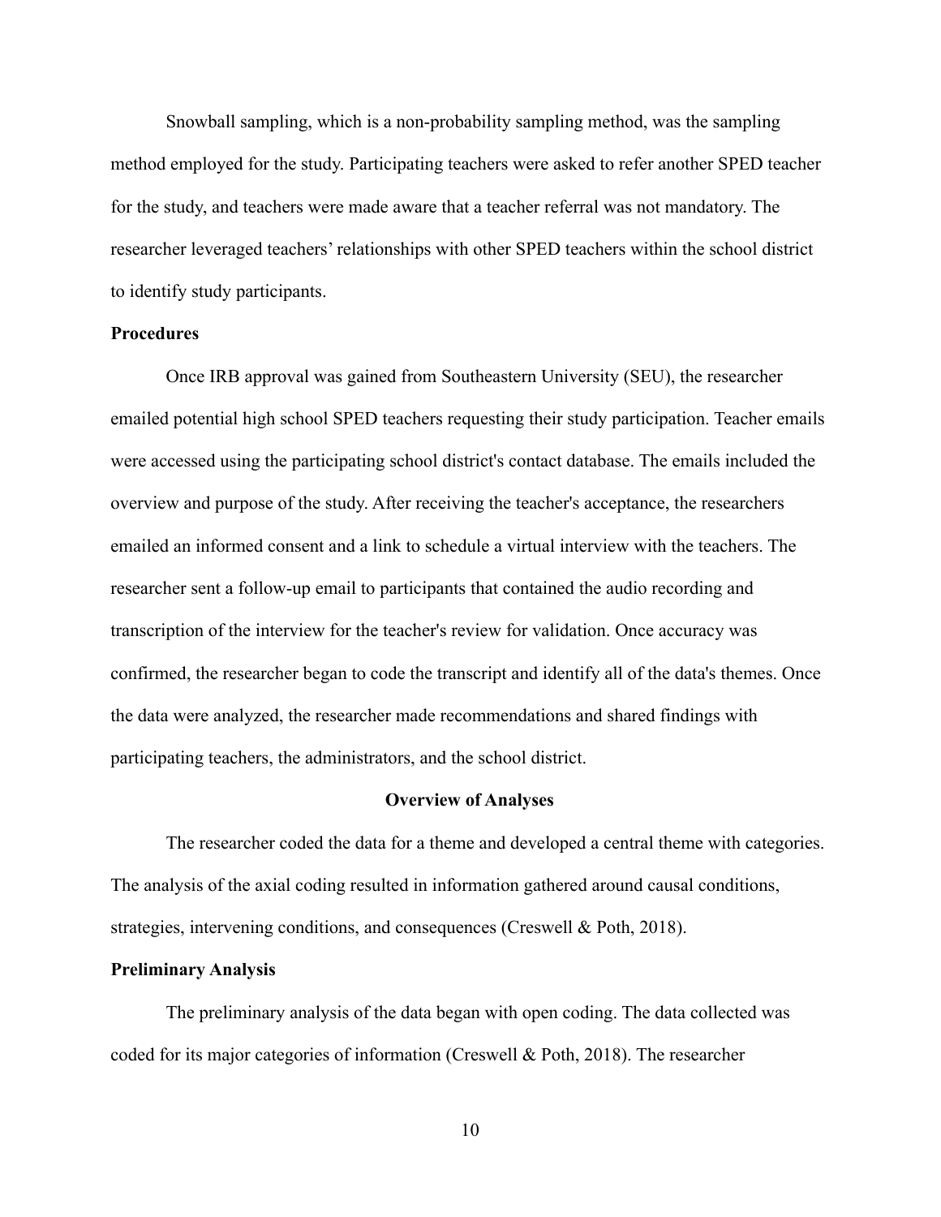Snowball sampling, which is a non-probability sampling method, was the sampling method employed for the study. Participating teachers were asked to refer another SPED teacher for the study, and teachers were made aware that a teacher referral was not mandatory. The researcher leveraged teachers' relationships with other SPED teachers within the school district to identify study participants.

### Procedures

Once IRB approval was gained from Southeastern University (SEU), the researcher emailed potential high school SPED teachers requesting their study participation. Teacher emails were accessed using the participating school district's contact database. The emails included the overview and purpose of the study. After receiving the teacher's acceptance, the researchers emailed an informed consent and a link to schedule a virtual interview with the teachers. The researcher sent a follow-up email to participants that contained the audio recording and transcription of the interview for the teacher's review for validation. Once accuracy was confirmed, the researcher began to code the transcript and identify all of the data's themes. Once the data were analyzed, the researcher made recommendations and shared findings with participating teachers, the administrators, and the school district.

## Overview of Analyses

The researcher coded the data for a theme and developed a central theme with categories. The analysis of the axial coding resulted in information gathered around causal conditions, strategies, intervening conditions, and consequences (Creswell & Poth, 2018).

### Preliminary Analysis

The preliminary analysis of the data began with open coding. The data collected was coded for its major categories of information (Creswell & Poth, 2018). The researcher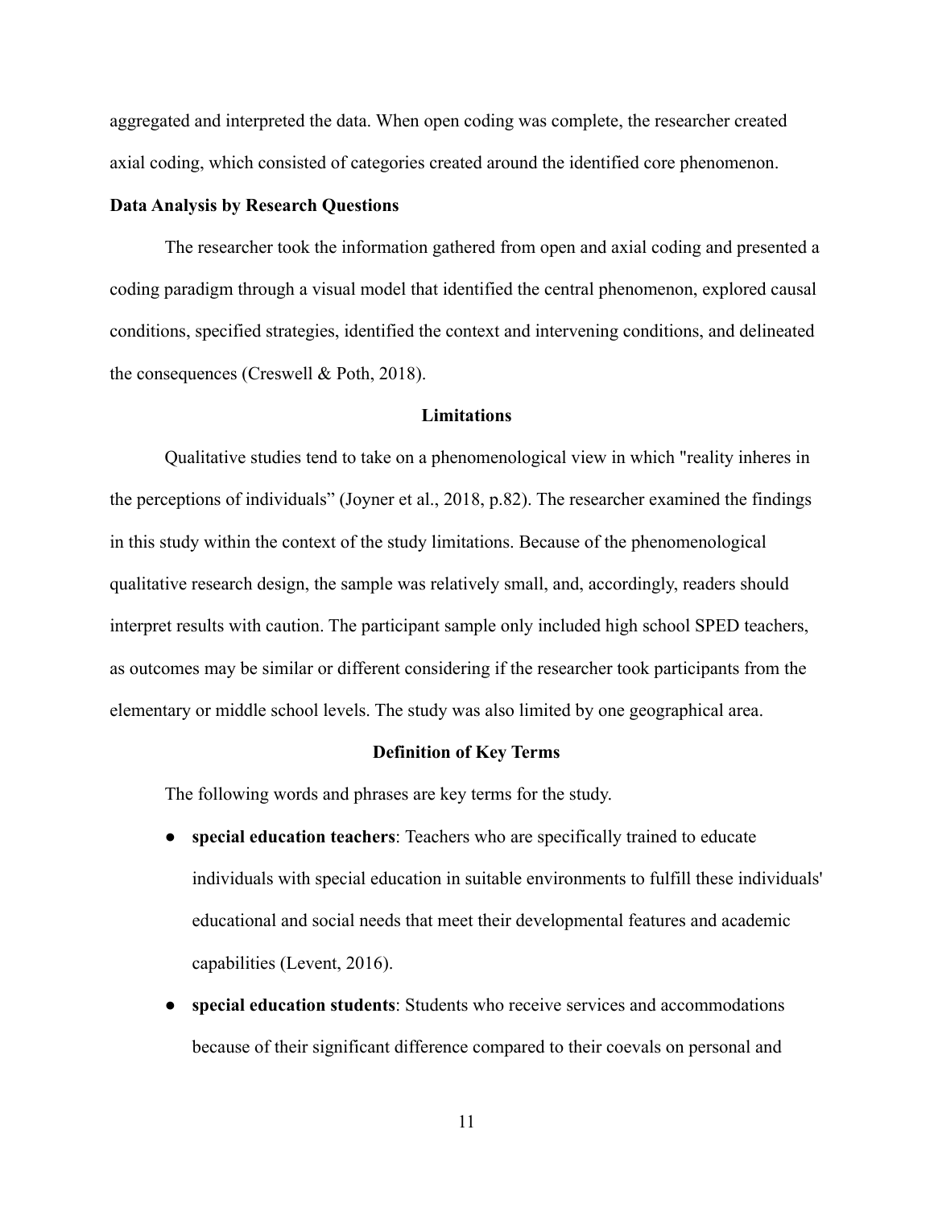aggregated and interpreted the data. When open coding was complete, the researcher created axial coding, which consisted of categories created around the identified core phenomenon.

**Data Analysis by Research Questions**

The researcher took the information gathered from open and axial coding and presented a coding paradigm through a visual model that identified the central phenomenon, explored causal conditions, specified strategies, identified the context and intervening conditions, and delineated the consequences (Creswell & Poth, 2018).

## Limitations

Qualitative studies tend to take on a phenomenological view in which "reality inheres in the perceptions of individuals" (Joyner et al., 2018, p.82). The researcher examined the findings in this study within the context of the study limitations. Because of the phenomenological qualitative research design, the sample was relatively small, and, accordingly, readers should interpret results with caution. The participant sample only included high school SPED teachers, as outcomes may be similar or different considering if the researcher took participants from the elementary or middle school levels. The study was also limited by one geographical area.

## Definition of Key Terms

The following words and phrases are key terms for the study.

- **special education teachers**: Teachers who are specifically trained to educate individuals with special education in suitable environments to fulfill these individuals' educational and social needs that meet their developmental features and academic capabilities (Levent, 2016).
- **special education students**: Students who receive services and accommodations because of their significant difference compared to their coevals on personal and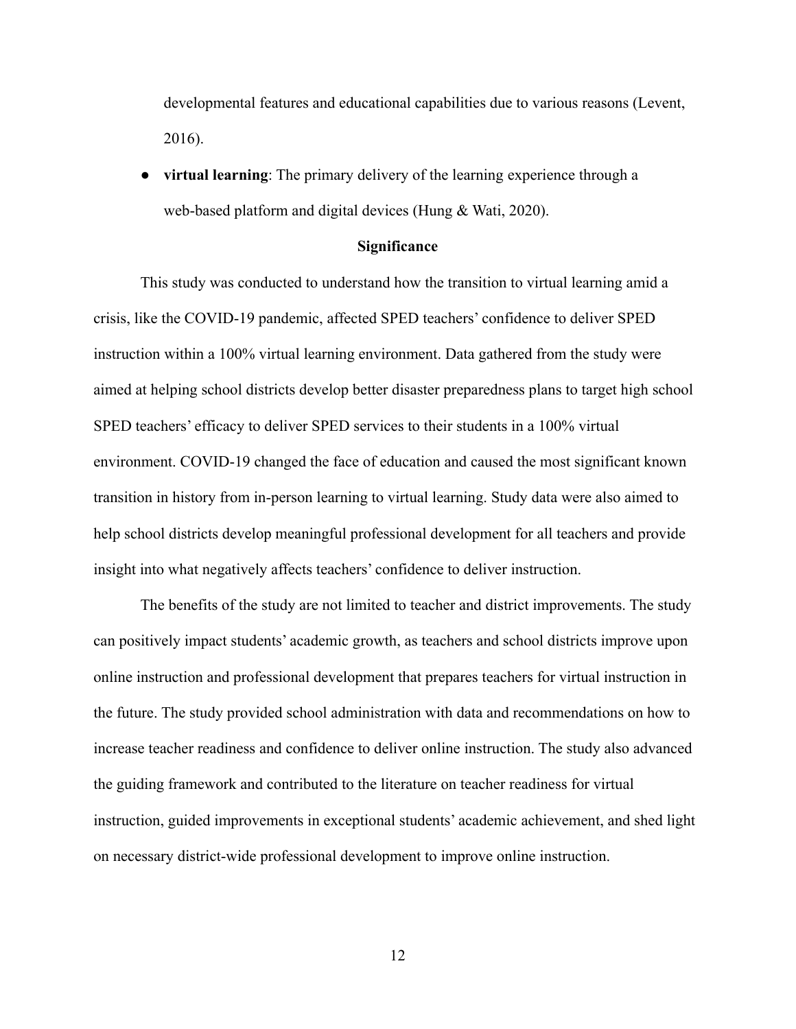developmental features and educational capabilities due to various reasons (Levent, 2016).

- **virtual learning**: The primary delivery of the learning experience through a web-based platform and digital devices (Hung & Wati, 2020).

## Significance

This study was conducted to understand how the transition to virtual learning amid a crisis, like the COVID-19 pandemic, affected SPED teachers' confidence to deliver SPED instruction within a 100% virtual learning environment. Data gathered from the study were aimed at helping school districts develop better disaster preparedness plans to target high school SPED teachers' efficacy to deliver SPED services to their students in a 100% virtual environment. COVID-19 changed the face of education and caused the most significant known transition in history from in-person learning to virtual learning. Study data were also aimed to help school districts develop meaningful professional development for all teachers and provide insight into what negatively affects teachers' confidence to deliver instruction.

The benefits of the study are not limited to teacher and district improvements. The study can positively impact students' academic growth, as teachers and school districts improve upon online instruction and professional development that prepares teachers for virtual instruction in the future. The study provided school administration with data and recommendations on how to increase teacher readiness and confidence to deliver online instruction. The study also advanced the guiding framework and contributed to the literature on teacher readiness for virtual instruction, guided improvements in exceptional students' academic achievement, and shed light on necessary district-wide professional development to improve online instruction.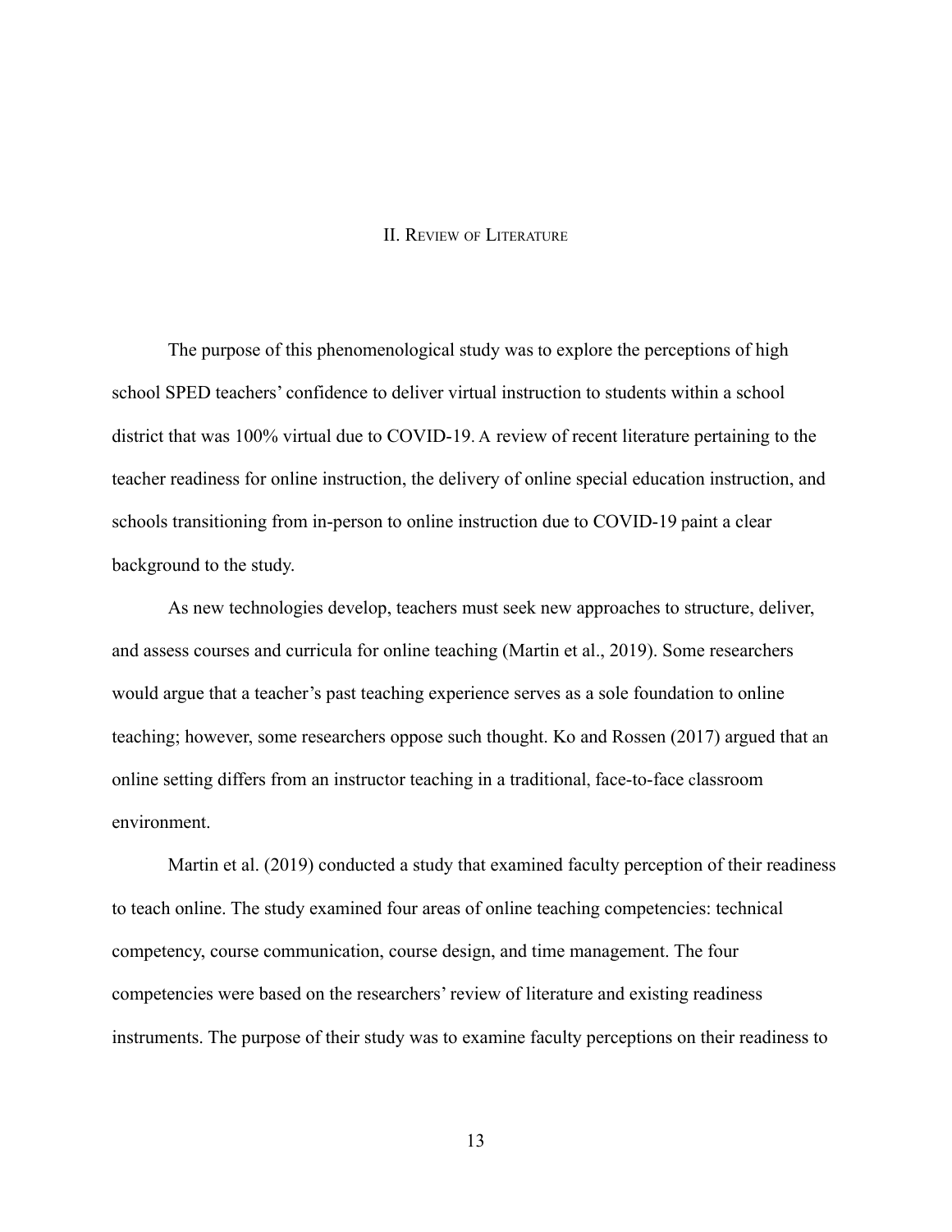# II. Review of Literature

The purpose of this phenomenological study was to explore the perceptions of high school SPED teachers' confidence to deliver virtual instruction to students within a school district that was 100% virtual due to COVID-19. A review of recent literature pertaining to the teacher readiness for online instruction, the delivery of online special education instruction, and schools transitioning from in-person to online instruction due to COVID-19 paint a clear background to the study.

As new technologies develop, teachers must seek new approaches to structure, deliver, and assess courses and curricula for online teaching (Martin et al., 2019). Some researchers would argue that a teacher's past teaching experience serves as a sole foundation to online teaching; however, some researchers oppose such thought. Ko and Rossen (2017) argued that an online setting differs from an instructor teaching in a traditional, face-to-face classroom environment.

Martin et al. (2019) conducted a study that examined faculty perception of their readiness to teach online. The study examined four areas of online teaching competencies: technical competency, course communication, course design, and time management. The four competencies were based on the researchers' review of literature and existing readiness instruments. The purpose of their study was to examine faculty perceptions on their readiness to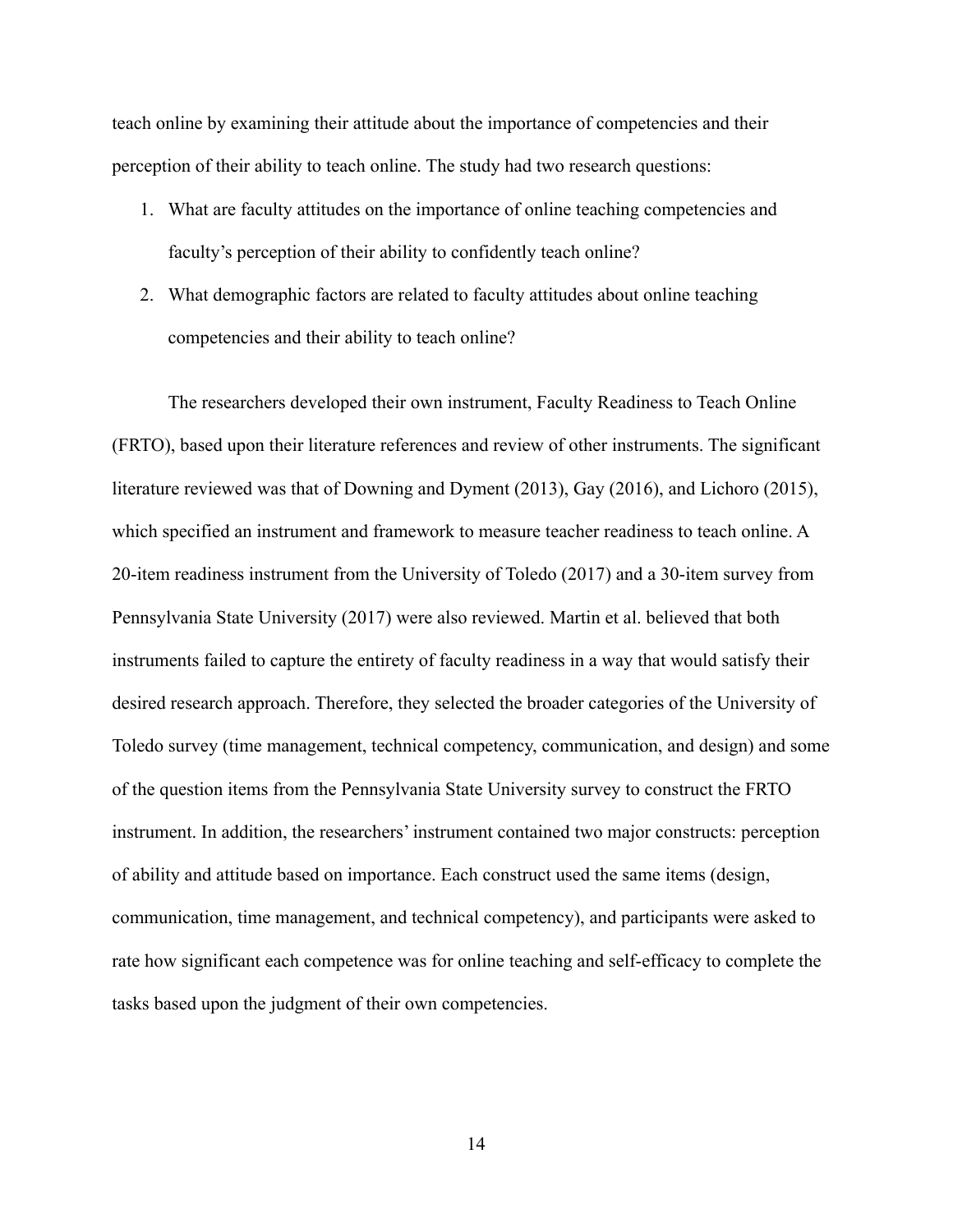teach online by examining their attitude about the importance of competencies and their perception of their ability to teach online. The study had two research questions:

1. What are faculty attitudes on the importance of online teaching competencies and faculty's perception of their ability to confidently teach online?
2. What demographic factors are related to faculty attitudes about online teaching competencies and their ability to teach online?

The researchers developed their own instrument, Faculty Readiness to Teach Online (FRTO), based upon their literature references and review of other instruments. The significant literature reviewed was that of Downing and Dyment (2013), Gay (2016), and Lichoro (2015), which specified an instrument and framework to measure teacher readiness to teach online. A 20-item readiness instrument from the University of Toledo (2017) and a 30-item survey from Pennsylvania State University (2017) were also reviewed. Martin et al. believed that both instruments failed to capture the entirety of faculty readiness in a way that would satisfy their desired research approach. Therefore, they selected the broader categories of the University of Toledo survey (time management, technical competency, communication, and design) and some of the question items from the Pennsylvania State University survey to construct the FRTO instrument. In addition, the researchers' instrument contained two major constructs: perception of ability and attitude based on importance. Each construct used the same items (design, communication, time management, and technical competency), and participants were asked to rate how significant each competence was for online teaching and self-efficacy to complete the tasks based upon the judgment of their own competencies.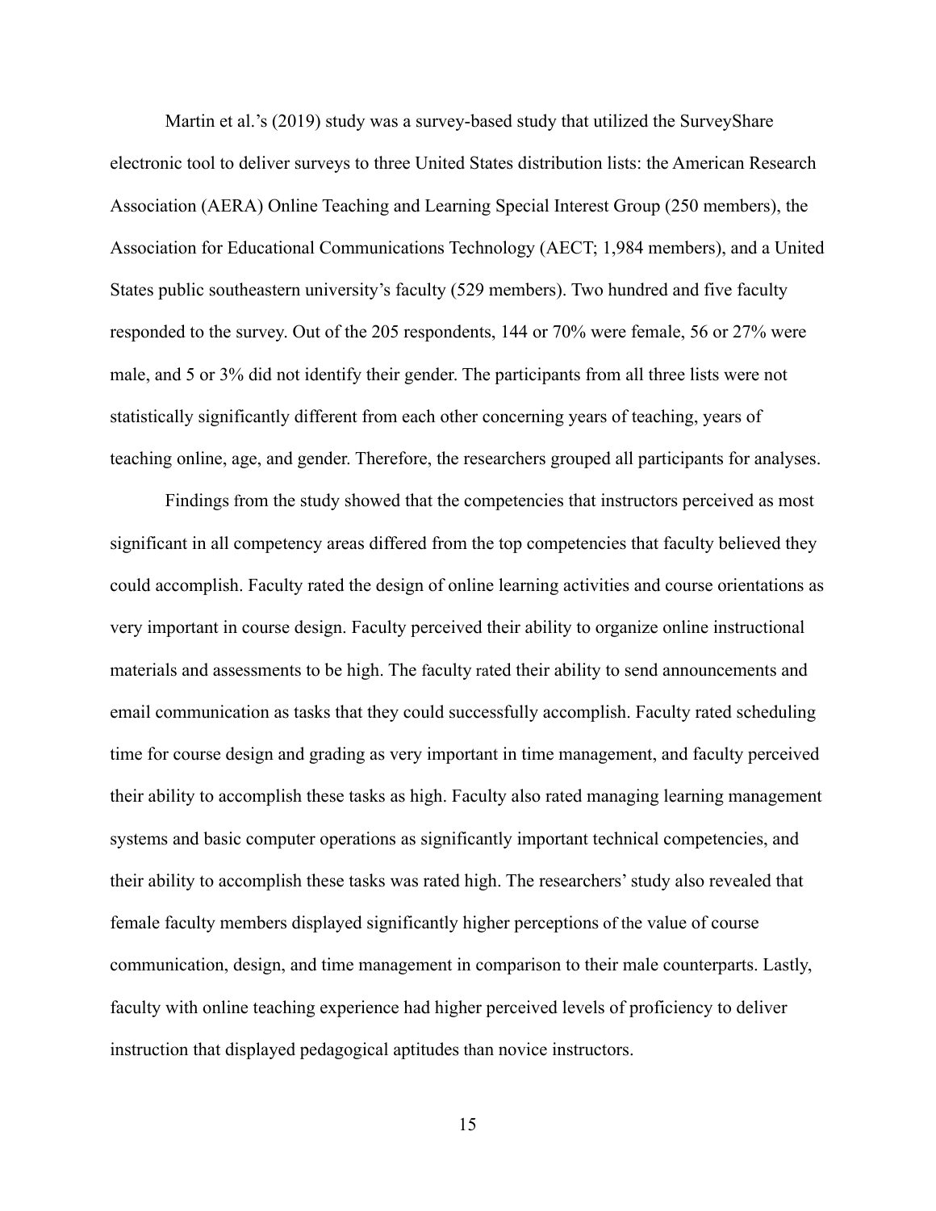Martin et al.'s (2019) study was a survey-based study that utilized the SurveyShare electronic tool to deliver surveys to three United States distribution lists: the American Research Association (AERA) Online Teaching and Learning Special Interest Group (250 members), the Association for Educational Communications Technology (AECT; 1,984 members), and a United States public southeastern university's faculty (529 members). Two hundred and five faculty responded to the survey. Out of the 205 respondents, 144 or 70% were female, 56 or 27% were male, and 5 or 3% did not identify their gender. The participants from all three lists were not statistically significantly different from each other concerning years of teaching, years of teaching online, age, and gender. Therefore, the researchers grouped all participants for analyses.

Findings from the study showed that the competencies that instructors perceived as most significant in all competency areas differed from the top competencies that faculty believed they could accomplish. Faculty rated the design of online learning activities and course orientations as very important in course design. Faculty perceived their ability to organize online instructional materials and assessments to be high. The faculty rated their ability to send announcements and email communication as tasks that they could successfully accomplish. Faculty rated scheduling time for course design and grading as very important in time management, and faculty perceived their ability to accomplish these tasks as high. Faculty also rated managing learning management systems and basic computer operations as significantly important technical competencies, and their ability to accomplish these tasks was rated high. The researchers' study also revealed that female faculty members displayed significantly higher perceptions of the value of course communication, design, and time management in comparison to their male counterparts. Lastly, faculty with online teaching experience had higher perceived levels of proficiency to deliver instruction that displayed pedagogical aptitudes than novice instructors.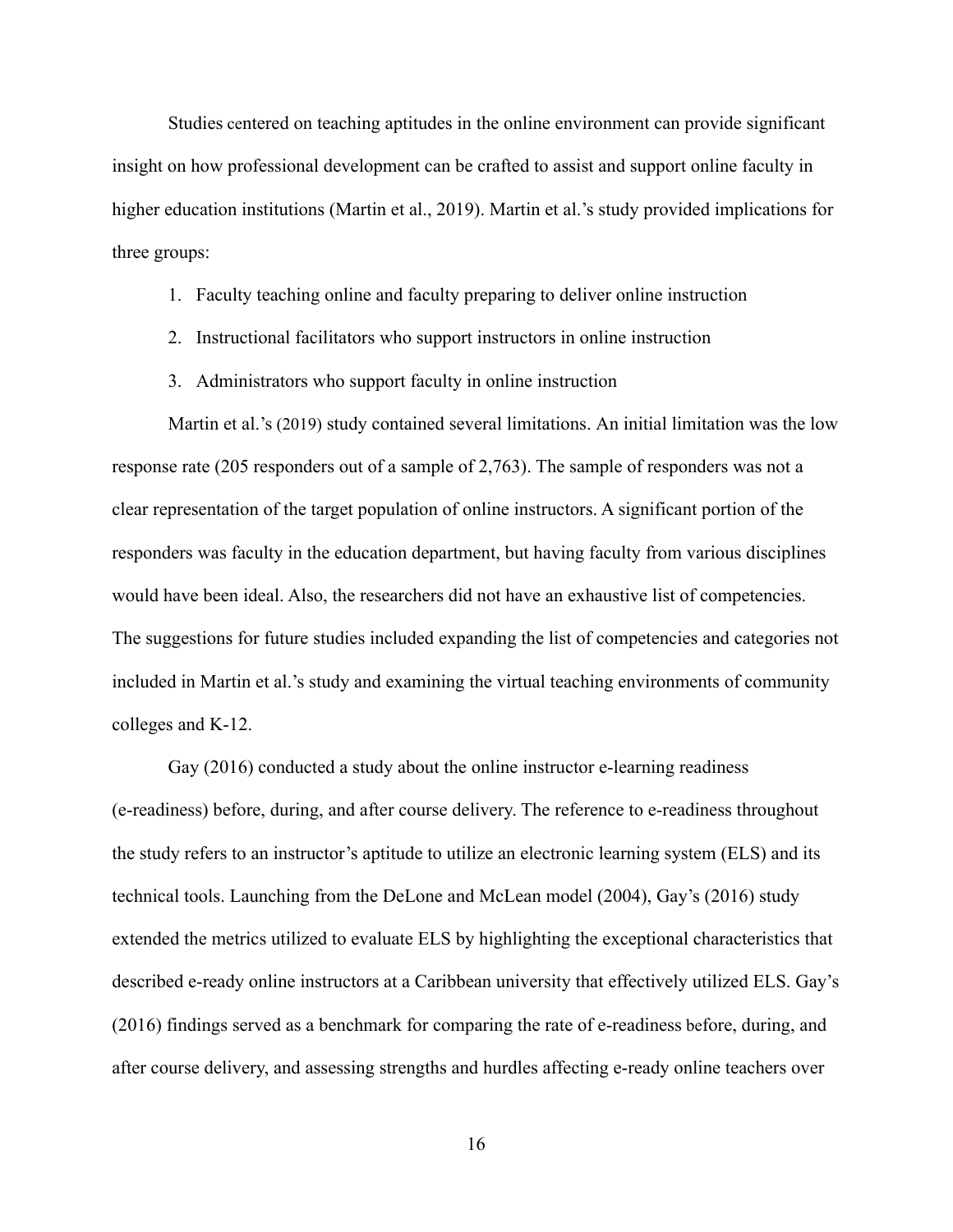Studies centered on teaching aptitudes in the online environment can provide significant insight on how professional development can be crafted to assist and support online faculty in higher education institutions (Martin et al., 2019). Martin et al.'s study provided implications for three groups:

1. Faculty teaching online and faculty preparing to deliver online instruction
2. Instructional facilitators who support instructors in online instruction
3. Administrators who support faculty in online instruction

Martin et al.'s (2019) study contained several limitations. An initial limitation was the low response rate (205 responders out of a sample of 2,763). The sample of responders was not a clear representation of the target population of online instructors. A significant portion of the responders was faculty in the education department, but having faculty from various disciplines would have been ideal. Also, the researchers did not have an exhaustive list of competencies. The suggestions for future studies included expanding the list of competencies and categories not included in Martin et al.'s study and examining the virtual teaching environments of community colleges and K-12.

Gay (2016) conducted a study about the online instructor e-learning readiness (e-readiness) before, during, and after course delivery. The reference to e-readiness throughout the study refers to an instructor's aptitude to utilize an electronic learning system (ELS) and its technical tools. Launching from the DeLone and McLean model (2004), Gay's (2016) study extended the metrics utilized to evaluate ELS by highlighting the exceptional characteristics that described e-ready online instructors at a Caribbean university that effectively utilized ELS. Gay's (2016) findings served as a benchmark for comparing the rate of e-readiness before, during, and after course delivery, and assessing strengths and hurdles affecting e-ready online teachers over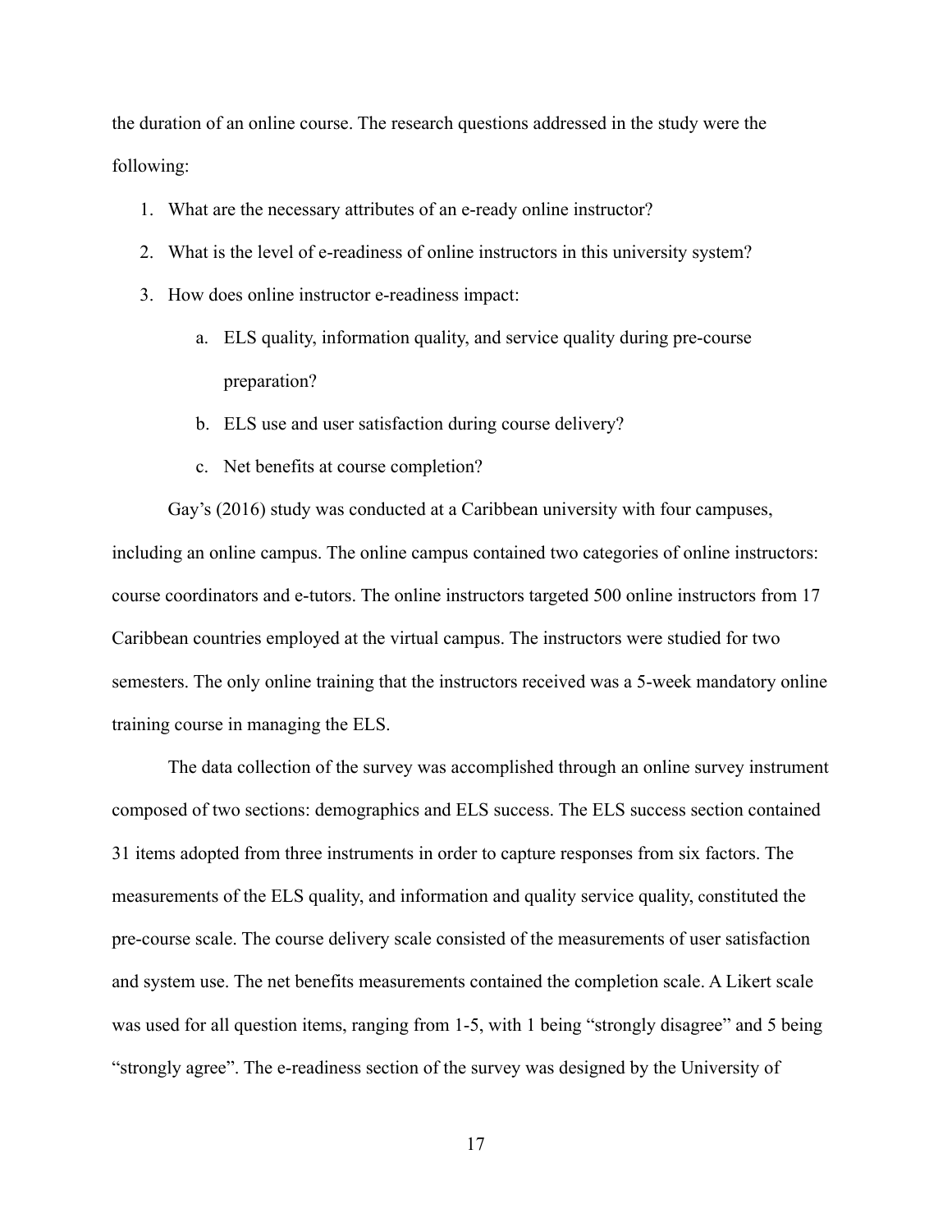the duration of an online course. The research questions addressed in the study were the following:

1. What are the necessary attributes of an e-ready online instructor?
2. What is the level of e-readiness of online instructors in this university system?
3. How does online instructor e-readiness impact:
    a. ELS quality, information quality, and service quality during pre-course preparation?
    b. ELS use and user satisfaction during course delivery?
    c. Net benefits at course completion?

Gay's (2016) study was conducted at a Caribbean university with four campuses, including an online campus. The online campus contained two categories of online instructors: course coordinators and e-tutors. The online instructors targeted 500 online instructors from 17 Caribbean countries employed at the virtual campus. The instructors were studied for two semesters. The only online training that the instructors received was a 5-week mandatory online training course in managing the ELS.

The data collection of the survey was accomplished through an online survey instrument composed of two sections: demographics and ELS success. The ELS success section contained 31 items adopted from three instruments in order to capture responses from six factors. The measurements of the ELS quality, and information and quality service quality, constituted the pre-course scale. The course delivery scale consisted of the measurements of user satisfaction and system use. The net benefits measurements contained the completion scale. A Likert scale was used for all question items, ranging from 1-5, with 1 being "strongly disagree" and 5 being "strongly agree". The e-readiness section of the survey was designed by the University of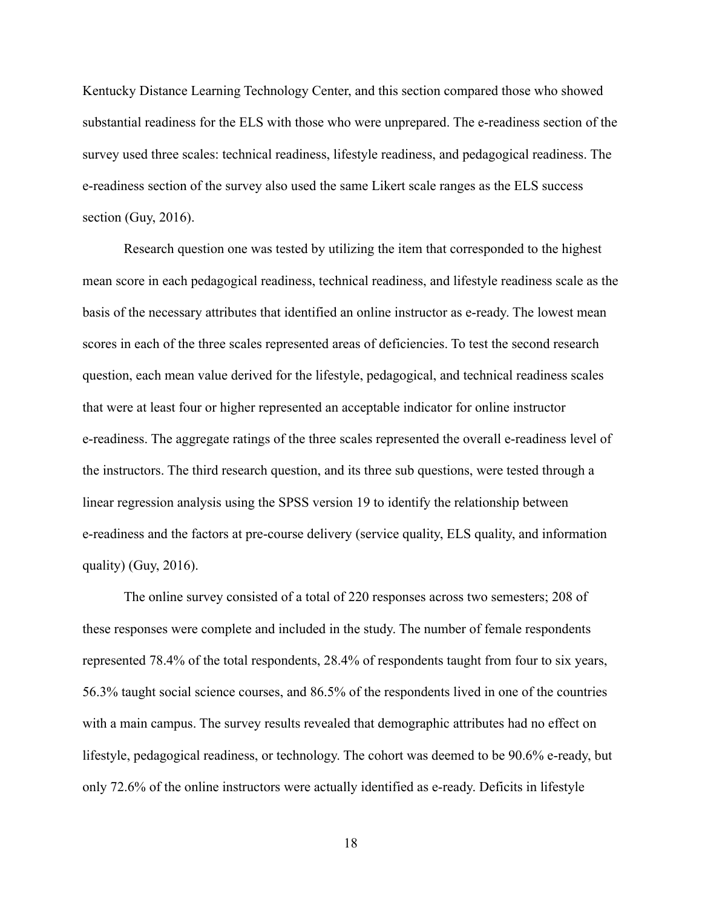Kentucky Distance Learning Technology Center, and this section compared those who showed substantial readiness for the ELS with those who were unprepared. The e-readiness section of the survey used three scales: technical readiness, lifestyle readiness, and pedagogical readiness. The e-readiness section of the survey also used the same Likert scale ranges as the ELS success section (Guy, 2016).

Research question one was tested by utilizing the item that corresponded to the highest mean score in each pedagogical readiness, technical readiness, and lifestyle readiness scale as the basis of the necessary attributes that identified an online instructor as e-ready. The lowest mean scores in each of the three scales represented areas of deficiencies. To test the second research question, each mean value derived for the lifestyle, pedagogical, and technical readiness scales that were at least four or higher represented an acceptable indicator for online instructor e-readiness. The aggregate ratings of the three scales represented the overall e-readiness level of the instructors. The third research question, and its three sub questions, were tested through a linear regression analysis using the SPSS version 19 to identify the relationship between e-readiness and the factors at pre-course delivery (service quality, ELS quality, and information quality) (Guy, 2016).

The online survey consisted of a total of 220 responses across two semesters; 208 of these responses were complete and included in the study. The number of female respondents represented 78.4% of the total respondents, 28.4% of respondents taught from four to six years, 56.3% taught social science courses, and 86.5% of the respondents lived in one of the countries with a main campus. The survey results revealed that demographic attributes had no effect on lifestyle, pedagogical readiness, or technology. The cohort was deemed to be 90.6% e-ready, but only 72.6% of the online instructors were actually identified as e-ready. Deficits in lifestyle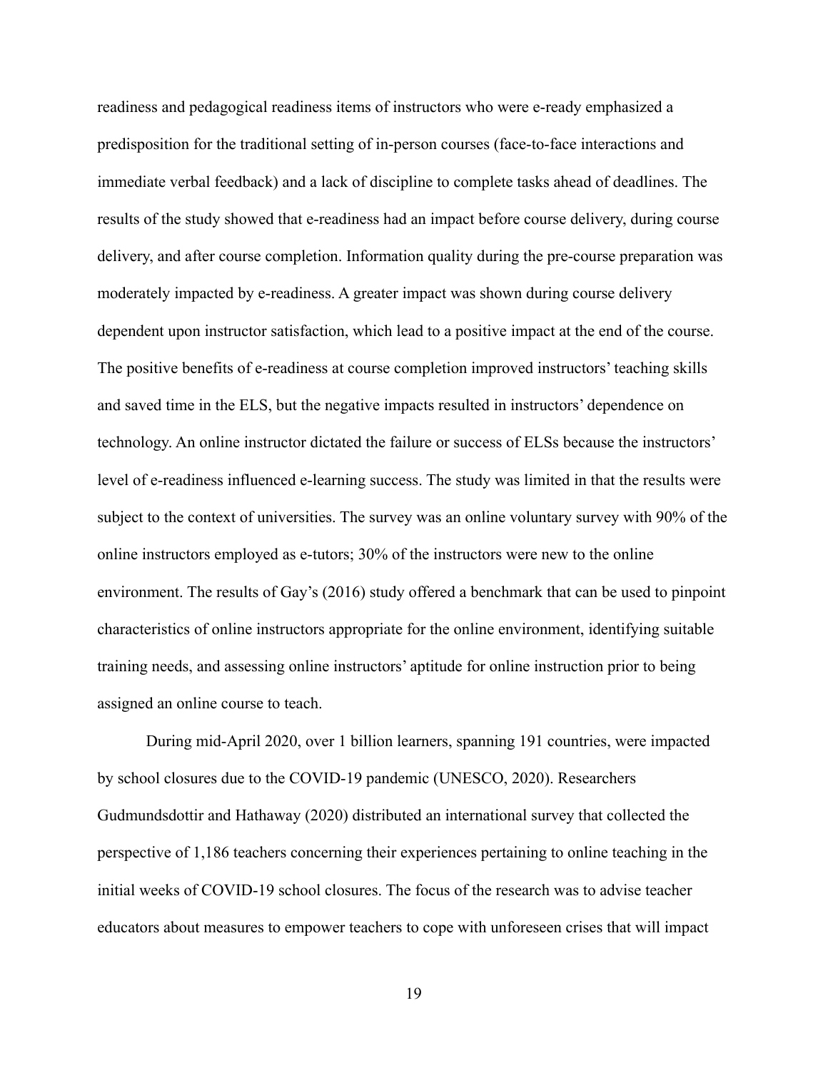readiness and pedagogical readiness items of instructors who were e-ready emphasized a predisposition for the traditional setting of in-person courses (face-to-face interactions and immediate verbal feedback) and a lack of discipline to complete tasks ahead of deadlines. The results of the study showed that e-readiness had an impact before course delivery, during course delivery, and after course completion. Information quality during the pre-course preparation was moderately impacted by e-readiness. A greater impact was shown during course delivery dependent upon instructor satisfaction, which lead to a positive impact at the end of the course. The positive benefits of e-readiness at course completion improved instructors' teaching skills and saved time in the ELS, but the negative impacts resulted in instructors' dependence on technology. An online instructor dictated the failure or success of ELSs because the instructors' level of e-readiness influenced e-learning success. The study was limited in that the results were subject to the context of universities. The survey was an online voluntary survey with 90% of the online instructors employed as e-tutors; 30% of the instructors were new to the online environment. The results of Gay's (2016) study offered a benchmark that can be used to pinpoint characteristics of online instructors appropriate for the online environment, identifying suitable training needs, and assessing online instructors' aptitude for online instruction prior to being assigned an online course to teach.

During mid-April 2020, over 1 billion learners, spanning 191 countries, were impacted by school closures due to the COVID-19 pandemic (UNESCO, 2020). Researchers Gudmundsdottir and Hathaway (2020) distributed an international survey that collected the perspective of 1,186 teachers concerning their experiences pertaining to online teaching in the initial weeks of COVID-19 school closures. The focus of the research was to advise teacher educators about measures to empower teachers to cope with unforeseen crises that will impact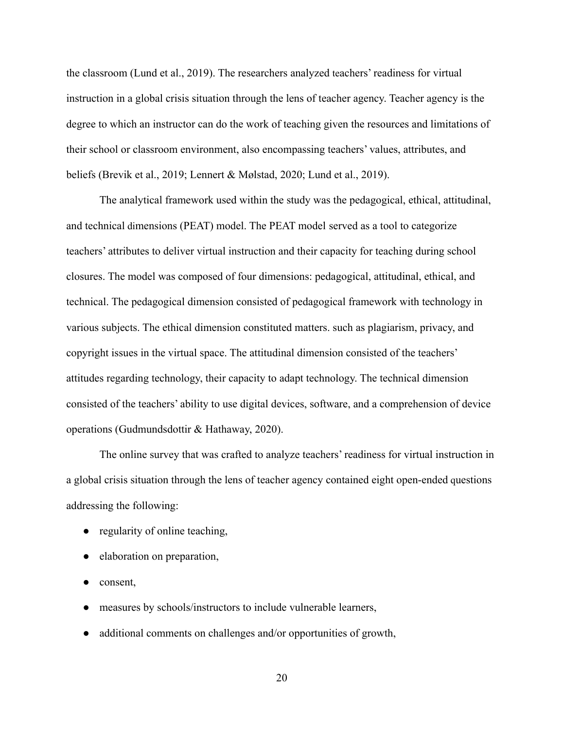the classroom (Lund et al., 2019). The researchers analyzed teachers' readiness for virtual instruction in a global crisis situation through the lens of teacher agency. Teacher agency is the degree to which an instructor can do the work of teaching given the resources and limitations of their school or classroom environment, also encompassing teachers' values, attributes, and beliefs (Brevik et al., 2019; Lennert & Mølstad, 2020; Lund et al., 2019).

The analytical framework used within the study was the pedagogical, ethical, attitudinal, and technical dimensions (PEAT) model. The PEAT model served as a tool to categorize teachers' attributes to deliver virtual instruction and their capacity for teaching during school closures. The model was composed of four dimensions: pedagogical, attitudinal, ethical, and technical. The pedagogical dimension consisted of pedagogical framework with technology in various subjects. The ethical dimension constituted matters. such as plagiarism, privacy, and copyright issues in the virtual space. The attitudinal dimension consisted of the teachers' attitudes regarding technology, their capacity to adapt technology. The technical dimension consisted of the teachers' ability to use digital devices, software, and a comprehension of device operations (Gudmundsdottir & Hathaway, 2020).

The online survey that was crafted to analyze teachers' readiness for virtual instruction in a global crisis situation through the lens of teacher agency contained eight open-ended questions addressing the following:

- regularity of online teaching,
- elaboration on preparation,
- consent,
- measures by schools/instructors to include vulnerable learners,
- additional comments on challenges and/or opportunities of growth,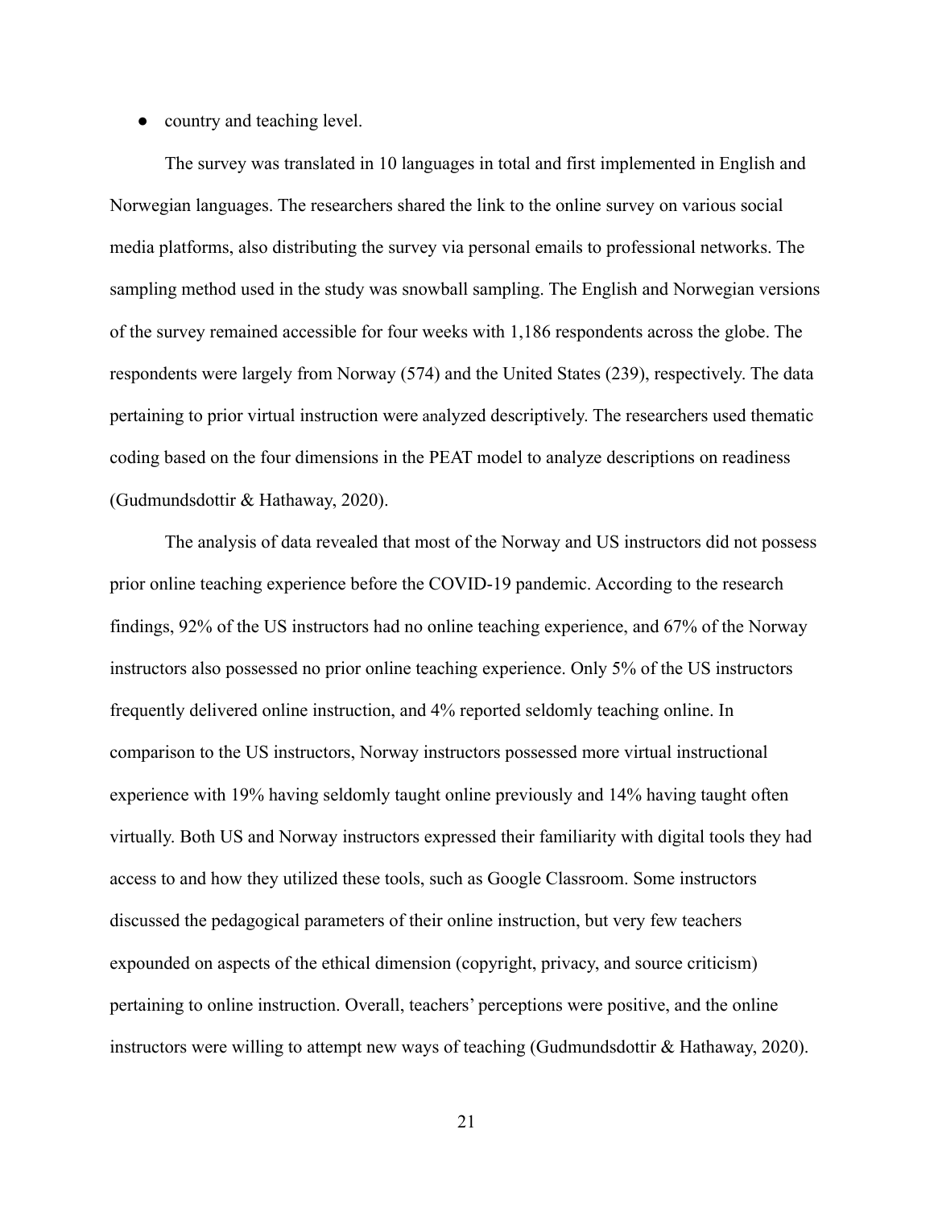- country and teaching level.

The survey was translated in 10 languages in total and first implemented in English and Norwegian languages. The researchers shared the link to the online survey on various social media platforms, also distributing the survey via personal emails to professional networks. The sampling method used in the study was snowball sampling. The English and Norwegian versions of the survey remained accessible for four weeks with 1,186 respondents across the globe. The respondents were largely from Norway (574) and the United States (239), respectively. The data pertaining to prior virtual instruction were analyzed descriptively. The researchers used thematic coding based on the four dimensions in the PEAT model to analyze descriptions on readiness (Gudmundsdottir & Hathaway, 2020).

The analysis of data revealed that most of the Norway and US instructors did not possess prior online teaching experience before the COVID-19 pandemic. According to the research findings, 92% of the US instructors had no online teaching experience, and 67% of the Norway instructors also possessed no prior online teaching experience. Only 5% of the US instructors frequently delivered online instruction, and 4% reported seldomly teaching online. In comparison to the US instructors, Norway instructors possessed more virtual instructional experience with 19% having seldomly taught online previously and 14% having taught often virtually. Both US and Norway instructors expressed their familiarity with digital tools they had access to and how they utilized these tools, such as Google Classroom. Some instructors discussed the pedagogical parameters of their online instruction, but very few teachers expounded on aspects of the ethical dimension (copyright, privacy, and source criticism) pertaining to online instruction. Overall, teachers' perceptions were positive, and the online instructors were willing to attempt new ways of teaching (Gudmundsdottir & Hathaway, 2020).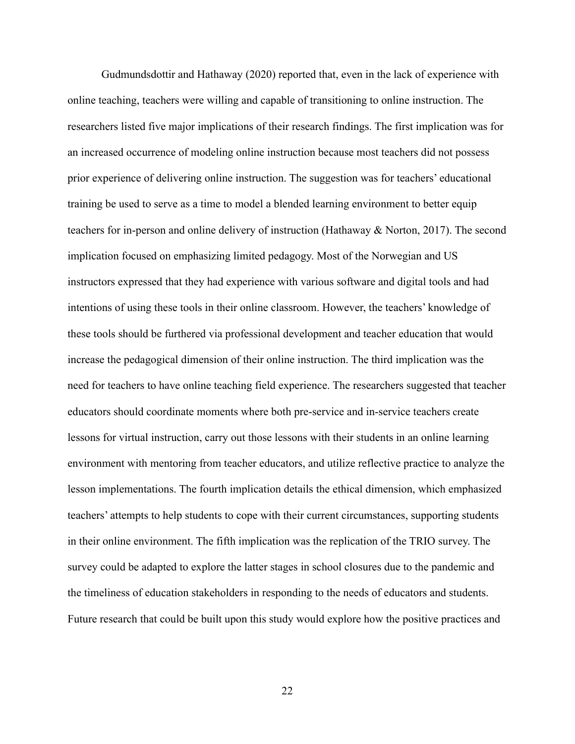Gudmundsdottir and Hathaway (2020) reported that, even in the lack of experience with online teaching, teachers were willing and capable of transitioning to online instruction. The researchers listed five major implications of their research findings. The first implication was for an increased occurrence of modeling online instruction because most teachers did not possess prior experience of delivering online instruction. The suggestion was for teachers' educational training be used to serve as a time to model a blended learning environment to better equip teachers for in-person and online delivery of instruction (Hathaway & Norton, 2017). The second implication focused on emphasizing limited pedagogy. Most of the Norwegian and US instructors expressed that they had experience with various software and digital tools and had intentions of using these tools in their online classroom. However, the teachers' knowledge of these tools should be furthered via professional development and teacher education that would increase the pedagogical dimension of their online instruction. The third implication was the need for teachers to have online teaching field experience. The researchers suggested that teacher educators should coordinate moments where both pre-service and in-service teachers create lessons for virtual instruction, carry out those lessons with their students in an online learning environment with mentoring from teacher educators, and utilize reflective practice to analyze the lesson implementations. The fourth implication details the ethical dimension, which emphasized teachers' attempts to help students to cope with their current circumstances, supporting students in their online environment. The fifth implication was the replication of the TRIO survey. The survey could be adapted to explore the latter stages in school closures due to the pandemic and the timeliness of education stakeholders in responding to the needs of educators and students. Future research that could be built upon this study would explore how the positive practices and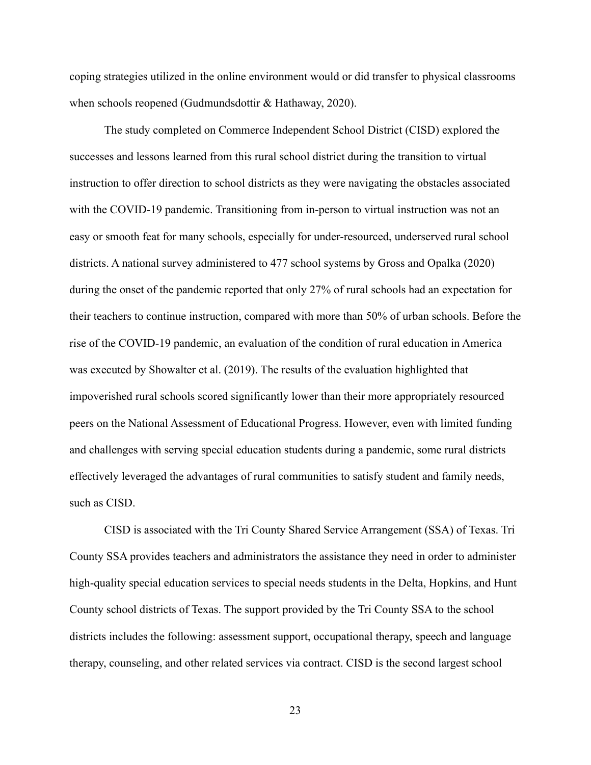coping strategies utilized in the online environment would or did transfer to physical classrooms when schools reopened (Gudmundsdottir & Hathaway, 2020).

The study completed on Commerce Independent School District (CISD) explored the successes and lessons learned from this rural school district during the transition to virtual instruction to offer direction to school districts as they were navigating the obstacles associated with the COVID-19 pandemic. Transitioning from in-person to virtual instruction was not an easy or smooth feat for many schools, especially for under-resourced, underserved rural school districts. A national survey administered to 477 school systems by Gross and Opalka (2020) during the onset of the pandemic reported that only 27% of rural schools had an expectation for their teachers to continue instruction, compared with more than 50% of urban schools. Before the rise of the COVID-19 pandemic, an evaluation of the condition of rural education in America was executed by Showalter et al. (2019). The results of the evaluation highlighted that impoverished rural schools scored significantly lower than their more appropriately resourced peers on the National Assessment of Educational Progress. However, even with limited funding and challenges with serving special education students during a pandemic, some rural districts effectively leveraged the advantages of rural communities to satisfy student and family needs, such as CISD.

CISD is associated with the Tri County Shared Service Arrangement (SSA) of Texas. Tri County SSA provides teachers and administrators the assistance they need in order to administer high-quality special education services to special needs students in the Delta, Hopkins, and Hunt County school districts of Texas. The support provided by the Tri County SSA to the school districts includes the following: assessment support, occupational therapy, speech and language therapy, counseling, and other related services via contract. CISD is the second largest school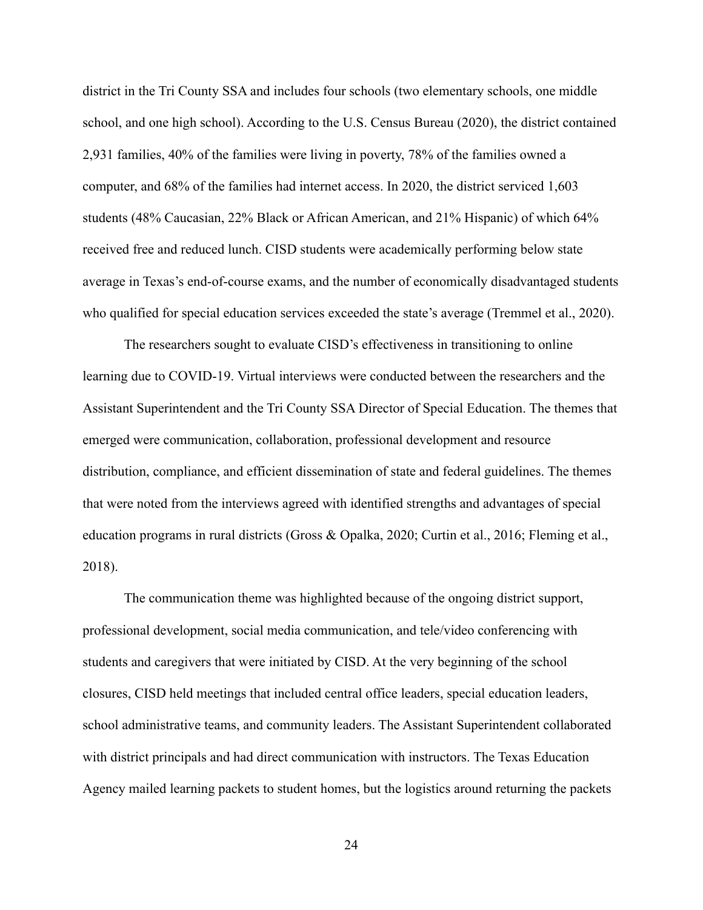district in the Tri County SSA and includes four schools (two elementary schools, one middle school, and one high school). According to the U.S. Census Bureau (2020), the district contained 2,931 families, 40% of the families were living in poverty, 78% of the families owned a computer, and 68% of the families had internet access. In 2020, the district serviced 1,603 students (48% Caucasian, 22% Black or African American, and 21% Hispanic) of which 64% received free and reduced lunch. CISD students were academically performing below state average in Texas's end-of-course exams, and the number of economically disadvantaged students who qualified for special education services exceeded the state's average (Tremmel et al., 2020).

The researchers sought to evaluate CISD's effectiveness in transitioning to online learning due to COVID-19. Virtual interviews were conducted between the researchers and the Assistant Superintendent and the Tri County SSA Director of Special Education. The themes that emerged were communication, collaboration, professional development and resource distribution, compliance, and efficient dissemination of state and federal guidelines. The themes that were noted from the interviews agreed with identified strengths and advantages of special education programs in rural districts (Gross & Opalka, 2020; Curtin et al., 2016; Fleming et al., 2018).

The communication theme was highlighted because of the ongoing district support, professional development, social media communication, and tele/video conferencing with students and caregivers that were initiated by CISD. At the very beginning of the school closures, CISD held meetings that included central office leaders, special education leaders, school administrative teams, and community leaders. The Assistant Superintendent collaborated with district principals and had direct communication with instructors. The Texas Education Agency mailed learning packets to student homes, but the logistics around returning the packets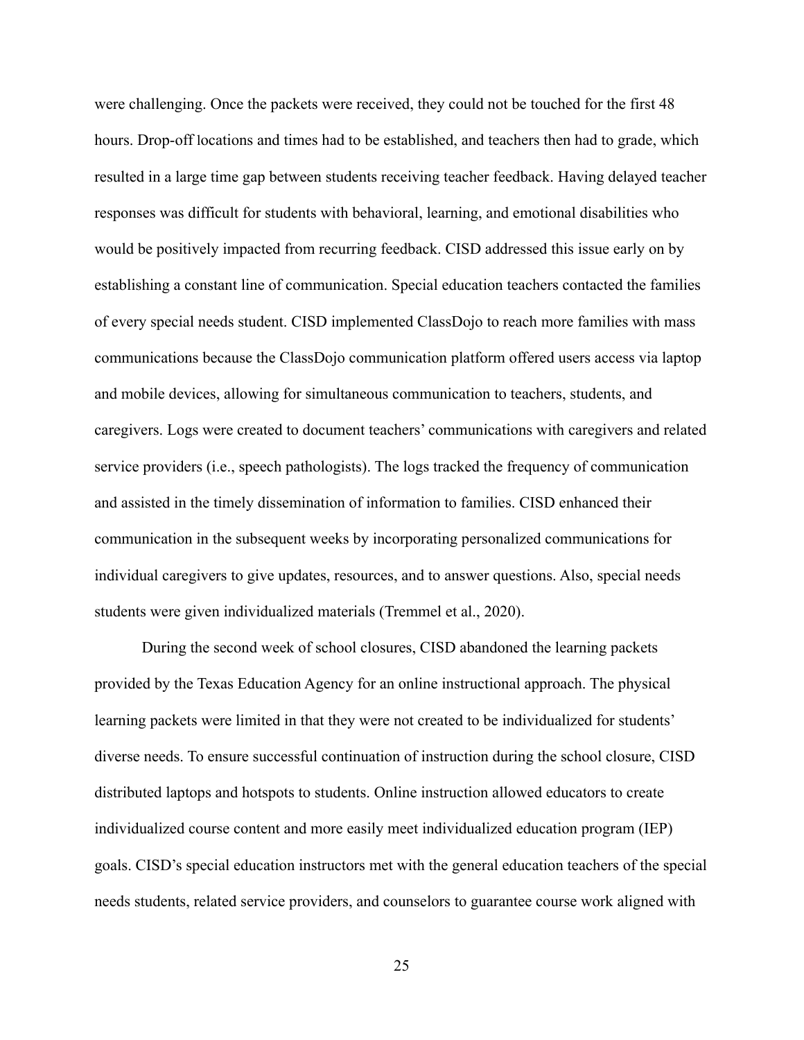were challenging. Once the packets were received, they could not be touched for the first 48 hours. Drop-off locations and times had to be established, and teachers then had to grade, which resulted in a large time gap between students receiving teacher feedback. Having delayed teacher responses was difficult for students with behavioral, learning, and emotional disabilities who would be positively impacted from recurring feedback. CISD addressed this issue early on by establishing a constant line of communication. Special education teachers contacted the families of every special needs student. CISD implemented ClassDojo to reach more families with mass communications because the ClassDojo communication platform offered users access via laptop and mobile devices, allowing for simultaneous communication to teachers, students, and caregivers. Logs were created to document teachers' communications with caregivers and related service providers (i.e., speech pathologists). The logs tracked the frequency of communication and assisted in the timely dissemination of information to families. CISD enhanced their communication in the subsequent weeks by incorporating personalized communications for individual caregivers to give updates, resources, and to answer questions. Also, special needs students were given individualized materials (Tremmel et al., 2020).

During the second week of school closures, CISD abandoned the learning packets provided by the Texas Education Agency for an online instructional approach. The physical learning packets were limited in that they were not created to be individualized for students' diverse needs. To ensure successful continuation of instruction during the school closure, CISD distributed laptops and hotspots to students. Online instruction allowed educators to create individualized course content and more easily meet individualized education program (IEP) goals. CISD's special education instructors met with the general education teachers of the special needs students, related service providers, and counselors to guarantee course work aligned with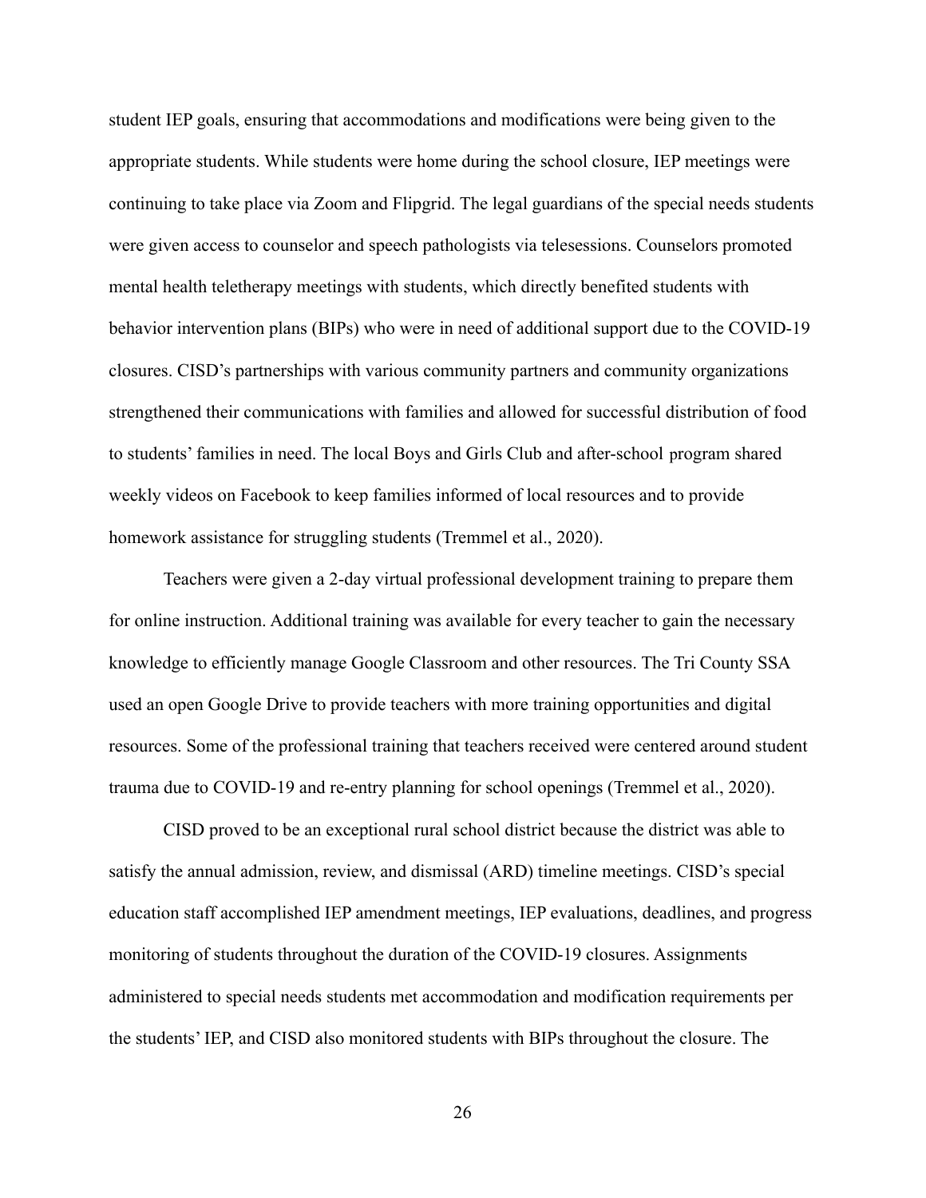student IEP goals, ensuring that accommodations and modifications were being given to the appropriate students. While students were home during the school closure, IEP meetings were continuing to take place via Zoom and Flipgrid. The legal guardians of the special needs students were given access to counselor and speech pathologists via telesessions. Counselors promoted mental health teletherapy meetings with students, which directly benefited students with behavior intervention plans (BIPs) who were in need of additional support due to the COVID-19 closures. CISD's partnerships with various community partners and community organizations strengthened their communications with families and allowed for successful distribution of food to students' families in need. The local Boys and Girls Club and after-school program shared weekly videos on Facebook to keep families informed of local resources and to provide homework assistance for struggling students (Tremmel et al., 2020).

Teachers were given a 2-day virtual professional development training to prepare them for online instruction. Additional training was available for every teacher to gain the necessary knowledge to efficiently manage Google Classroom and other resources. The Tri County SSA used an open Google Drive to provide teachers with more training opportunities and digital resources. Some of the professional training that teachers received were centered around student trauma due to COVID-19 and re-entry planning for school openings (Tremmel et al., 2020).

CISD proved to be an exceptional rural school district because the district was able to satisfy the annual admission, review, and dismissal (ARD) timeline meetings. CISD's special education staff accomplished IEP amendment meetings, IEP evaluations, deadlines, and progress monitoring of students throughout the duration of the COVID-19 closures. Assignments administered to special needs students met accommodation and modification requirements per the students' IEP, and CISD also monitored students with BIPs throughout the closure. The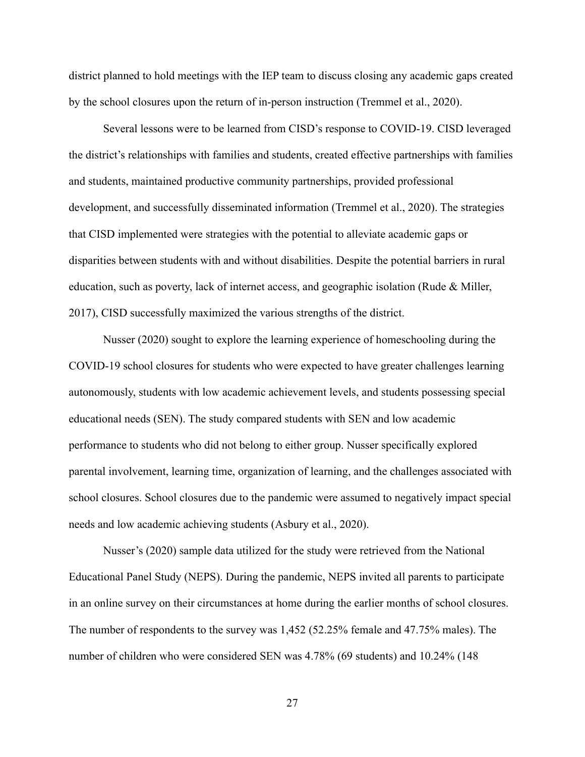district planned to hold meetings with the IEP team to discuss closing any academic gaps created by the school closures upon the return of in-person instruction (Tremmel et al., 2020).

Several lessons were to be learned from CISD's response to COVID-19. CISD leveraged the district's relationships with families and students, created effective partnerships with families and students, maintained productive community partnerships, provided professional development, and successfully disseminated information (Tremmel et al., 2020). The strategies that CISD implemented were strategies with the potential to alleviate academic gaps or disparities between students with and without disabilities. Despite the potential barriers in rural education, such as poverty, lack of internet access, and geographic isolation (Rude & Miller, 2017), CISD successfully maximized the various strengths of the district.

Nusser (2020) sought to explore the learning experience of homeschooling during the COVID-19 school closures for students who were expected to have greater challenges learning autonomously, students with low academic achievement levels, and students possessing special educational needs (SEN). The study compared students with SEN and low academic performance to students who did not belong to either group. Nusser specifically explored parental involvement, learning time, organization of learning, and the challenges associated with school closures. School closures due to the pandemic were assumed to negatively impact special needs and low academic achieving students (Asbury et al., 2020).

Nusser's (2020) sample data utilized for the study were retrieved from the National Educational Panel Study (NEPS). During the pandemic, NEPS invited all parents to participate in an online survey on their circumstances at home during the earlier months of school closures. The number of respondents to the survey was 1,452 (52.25% female and 47.75% males). The number of children who were considered SEN was 4.78% (69 students) and 10.24% (148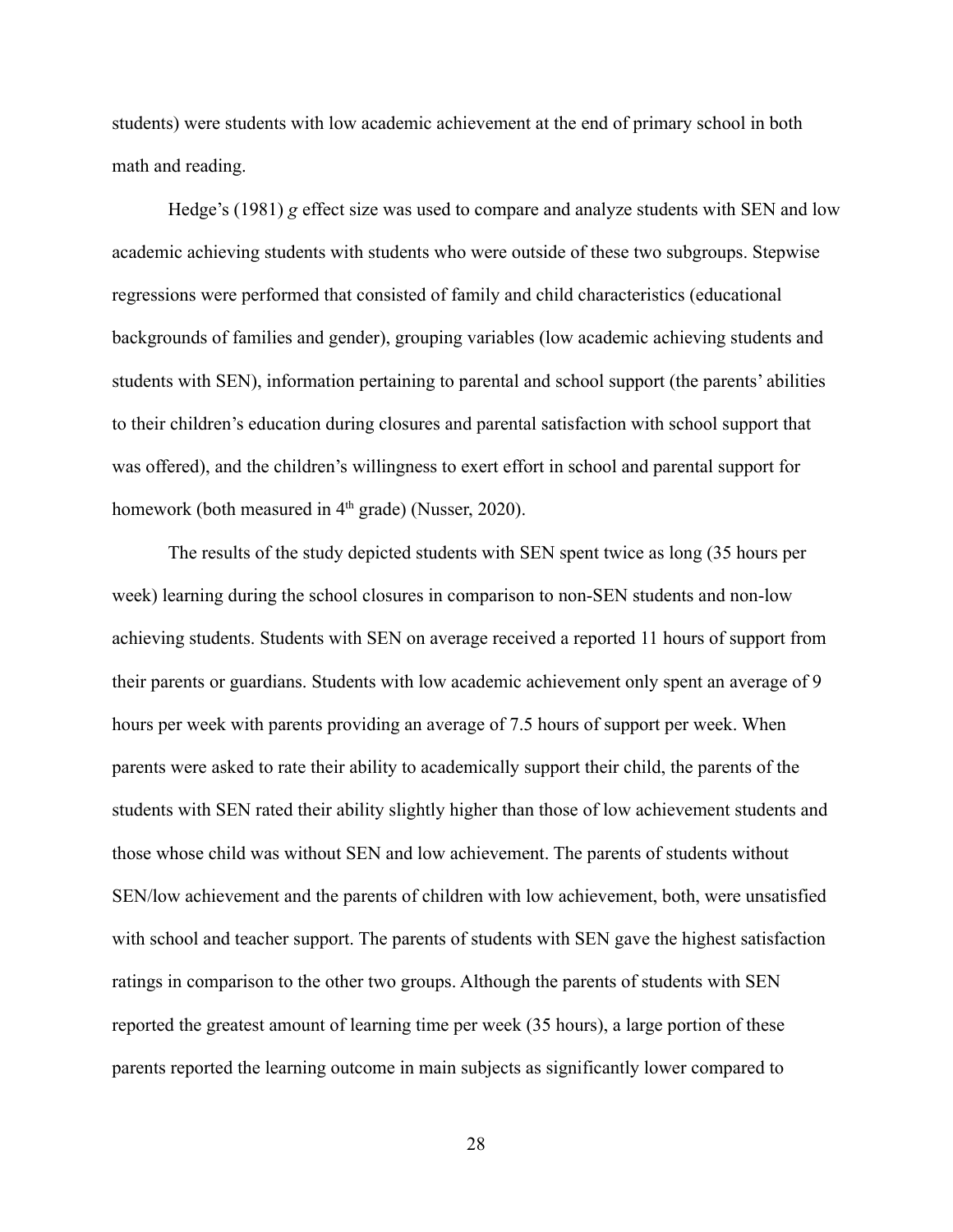students) were students with low academic achievement at the end of primary school in both math and reading.

Hedge's (1981) *g* effect size was used to compare and analyze students with SEN and low academic achieving students with students who were outside of these two subgroups. Stepwise regressions were performed that consisted of family and child characteristics (educational backgrounds of families and gender), grouping variables (low academic achieving students and students with SEN), information pertaining to parental and school support (the parents' abilities to their children's education during closures and parental satisfaction with school support that was offered), and the children's willingness to exert effort in school and parental support for homework (both measured in 4th grade) (Nusser, 2020).

The results of the study depicted students with SEN spent twice as long (35 hours per week) learning during the school closures in comparison to non-SEN students and non-low achieving students. Students with SEN on average received a reported 11 hours of support from their parents or guardians. Students with low academic achievement only spent an average of 9 hours per week with parents providing an average of 7.5 hours of support per week. When parents were asked to rate their ability to academically support their child, the parents of the students with SEN rated their ability slightly higher than those of low achievement students and those whose child was without SEN and low achievement. The parents of students without SEN/low achievement and the parents of children with low achievement, both, were unsatisfied with school and teacher support. The parents of students with SEN gave the highest satisfaction ratings in comparison to the other two groups. Although the parents of students with SEN reported the greatest amount of learning time per week (35 hours), a large portion of these parents reported the learning outcome in main subjects as significantly lower compared to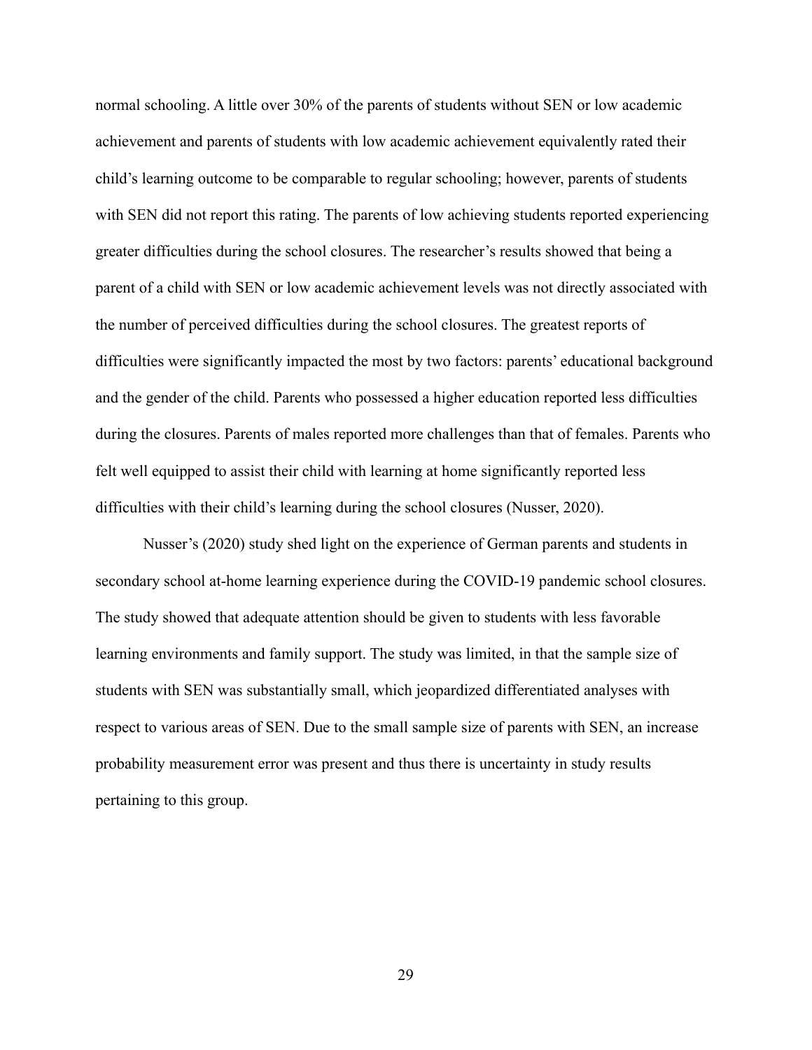normal schooling. A little over 30% of the parents of students without SEN or low academic achievement and parents of students with low academic achievement equivalently rated their child's learning outcome to be comparable to regular schooling; however, parents of students with SEN did not report this rating. The parents of low achieving students reported experiencing greater difficulties during the school closures. The researcher's results showed that being a parent of a child with SEN or low academic achievement levels was not directly associated with the number of perceived difficulties during the school closures. The greatest reports of difficulties were significantly impacted the most by two factors: parents' educational background and the gender of the child. Parents who possessed a higher education reported less difficulties during the closures. Parents of males reported more challenges than that of females. Parents who felt well equipped to assist their child with learning at home significantly reported less difficulties with their child's learning during the school closures (Nusser, 2020).

Nusser's (2020) study shed light on the experience of German parents and students in secondary school at-home learning experience during the COVID-19 pandemic school closures. The study showed that adequate attention should be given to students with less favorable learning environments and family support. The study was limited, in that the sample size of students with SEN was substantially small, which jeopardized differentiated analyses with respect to various areas of SEN. Due to the small sample size of parents with SEN, an increase probability measurement error was present and thus there is uncertainty in study results pertaining to this group.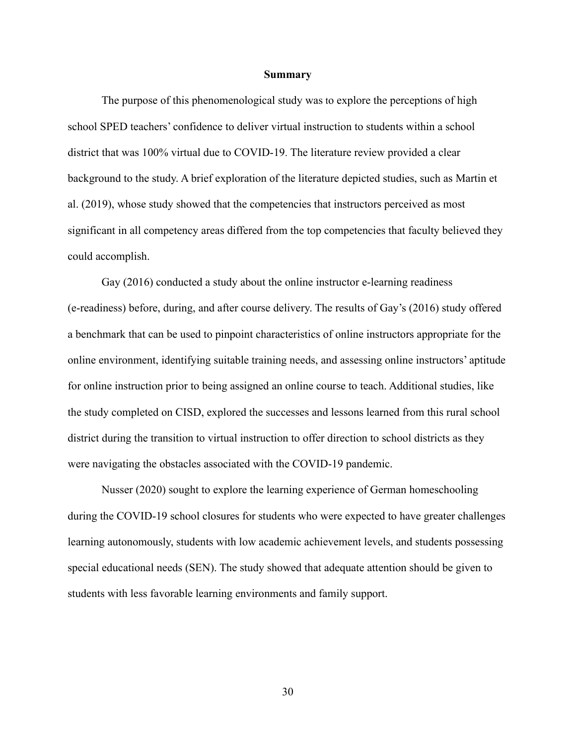## Summary

The purpose of this phenomenological study was to explore the perceptions of high school SPED teachers' confidence to deliver virtual instruction to students within a school district that was 100% virtual due to COVID-19. The literature review provided a clear background to the study. A brief exploration of the literature depicted studies, such as Martin et al. (2019), whose study showed that the competencies that instructors perceived as most significant in all competency areas differed from the top competencies that faculty believed they could accomplish.

Gay (2016) conducted a study about the online instructor e-learning readiness (e-readiness) before, during, and after course delivery. The results of Gay's (2016) study offered a benchmark that can be used to pinpoint characteristics of online instructors appropriate for the online environment, identifying suitable training needs, and assessing online instructors' aptitude for online instruction prior to being assigned an online course to teach. Additional studies, like the study completed on CISD, explored the successes and lessons learned from this rural school district during the transition to virtual instruction to offer direction to school districts as they were navigating the obstacles associated with the COVID-19 pandemic.

Nusser (2020) sought to explore the learning experience of German homeschooling during the COVID-19 school closures for students who were expected to have greater challenges learning autonomously, students with low academic achievement levels, and students possessing special educational needs (SEN). The study showed that adequate attention should be given to students with less favorable learning environments and family support.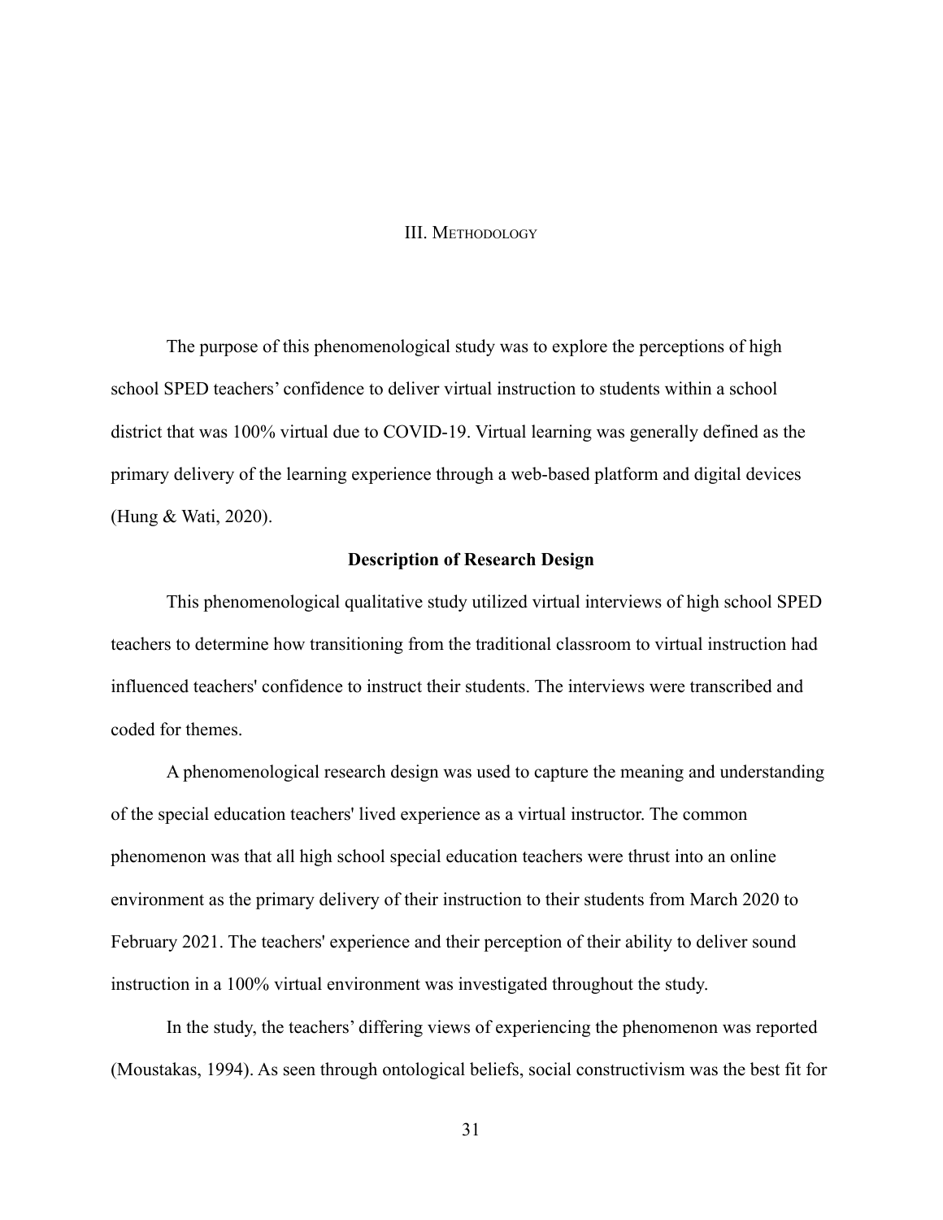# III. Methodology

The purpose of this phenomenological study was to explore the perceptions of high school SPED teachers' confidence to deliver virtual instruction to students within a school district that was 100% virtual due to COVID-19. Virtual learning was generally defined as the primary delivery of the learning experience through a web-based platform and digital devices (Hung & Wati, 2020).

## Description of Research Design

This phenomenological qualitative study utilized virtual interviews of high school SPED teachers to determine how transitioning from the traditional classroom to virtual instruction had influenced teachers' confidence to instruct their students. The interviews were transcribed and coded for themes.

A phenomenological research design was used to capture the meaning and understanding of the special education teachers' lived experience as a virtual instructor. The common phenomenon was that all high school special education teachers were thrust into an online environment as the primary delivery of their instruction to their students from March 2020 to February 2021. The teachers' experience and their perception of their ability to deliver sound instruction in a 100% virtual environment was investigated throughout the study.

In the study, the teachers' differing views of experiencing the phenomenon was reported (Moustakas, 1994). As seen through ontological beliefs, social constructivism was the best fit for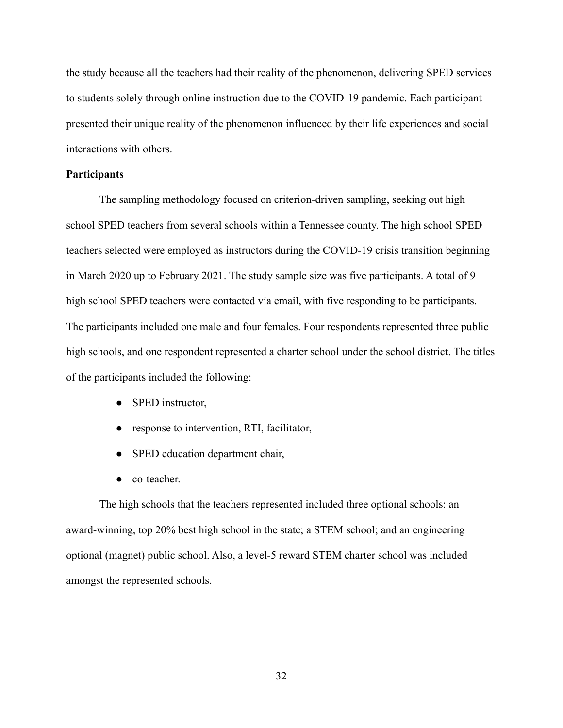the study because all the teachers had their reality of the phenomenon, delivering SPED services to students solely through online instruction due to the COVID-19 pandemic. Each participant presented their unique reality of the phenomenon influenced by their life experiences and social interactions with others.

**Participants**

The sampling methodology focused on criterion-driven sampling, seeking out high school SPED teachers from several schools within a Tennessee county. The high school SPED teachers selected were employed as instructors during the COVID-19 crisis transition beginning in March 2020 up to February 2021. The study sample size was five participants. A total of 9 high school SPED teachers were contacted via email, with five responding to be participants. The participants included one male and four females. Four respondents represented three public high schools, and one respondent represented a charter school under the school district. The titles of the participants included the following:

- SPED instructor,
- response to intervention, RTI, facilitator,
- SPED education department chair,
- co-teacher.

The high schools that the teachers represented included three optional schools: an award-winning, top 20% best high school in the state; a STEM school; and an engineering optional (magnet) public school. Also, a level-5 reward STEM charter school was included amongst the represented schools.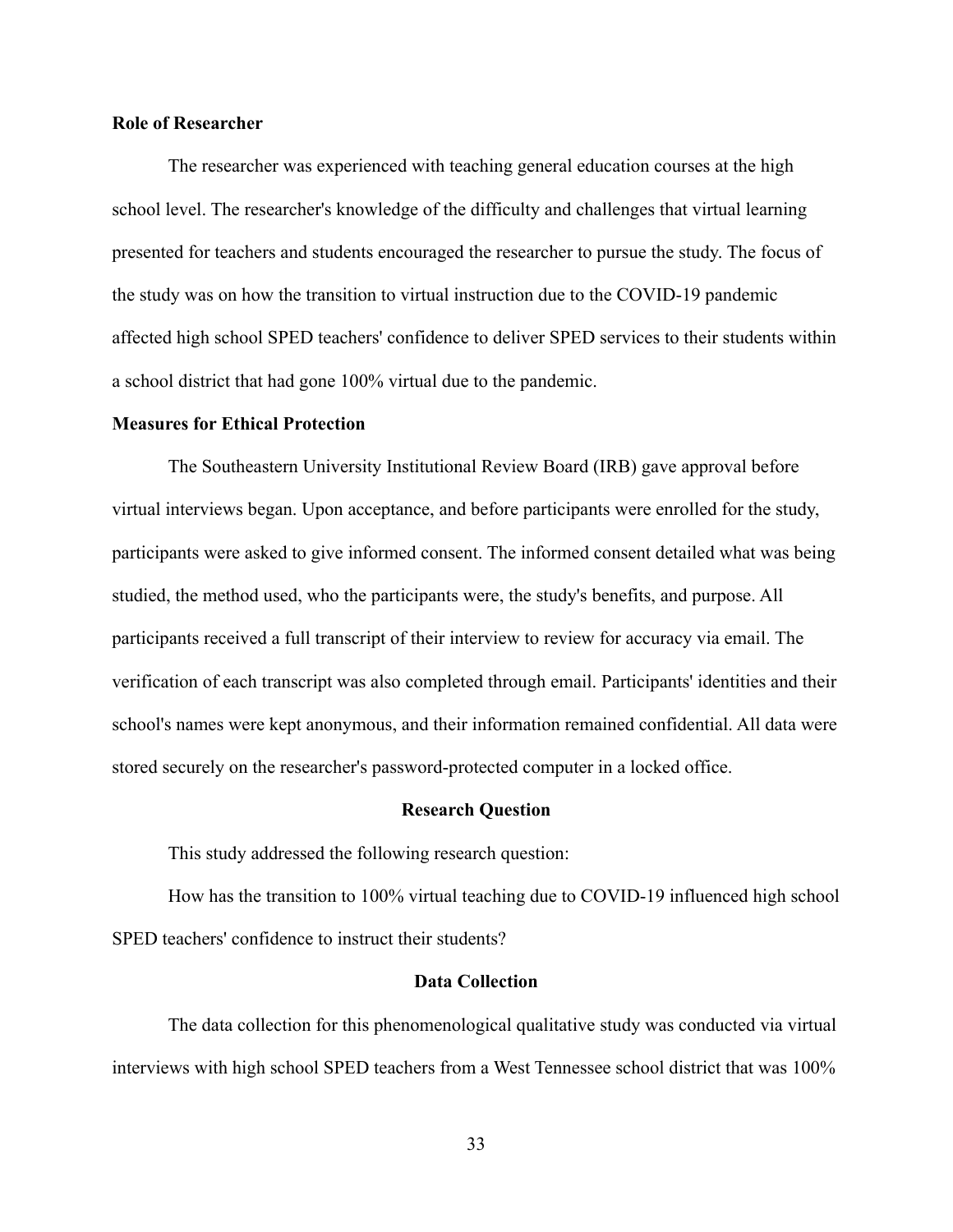**Role of Researcher**

The researcher was experienced with teaching general education courses at the high school level. The researcher's knowledge of the difficulty and challenges that virtual learning presented for teachers and students encouraged the researcher to pursue the study. The focus of the study was on how the transition to virtual instruction due to the COVID-19 pandemic affected high school SPED teachers' confidence to deliver SPED services to their students within a school district that had gone 100% virtual due to the pandemic.

**Measures for Ethical Protection**

The Southeastern University Institutional Review Board (IRB) gave approval before virtual interviews began. Upon acceptance, and before participants were enrolled for the study, participants were asked to give informed consent. The informed consent detailed what was being studied, the method used, who the participants were, the study's benefits, and purpose. All participants received a full transcript of their interview to review for accuracy via email. The verification of each transcript was also completed through email. Participants' identities and their school's names were kept anonymous, and their information remained confidential. All data were stored securely on the researcher's password-protected computer in a locked office.

## Research Question

This study addressed the following research question:

How has the transition to 100% virtual teaching due to COVID-19 influenced high school SPED teachers' confidence to instruct their students?

## Data Collection

The data collection for this phenomenological qualitative study was conducted via virtual interviews with high school SPED teachers from a West Tennessee school district that was 100%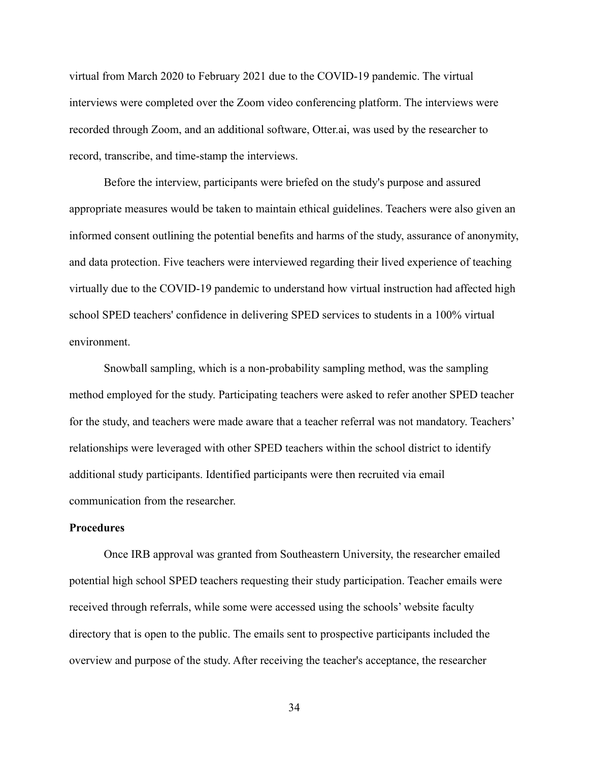virtual from March 2020 to February 2021 due to the COVID-19 pandemic. The virtual interviews were completed over the Zoom video conferencing platform. The interviews were recorded through Zoom, and an additional software, Otter.ai, was used by the researcher to record, transcribe, and time-stamp the interviews.

Before the interview, participants were briefed on the study's purpose and assured appropriate measures would be taken to maintain ethical guidelines. Teachers were also given an informed consent outlining the potential benefits and harms of the study, assurance of anonymity, and data protection. Five teachers were interviewed regarding their lived experience of teaching virtually due to the COVID-19 pandemic to understand how virtual instruction had affected high school SPED teachers' confidence in delivering SPED services to students in a 100% virtual environment.

Snowball sampling, which is a non-probability sampling method, was the sampling method employed for the study. Participating teachers were asked to refer another SPED teacher for the study, and teachers were made aware that a teacher referral was not mandatory. Teachers' relationships were leveraged with other SPED teachers within the school district to identify additional study participants. Identified participants were then recruited via email communication from the researcher.

**Procedures**

Once IRB approval was granted from Southeastern University, the researcher emailed potential high school SPED teachers requesting their study participation. Teacher emails were received through referrals, while some were accessed using the schools' website faculty directory that is open to the public. The emails sent to prospective participants included the overview and purpose of the study. After receiving the teacher's acceptance, the researcher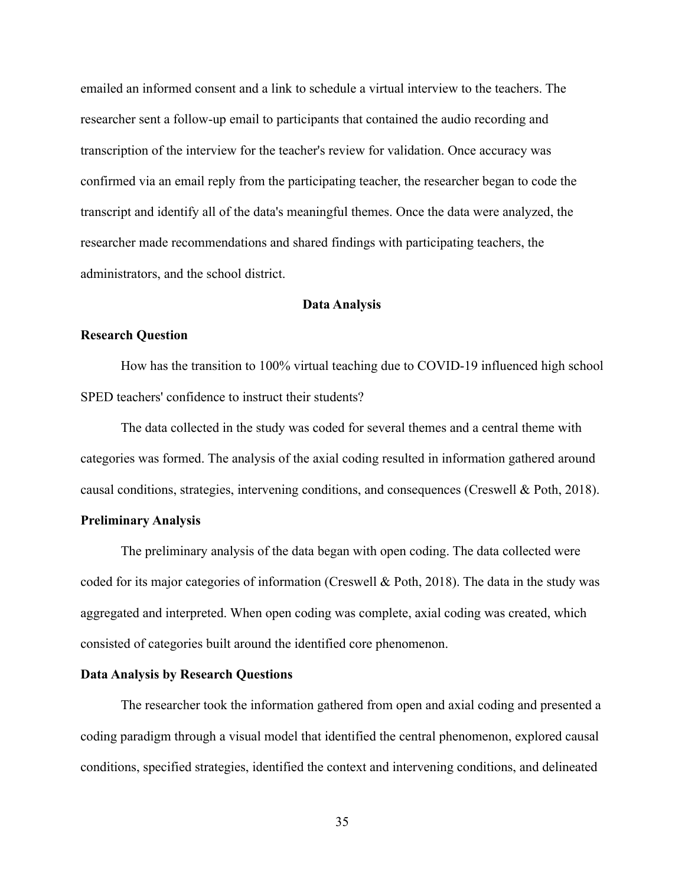emailed an informed consent and a link to schedule a virtual interview to the teachers. The researcher sent a follow-up email to participants that contained the audio recording and transcription of the interview for the teacher's review for validation. Once accuracy was confirmed via an email reply from the participating teacher, the researcher began to code the transcript and identify all of the data's meaningful themes. Once the data were analyzed, the researcher made recommendations and shared findings with participating teachers, the administrators, and the school district.

## Data Analysis

### Research Question

How has the transition to 100% virtual teaching due to COVID-19 influenced high school SPED teachers' confidence to instruct their students?

The data collected in the study was coded for several themes and a central theme with categories was formed. The analysis of the axial coding resulted in information gathered around causal conditions, strategies, intervening conditions, and consequences (Creswell & Poth, 2018).

### Preliminary Analysis

The preliminary analysis of the data began with open coding. The data collected were coded for its major categories of information (Creswell & Poth, 2018). The data in the study was aggregated and interpreted. When open coding was complete, axial coding was created, which consisted of categories built around the identified core phenomenon.

### Data Analysis by Research Questions

The researcher took the information gathered from open and axial coding and presented a coding paradigm through a visual model that identified the central phenomenon, explored causal conditions, specified strategies, identified the context and intervening conditions, and delineated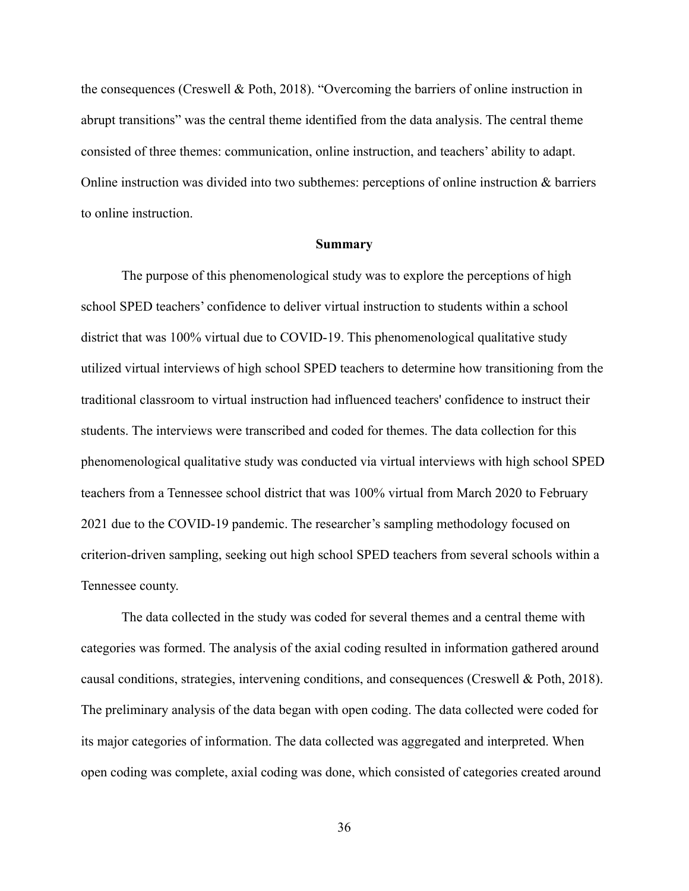the consequences (Creswell & Poth, 2018). "Overcoming the barriers of online instruction in abrupt transitions" was the central theme identified from the data analysis. The central theme consisted of three themes: communication, online instruction, and teachers' ability to adapt. Online instruction was divided into two subthemes: perceptions of online instruction & barriers to online instruction.

## Summary

The purpose of this phenomenological study was to explore the perceptions of high school SPED teachers' confidence to deliver virtual instruction to students within a school district that was 100% virtual due to COVID-19. This phenomenological qualitative study utilized virtual interviews of high school SPED teachers to determine how transitioning from the traditional classroom to virtual instruction had influenced teachers' confidence to instruct their students. The interviews were transcribed and coded for themes. The data collection for this phenomenological qualitative study was conducted via virtual interviews with high school SPED teachers from a Tennessee school district that was 100% virtual from March 2020 to February 2021 due to the COVID-19 pandemic. The researcher's sampling methodology focused on criterion-driven sampling, seeking out high school SPED teachers from several schools within a Tennessee county.

The data collected in the study was coded for several themes and a central theme with categories was formed. The analysis of the axial coding resulted in information gathered around causal conditions, strategies, intervening conditions, and consequences (Creswell & Poth, 2018). The preliminary analysis of the data began with open coding. The data collected were coded for its major categories of information. The data collected was aggregated and interpreted. When open coding was complete, axial coding was done, which consisted of categories created around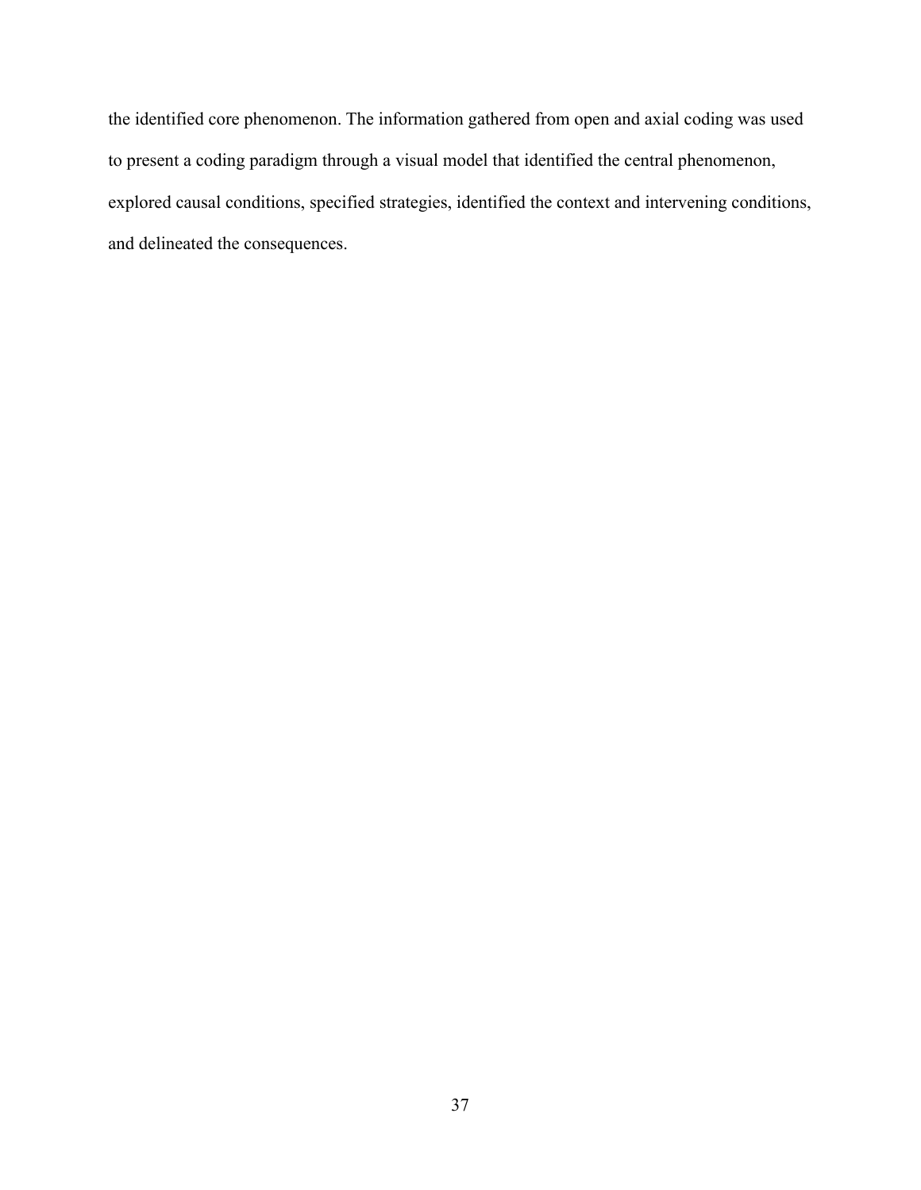the identified core phenomenon. The information gathered from open and axial coding was used to present a coding paradigm through a visual model that identified the central phenomenon, explored causal conditions, specified strategies, identified the context and intervening conditions, and delineated the consequences.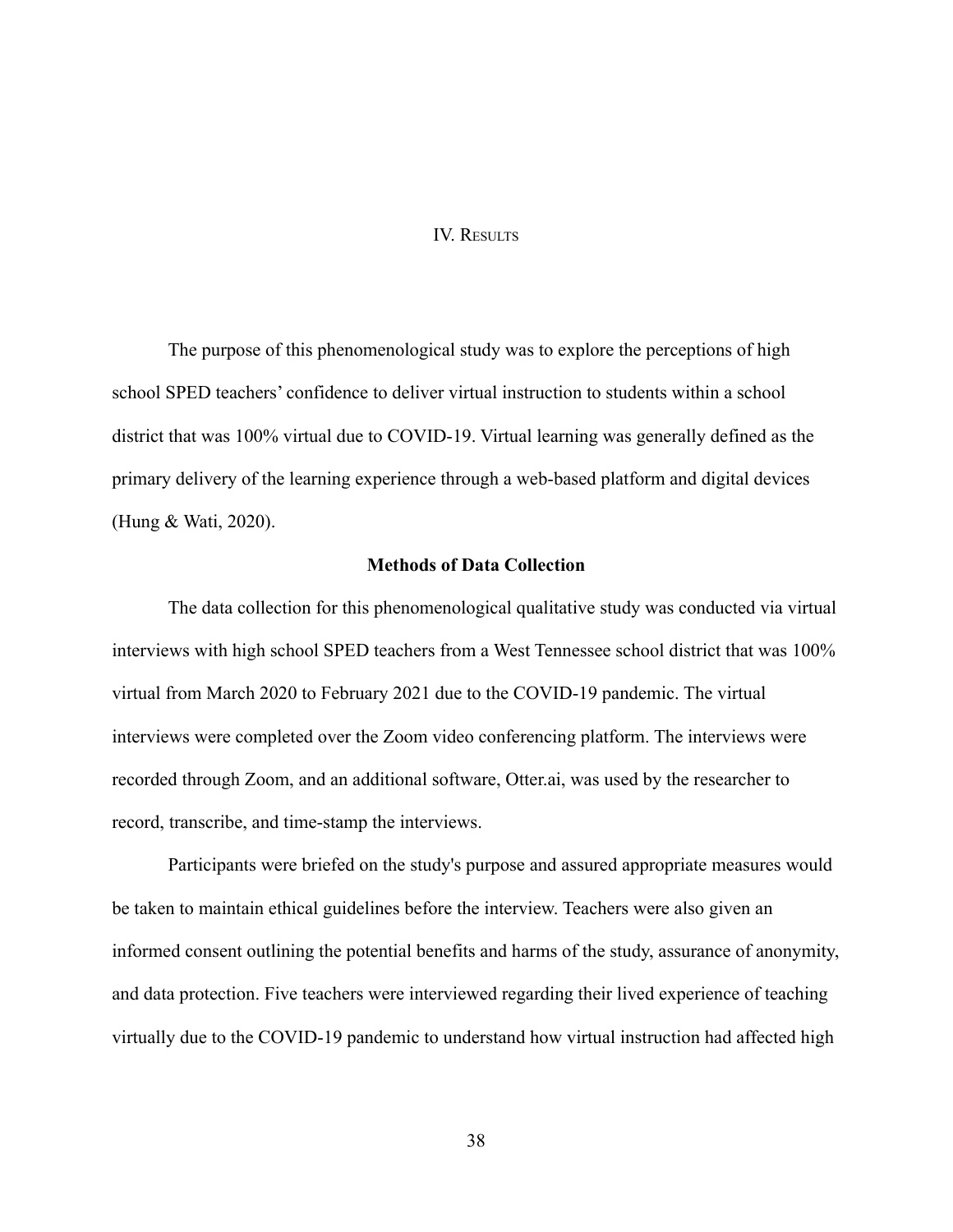# IV. RESULTS

The purpose of this phenomenological study was to explore the perceptions of high school SPED teachers' confidence to deliver virtual instruction to students within a school district that was 100% virtual due to COVID-19. Virtual learning was generally defined as the primary delivery of the learning experience through a web-based platform and digital devices (Hung & Wati, 2020).

## Methods of Data Collection

The data collection for this phenomenological qualitative study was conducted via virtual interviews with high school SPED teachers from a West Tennessee school district that was 100% virtual from March 2020 to February 2021 due to the COVID-19 pandemic. The virtual interviews were completed over the Zoom video conferencing platform. The interviews were recorded through Zoom, and an additional software, Otter.ai, was used by the researcher to record, transcribe, and time-stamp the interviews.

Participants were briefed on the study's purpose and assured appropriate measures would be taken to maintain ethical guidelines before the interview. Teachers were also given an informed consent outlining the potential benefits and harms of the study, assurance of anonymity, and data protection. Five teachers were interviewed regarding their lived experience of teaching virtually due to the COVID-19 pandemic to understand how virtual instruction had affected high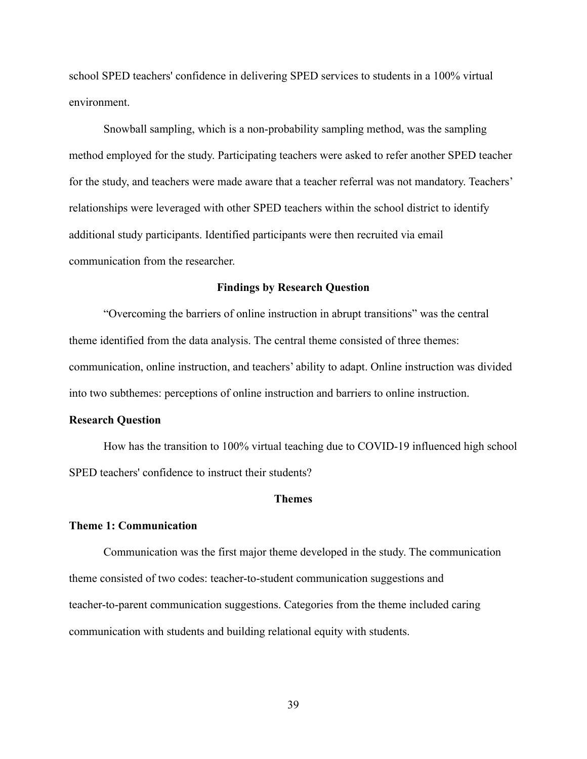school SPED teachers' confidence in delivering SPED services to students in a 100% virtual environment.

Snowball sampling, which is a non-probability sampling method, was the sampling method employed for the study. Participating teachers were asked to refer another SPED teacher for the study, and teachers were made aware that a teacher referral was not mandatory. Teachers' relationships were leveraged with other SPED teachers within the school district to identify additional study participants. Identified participants were then recruited via email communication from the researcher.

## Findings by Research Question

"Overcoming the barriers of online instruction in abrupt transitions" was the central theme identified from the data analysis. The central theme consisted of three themes: communication, online instruction, and teachers' ability to adapt. Online instruction was divided into two subthemes: perceptions of online instruction and barriers to online instruction.

### Research Question

How has the transition to 100% virtual teaching due to COVID-19 influenced high school SPED teachers' confidence to instruct their students?

## Themes

### Theme 1: Communication

Communication was the first major theme developed in the study. The communication theme consisted of two codes: teacher-to-student communication suggestions and teacher-to-parent communication suggestions. Categories from the theme included caring communication with students and building relational equity with students.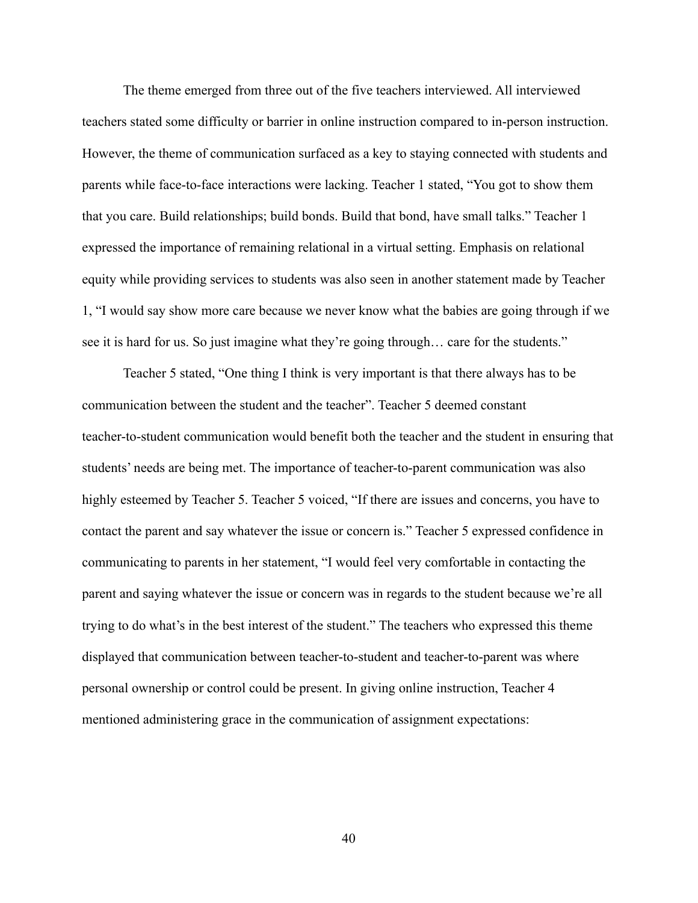The theme emerged from three out of the five teachers interviewed. All interviewed teachers stated some difficulty or barrier in online instruction compared to in-person instruction. However, the theme of communication surfaced as a key to staying connected with students and parents while face-to-face interactions were lacking. Teacher 1 stated, “You got to show them that you care. Build relationships; build bonds. Build that bond, have small talks.” Teacher 1 expressed the importance of remaining relational in a virtual setting. Emphasis on relational equity while providing services to students was also seen in another statement made by Teacher 1, “I would say show more care because we never know what the babies are going through if we see it is hard for us. So just imagine what they’re going through… care for the students.”

Teacher 5 stated, “One thing I think is very important is that there always has to be communication between the student and the teacher”. Teacher 5 deemed constant teacher-to-student communication would benefit both the teacher and the student in ensuring that students’ needs are being met. The importance of teacher-to-parent communication was also highly esteemed by Teacher 5. Teacher 5 voiced, “If there are issues and concerns, you have to contact the parent and say whatever the issue or concern is.” Teacher 5 expressed confidence in communicating to parents in her statement, “I would feel very comfortable in contacting the parent and saying whatever the issue or concern was in regards to the student because we’re all trying to do what’s in the best interest of the student.” The teachers who expressed this theme displayed that communication between teacher-to-student and teacher-to-parent was where personal ownership or control could be present. In giving online instruction, Teacher 4 mentioned administering grace in the communication of assignment expectations: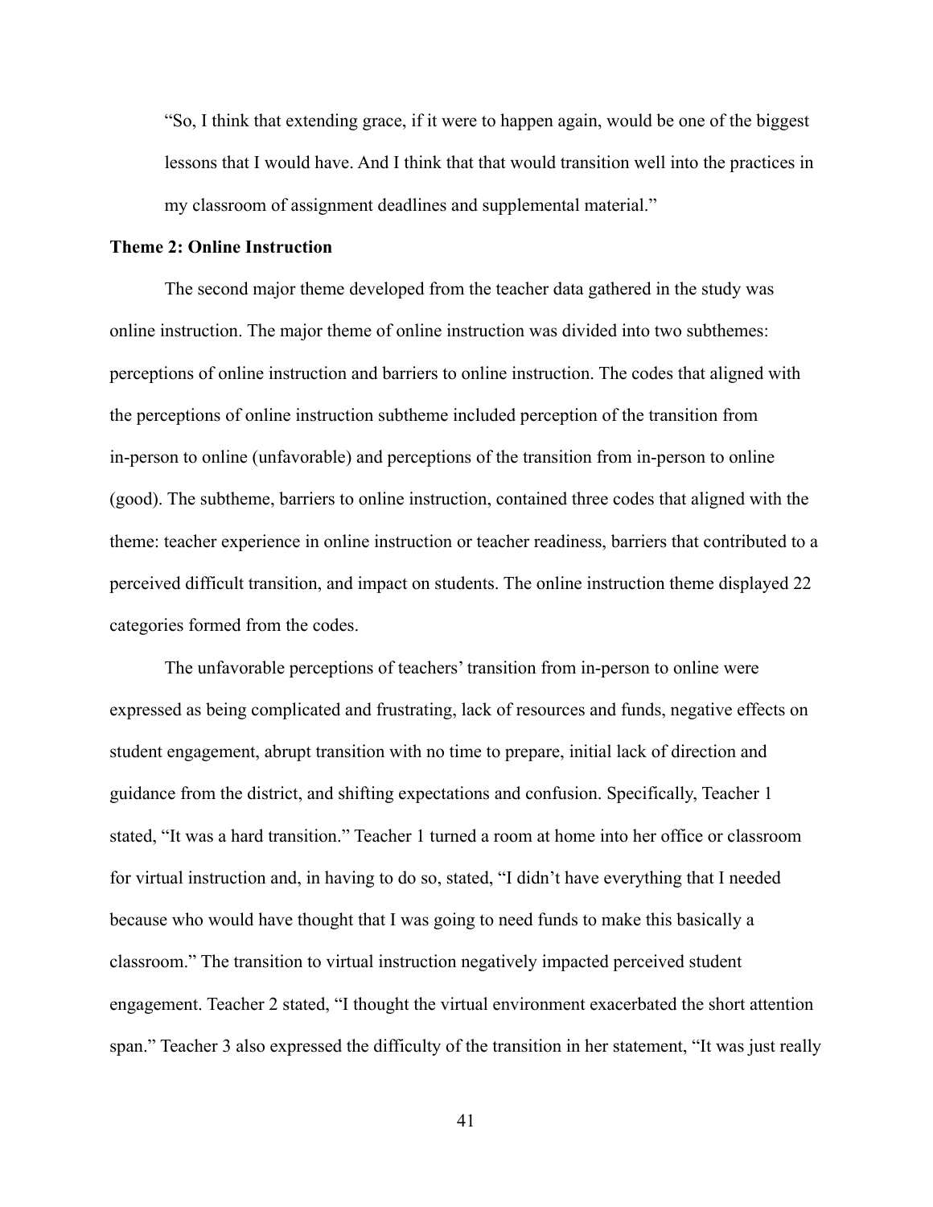> "So, I think that extending grace, if it were to happen again, would be one of the biggest lessons that I would have. And I think that that would transition well into the practices in my classroom of assignment deadlines and supplemental material."

**Theme 2: Online Instruction**

The second major theme developed from the teacher data gathered in the study was online instruction. The major theme of online instruction was divided into two subthemes: perceptions of online instruction and barriers to online instruction. The codes that aligned with the perceptions of online instruction subtheme included perception of the transition from in-person to online (unfavorable) and perceptions of the transition from in-person to online (good). The subtheme, barriers to online instruction, contained three codes that aligned with the theme: teacher experience in online instruction or teacher readiness, barriers that contributed to a perceived difficult transition, and impact on students. The online instruction theme displayed 22 categories formed from the codes.

The unfavorable perceptions of teachers' transition from in-person to online were expressed as being complicated and frustrating, lack of resources and funds, negative effects on student engagement, abrupt transition with no time to prepare, initial lack of direction and guidance from the district, and shifting expectations and confusion. Specifically, Teacher 1 stated, "It was a hard transition." Teacher 1 turned a room at home into her office or classroom for virtual instruction and, in having to do so, stated, "I didn't have everything that I needed because who would have thought that I was going to need funds to make this basically a classroom." The transition to virtual instruction negatively impacted perceived student engagement. Teacher 2 stated, "I thought the virtual environment exacerbated the short attention span." Teacher 3 also expressed the difficulty of the transition in her statement, "It was just really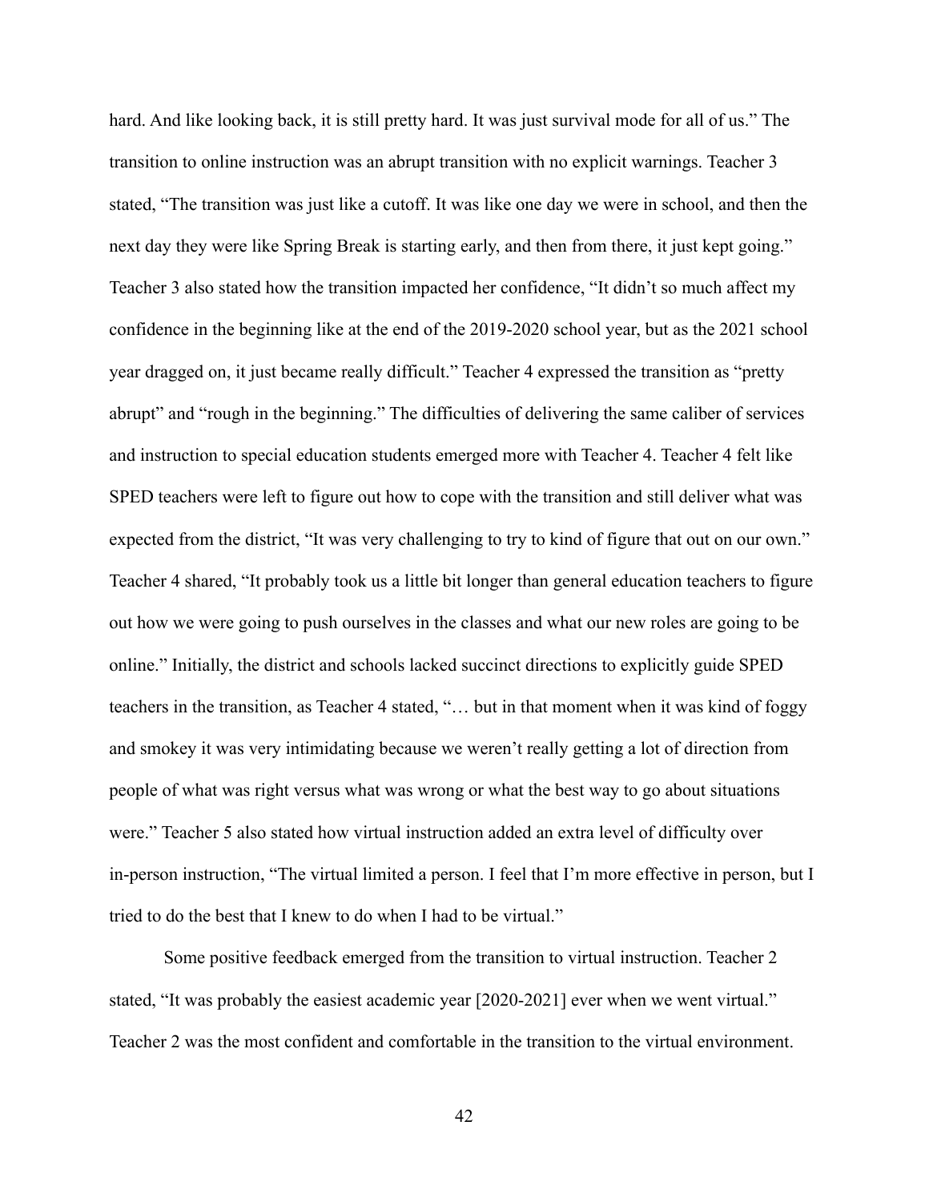hard. And like looking back, it is still pretty hard. It was just survival mode for all of us." The transition to online instruction was an abrupt transition with no explicit warnings. Teacher 3 stated, "The transition was just like a cutoff. It was like one day we were in school, and then the next day they were like Spring Break is starting early, and then from there, it just kept going." Teacher 3 also stated how the transition impacted her confidence, "It didn't so much affect my confidence in the beginning like at the end of the 2019-2020 school year, but as the 2021 school year dragged on, it just became really difficult." Teacher 4 expressed the transition as "pretty abrupt" and "rough in the beginning." The difficulties of delivering the same caliber of services and instruction to special education students emerged more with Teacher 4. Teacher 4 felt like SPED teachers were left to figure out how to cope with the transition and still deliver what was expected from the district, "It was very challenging to try to kind of figure that out on our own." Teacher 4 shared, "It probably took us a little bit longer than general education teachers to figure out how we were going to push ourselves in the classes and what our new roles are going to be online." Initially, the district and schools lacked succinct directions to explicitly guide SPED teachers in the transition, as Teacher 4 stated, "… but in that moment when it was kind of foggy and smokey it was very intimidating because we weren't really getting a lot of direction from people of what was right versus what was wrong or what the best way to go about situations were." Teacher 5 also stated how virtual instruction added an extra level of difficulty over in-person instruction, "The virtual limited a person. I feel that I'm more effective in person, but I tried to do the best that I knew to do when I had to be virtual."

Some positive feedback emerged from the transition to virtual instruction. Teacher 2 stated, "It was probably the easiest academic year [2020-2021] ever when we went virtual." Teacher 2 was the most confident and comfortable in the transition to the virtual environment.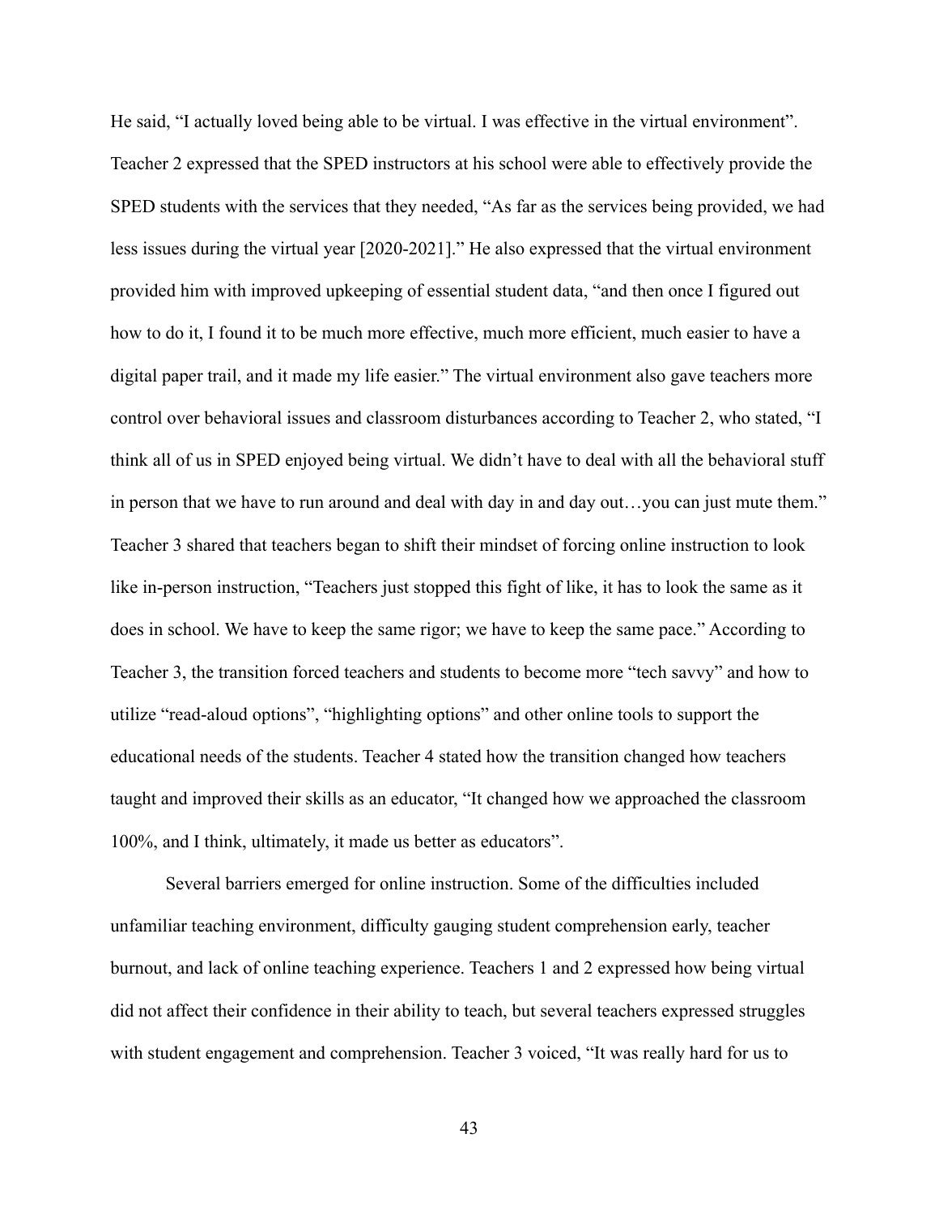He said, “I actually loved being able to be virtual. I was effective in the virtual environment”. Teacher 2 expressed that the SPED instructors at his school were able to effectively provide the SPED students with the services that they needed, “As far as the services being provided, we had less issues during the virtual year [2020-2021].” He also expressed that the virtual environment provided him with improved upkeeping of essential student data, “and then once I figured out how to do it, I found it to be much more effective, much more efficient, much easier to have a digital paper trail, and it made my life easier.” The virtual environment also gave teachers more control over behavioral issues and classroom disturbances according to Teacher 2, who stated, “I think all of us in SPED enjoyed being virtual. We didn’t have to deal with all the behavioral stuff in person that we have to run around and deal with day in and day out…you can just mute them.” Teacher 3 shared that teachers began to shift their mindset of forcing online instruction to look like in-person instruction, “Teachers just stopped this fight of like, it has to look the same as it does in school. We have to keep the same rigor; we have to keep the same pace.” According to Teacher 3, the transition forced teachers and students to become more “tech savvy” and how to utilize “read-aloud options”, “highlighting options” and other online tools to support the educational needs of the students. Teacher 4 stated how the transition changed how teachers taught and improved their skills as an educator, “It changed how we approached the classroom 100%, and I think, ultimately, it made us better as educators”.

Several barriers emerged for online instruction. Some of the difficulties included unfamiliar teaching environment, difficulty gauging student comprehension early, teacher burnout, and lack of online teaching experience. Teachers 1 and 2 expressed how being virtual did not affect their confidence in their ability to teach, but several teachers expressed struggles with student engagement and comprehension. Teacher 3 voiced, “It was really hard for us to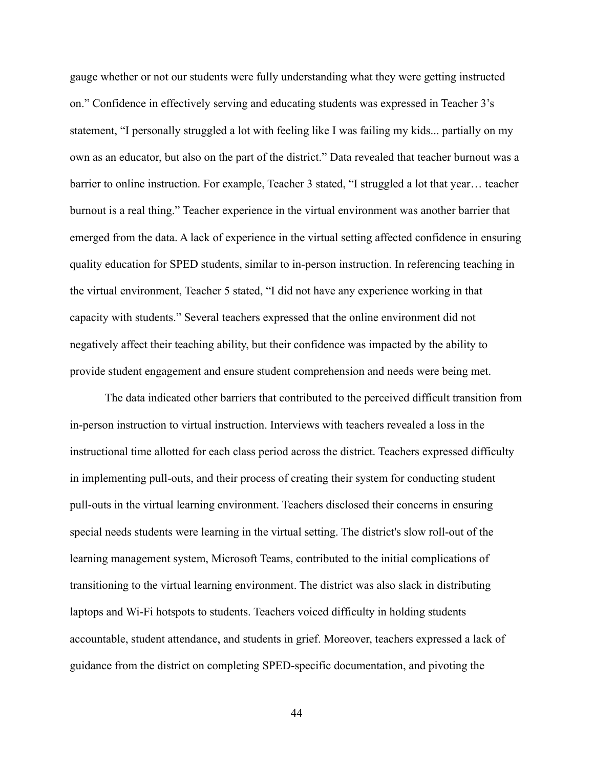gauge whether or not our students were fully understanding what they were getting instructed on." Confidence in effectively serving and educating students was expressed in Teacher 3's statement, "I personally struggled a lot with feeling like I was failing my kids... partially on my own as an educator, but also on the part of the district." Data revealed that teacher burnout was a barrier to online instruction. For example, Teacher 3 stated, "I struggled a lot that year… teacher burnout is a real thing." Teacher experience in the virtual environment was another barrier that emerged from the data. A lack of experience in the virtual setting affected confidence in ensuring quality education for SPED students, similar to in-person instruction. In referencing teaching in the virtual environment, Teacher 5 stated, "I did not have any experience working in that capacity with students." Several teachers expressed that the online environment did not negatively affect their teaching ability, but their confidence was impacted by the ability to provide student engagement and ensure student comprehension and needs were being met.

The data indicated other barriers that contributed to the perceived difficult transition from in-person instruction to virtual instruction. Interviews with teachers revealed a loss in the instructional time allotted for each class period across the district. Teachers expressed difficulty in implementing pull-outs, and their process of creating their system for conducting student pull-outs in the virtual learning environment. Teachers disclosed their concerns in ensuring special needs students were learning in the virtual setting. The district's slow roll-out of the learning management system, Microsoft Teams, contributed to the initial complications of transitioning to the virtual learning environment. The district was also slack in distributing laptops and Wi-Fi hotspots to students. Teachers voiced difficulty in holding students accountable, student attendance, and students in grief. Moreover, teachers expressed a lack of guidance from the district on completing SPED-specific documentation, and pivoting the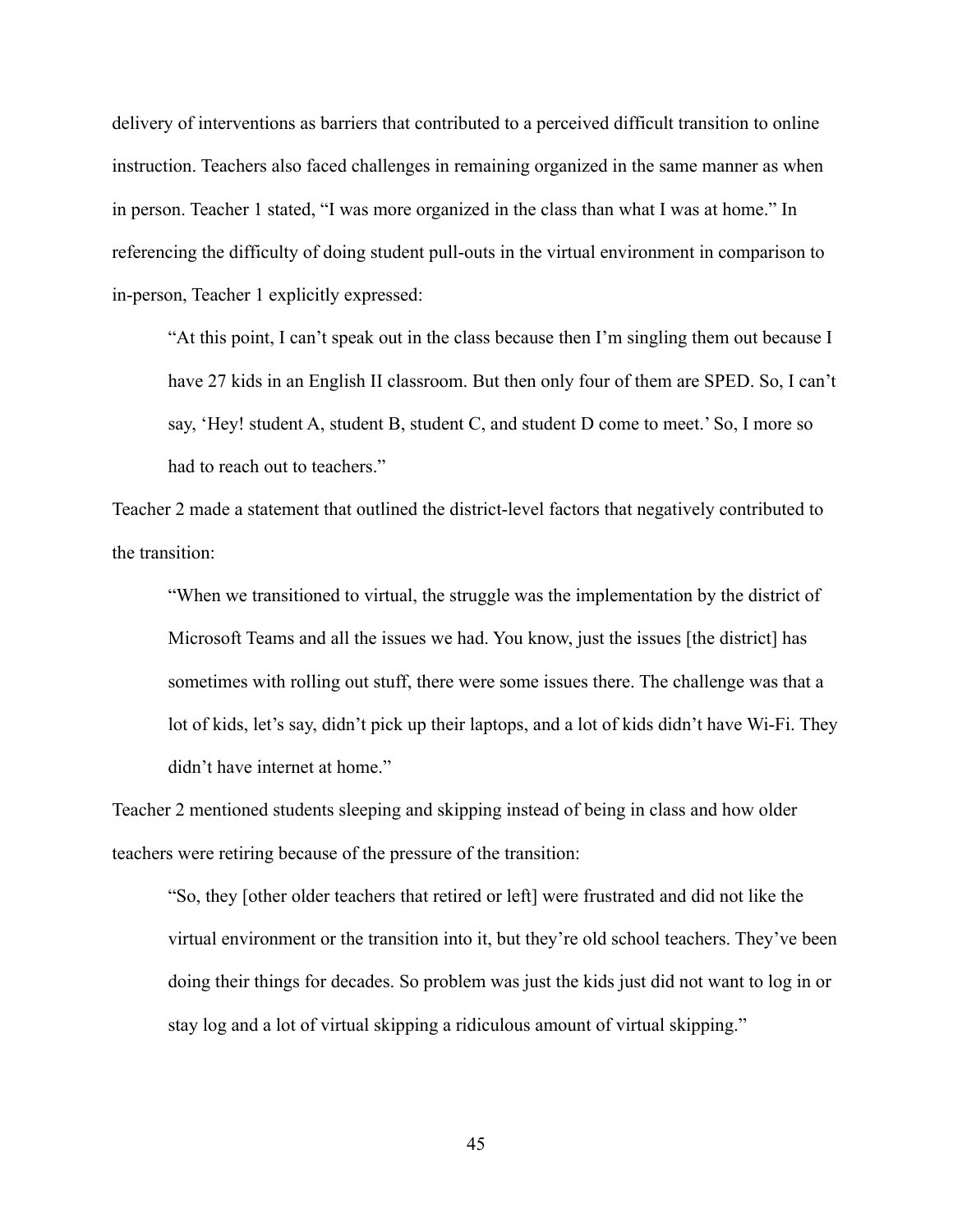delivery of interventions as barriers that contributed to a perceived difficult transition to online instruction. Teachers also faced challenges in remaining organized in the same manner as when in person. Teacher 1 stated, "I was more organized in the class than what I was at home." In referencing the difficulty of doing student pull-outs in the virtual environment in comparison to in-person, Teacher 1 explicitly expressed:

> "At this point, I can't speak out in the class because then I'm singling them out because I have 27 kids in an English II classroom. But then only four of them are SPED. So, I can't say, 'Hey! student A, student B, student C, and student D come to meet.' So, I more so had to reach out to teachers."

Teacher 2 made a statement that outlined the district-level factors that negatively contributed to the transition:

> "When we transitioned to virtual, the struggle was the implementation by the district of Microsoft Teams and all the issues we had. You know, just the issues [the district] has sometimes with rolling out stuff, there were some issues there. The challenge was that a lot of kids, let's say, didn't pick up their laptops, and a lot of kids didn't have Wi-Fi. They didn't have internet at home."

Teacher 2 mentioned students sleeping and skipping instead of being in class and how older teachers were retiring because of the pressure of the transition:

> "So, they [other older teachers that retired or left] were frustrated and did not like the virtual environment or the transition into it, but they're old school teachers. They've been doing their things for decades. So problem was just the kids just did not want to log in or stay log and a lot of virtual skipping a ridiculous amount of virtual skipping."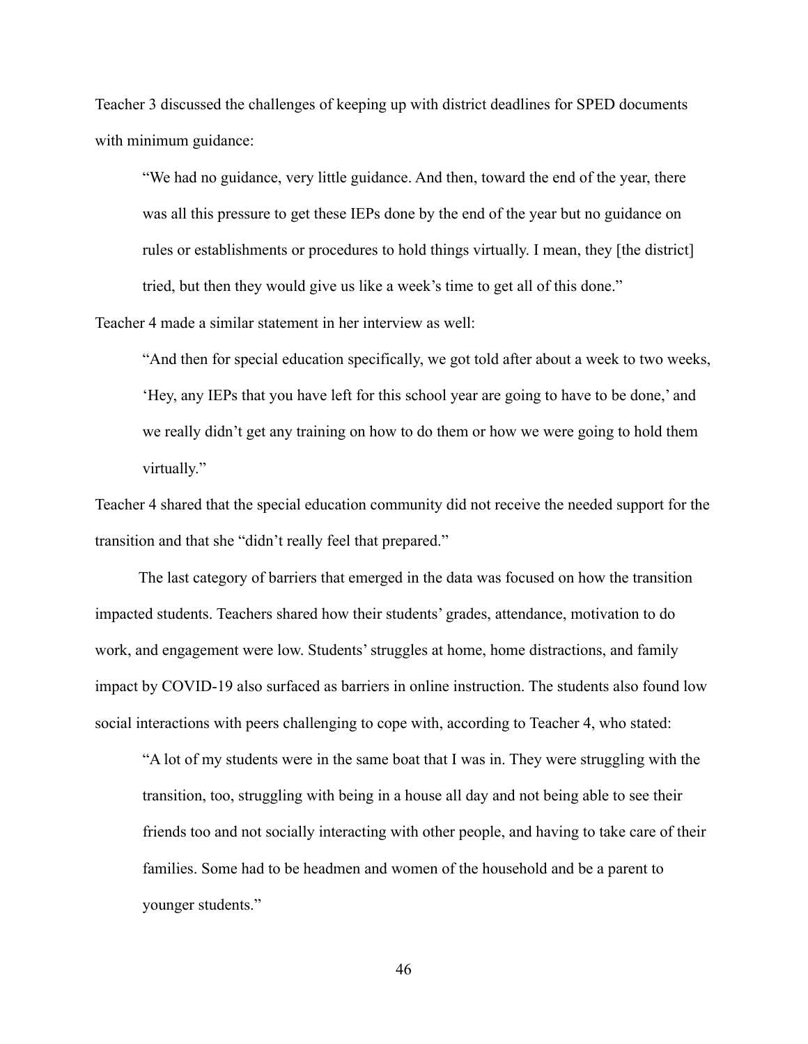Teacher 3 discussed the challenges of keeping up with district deadlines for SPED documents with minimum guidance:

> "We had no guidance, very little guidance. And then, toward the end of the year, there was all this pressure to get these IEPs done by the end of the year but no guidance on rules or establishments or procedures to hold things virtually. I mean, they [the district] tried, but then they would give us like a week's time to get all of this done."

Teacher 4 made a similar statement in her interview as well:

> "And then for special education specifically, we got told after about a week to two weeks, 'Hey, any IEPs that you have left for this school year are going to have to be done,' and we really didn't get any training on how to do them or how we were going to hold them virtually."

Teacher 4 shared that the special education community did not receive the needed support for the transition and that she "didn't really feel that prepared."

The last category of barriers that emerged in the data was focused on how the transition impacted students. Teachers shared how their students' grades, attendance, motivation to do work, and engagement were low. Students' struggles at home, home distractions, and family impact by COVID-19 also surfaced as barriers in online instruction. The students also found low social interactions with peers challenging to cope with, according to Teacher 4, who stated:

> "A lot of my students were in the same boat that I was in. They were struggling with the transition, too, struggling with being in a house all day and not being able to see their friends too and not socially interacting with other people, and having to take care of their families. Some had to be headmen and women of the household and be a parent to younger students."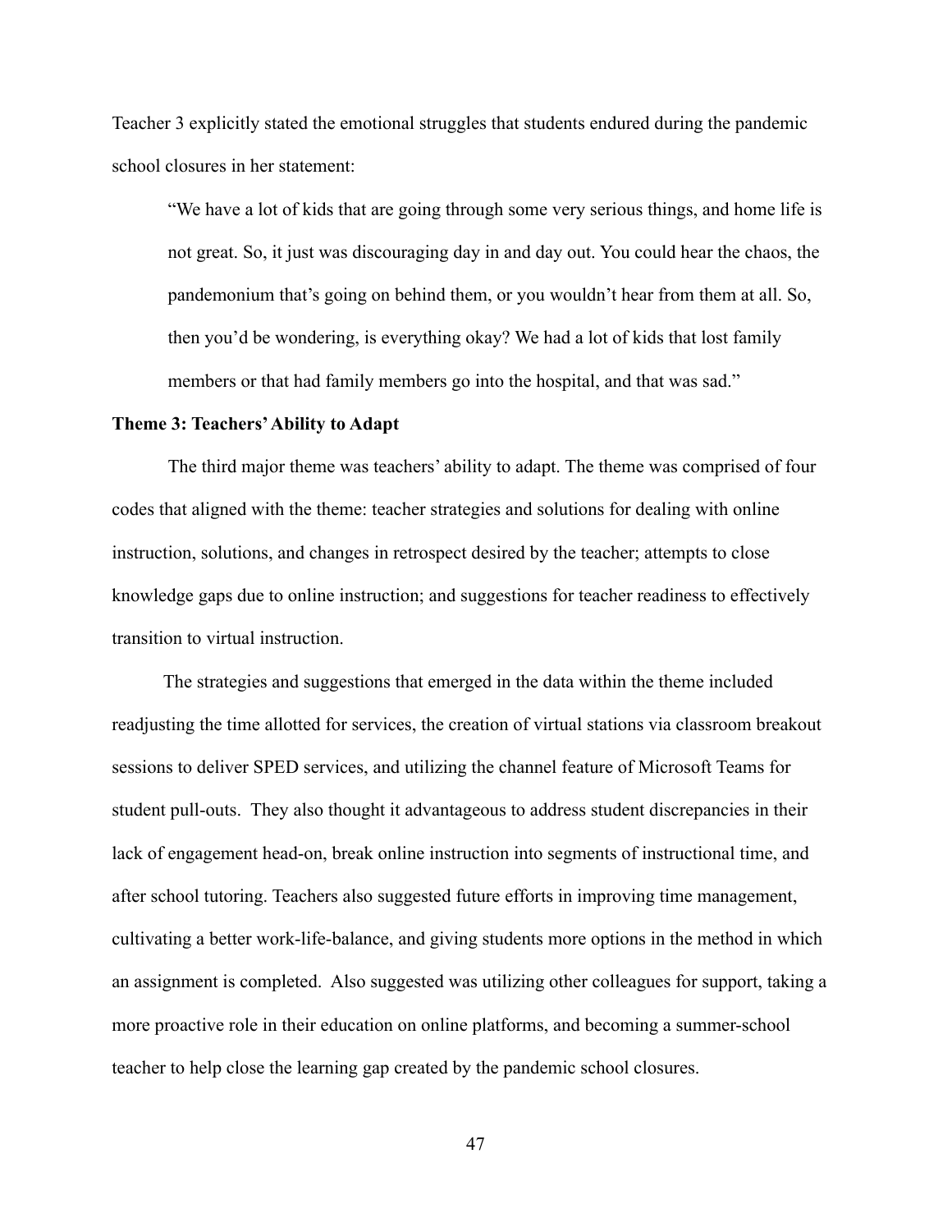Teacher 3 explicitly stated the emotional struggles that students endured during the pandemic school closures in her statement:

> "We have a lot of kids that are going through some very serious things, and home life is not great. So, it just was discouraging day in and day out. You could hear the chaos, the pandemonium that's going on behind them, or you wouldn't hear from them at all. So, then you'd be wondering, is everything okay? We had a lot of kids that lost family members or that had family members go into the hospital, and that was sad."

### Theme 3: Teachers' Ability to Adapt

The third major theme was teachers' ability to adapt. The theme was comprised of four codes that aligned with the theme: teacher strategies and solutions for dealing with online instruction, solutions, and changes in retrospect desired by the teacher; attempts to close knowledge gaps due to online instruction; and suggestions for teacher readiness to effectively transition to virtual instruction.

The strategies and suggestions that emerged in the data within the theme included readjusting the time allotted for services, the creation of virtual stations via classroom breakout sessions to deliver SPED services, and utilizing the channel feature of Microsoft Teams for student pull-outs. They also thought it advantageous to address student discrepancies in their lack of engagement head-on, break online instruction into segments of instructional time, and after school tutoring. Teachers also suggested future efforts in improving time management, cultivating a better work-life-balance, and giving students more options in the method in which an assignment is completed. Also suggested was utilizing other colleagues for support, taking a more proactive role in their education on online platforms, and becoming a summer-school teacher to help close the learning gap created by the pandemic school closures.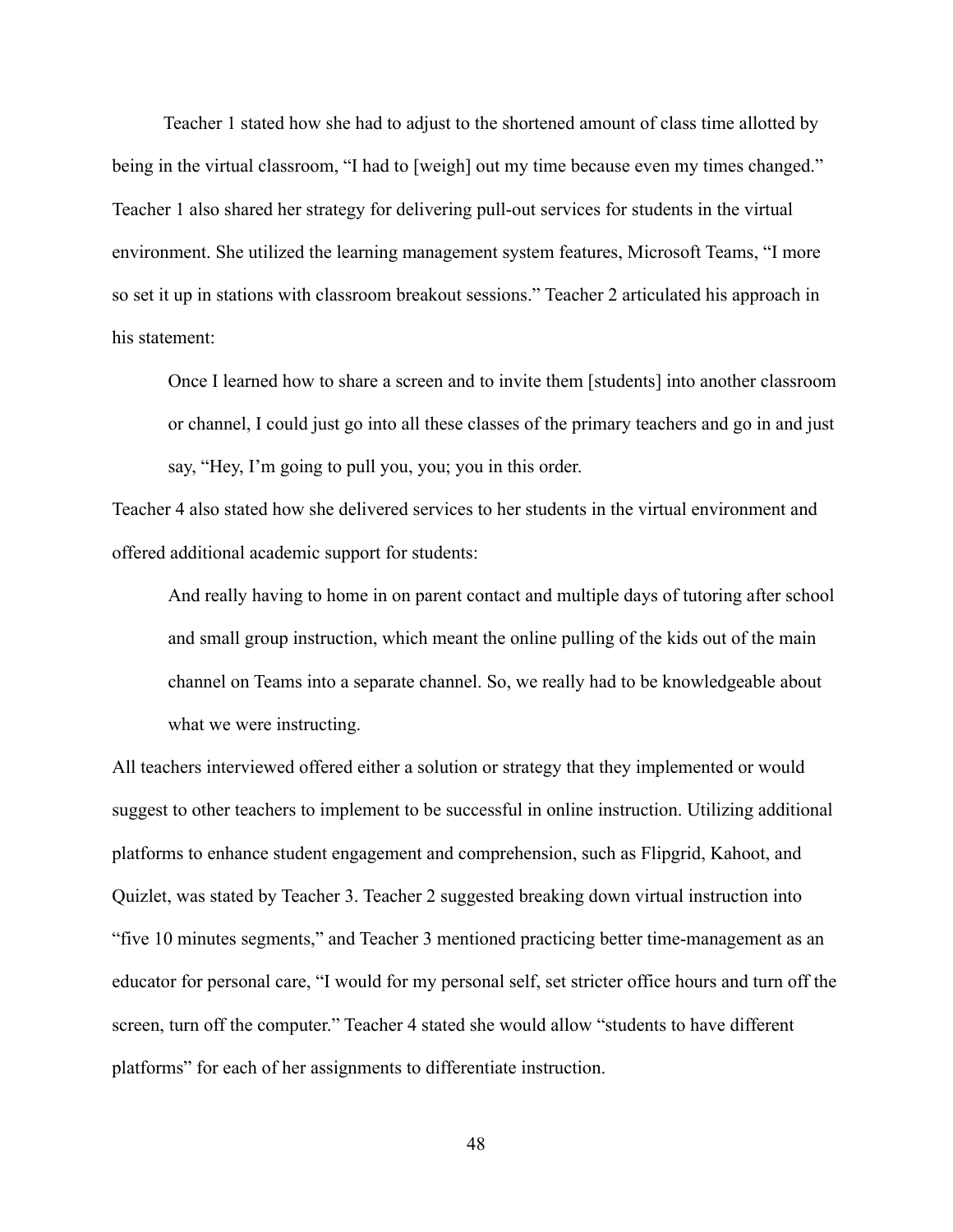Teacher 1 stated how she had to adjust to the shortened amount of class time allotted by being in the virtual classroom, "I had to [weigh] out my time because even my times changed." Teacher 1 also shared her strategy for delivering pull-out services for students in the virtual environment. She utilized the learning management system features, Microsoft Teams, "I more so set it up in stations with classroom breakout sessions." Teacher 2 articulated his approach in his statement:

> Once I learned how to share a screen and to invite them [students] into another classroom or channel, I could just go into all these classes of the primary teachers and go in and just say, "Hey, I'm going to pull you, you; you in this order.

Teacher 4 also stated how she delivered services to her students in the virtual environment and offered additional academic support for students:

> And really having to home in on parent contact and multiple days of tutoring after school and small group instruction, which meant the online pulling of the kids out of the main channel on Teams into a separate channel. So, we really had to be knowledgeable about what we were instructing.

All teachers interviewed offered either a solution or strategy that they implemented or would suggest to other teachers to implement to be successful in online instruction. Utilizing additional platforms to enhance student engagement and comprehension, such as Flipgrid, Kahoot, and Quizlet, was stated by Teacher 3. Teacher 2 suggested breaking down virtual instruction into "five 10 minutes segments," and Teacher 3 mentioned practicing better time-management as an educator for personal care, "I would for my personal self, set stricter office hours and turn off the screen, turn off the computer." Teacher 4 stated she would allow "students to have different platforms" for each of her assignments to differentiate instruction.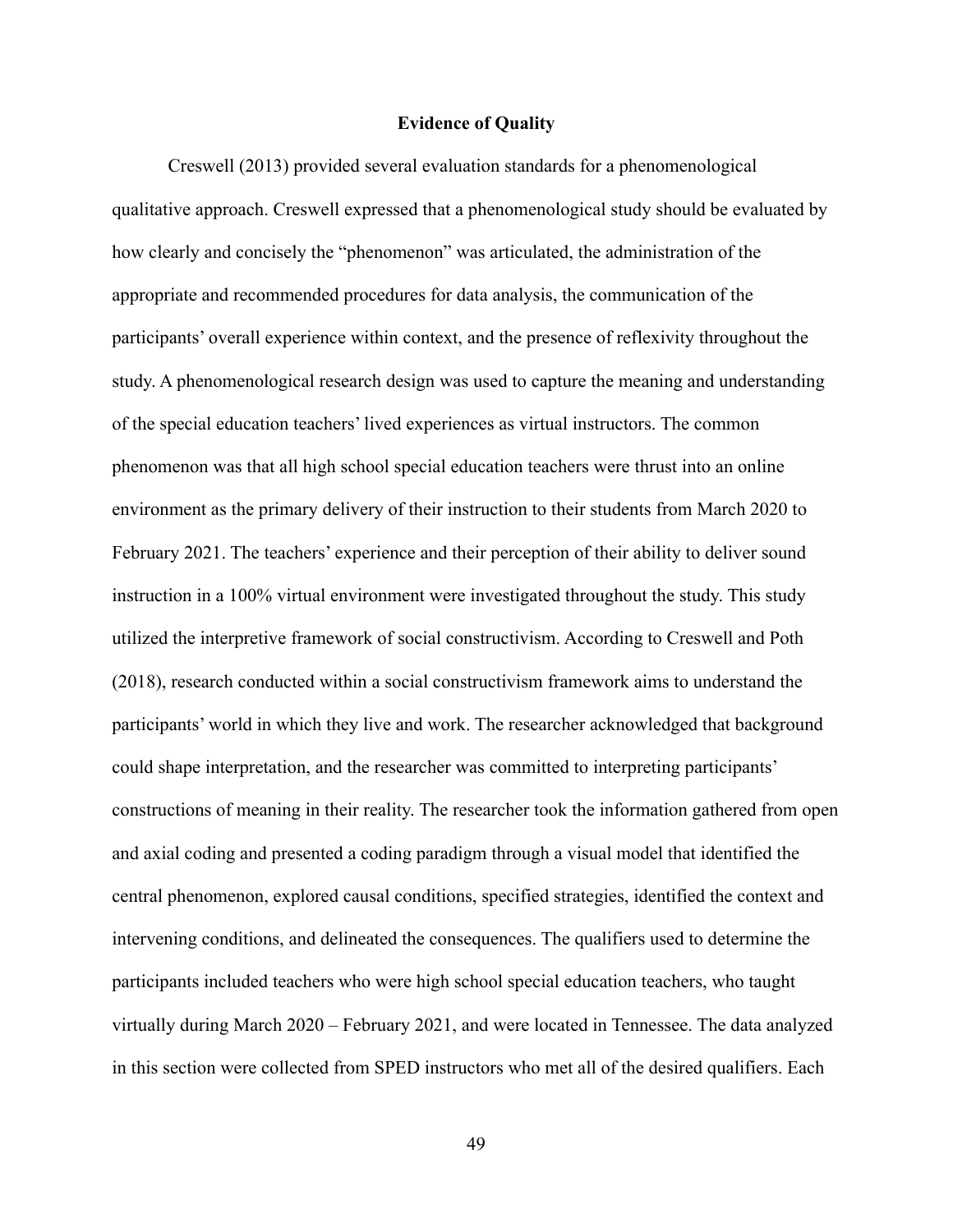## Evidence of Quality

Creswell (2013) provided several evaluation standards for a phenomenological qualitative approach. Creswell expressed that a phenomenological study should be evaluated by how clearly and concisely the "phenomenon" was articulated, the administration of the appropriate and recommended procedures for data analysis, the communication of the participants' overall experience within context, and the presence of reflexivity throughout the study. A phenomenological research design was used to capture the meaning and understanding of the special education teachers' lived experiences as virtual instructors. The common phenomenon was that all high school special education teachers were thrust into an online environment as the primary delivery of their instruction to their students from March 2020 to February 2021. The teachers' experience and their perception of their ability to deliver sound instruction in a 100% virtual environment were investigated throughout the study. This study utilized the interpretive framework of social constructivism. According to Creswell and Poth (2018), research conducted within a social constructivism framework aims to understand the participants' world in which they live and work. The researcher acknowledged that background could shape interpretation, and the researcher was committed to interpreting participants' constructions of meaning in their reality. The researcher took the information gathered from open and axial coding and presented a coding paradigm through a visual model that identified the central phenomenon, explored causal conditions, specified strategies, identified the context and intervening conditions, and delineated the consequences. The qualifiers used to determine the participants included teachers who were high school special education teachers, who taught virtually during March 2020 – February 2021, and were located in Tennessee. The data analyzed in this section were collected from SPED instructors who met all of the desired qualifiers. Each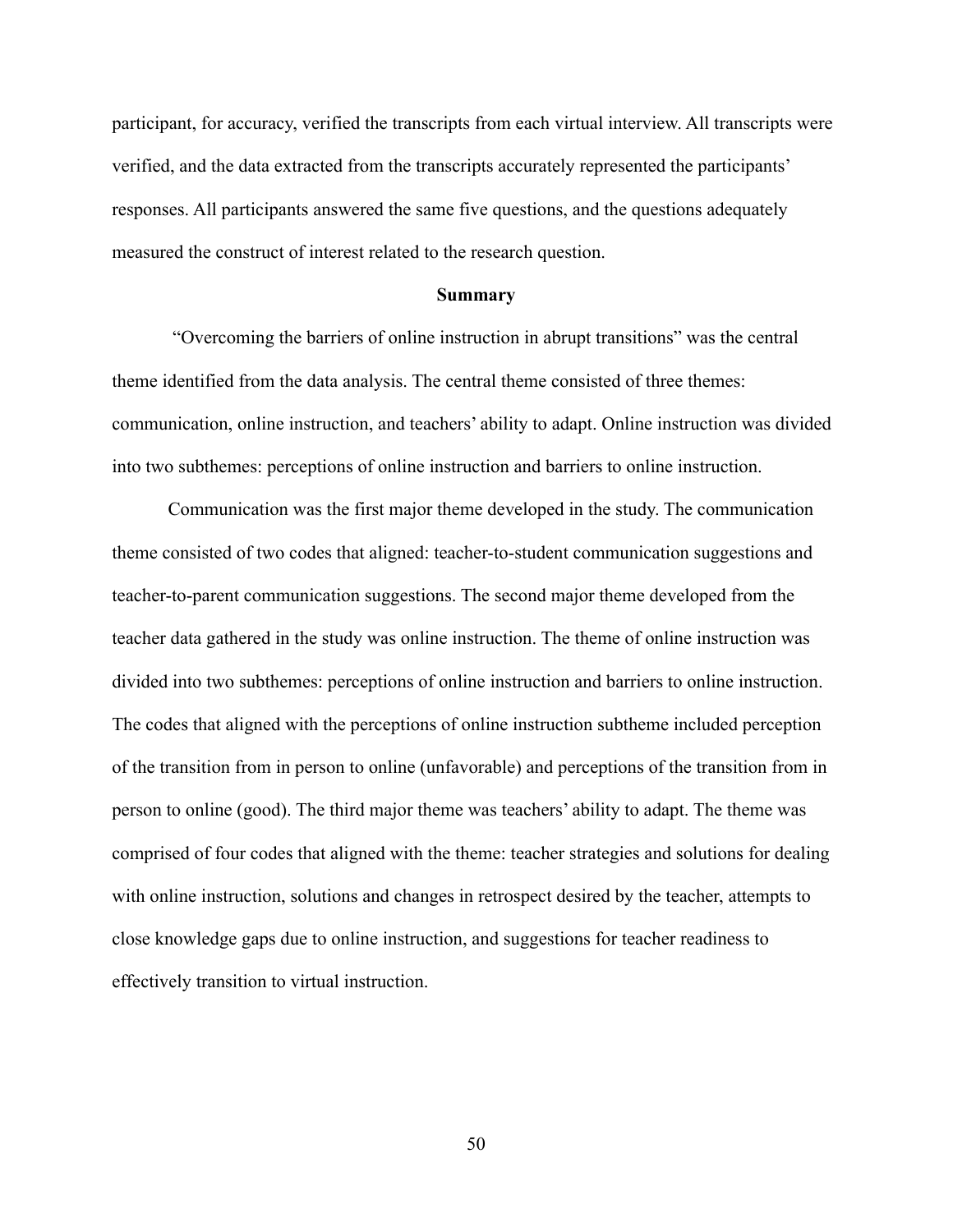participant, for accuracy, verified the transcripts from each virtual interview. All transcripts were verified, and the data extracted from the transcripts accurately represented the participants' responses. All participants answered the same five questions, and the questions adequately measured the construct of interest related to the research question.

## Summary

"Overcoming the barriers of online instruction in abrupt transitions" was the central theme identified from the data analysis. The central theme consisted of three themes: communication, online instruction, and teachers' ability to adapt. Online instruction was divided into two subthemes: perceptions of online instruction and barriers to online instruction.

Communication was the first major theme developed in the study. The communication theme consisted of two codes that aligned: teacher-to-student communication suggestions and teacher-to-parent communication suggestions. The second major theme developed from the teacher data gathered in the study was online instruction. The theme of online instruction was divided into two subthemes: perceptions of online instruction and barriers to online instruction. The codes that aligned with the perceptions of online instruction subtheme included perception of the transition from in person to online (unfavorable) and perceptions of the transition from in person to online (good). The third major theme was teachers' ability to adapt. The theme was comprised of four codes that aligned with the theme: teacher strategies and solutions for dealing with online instruction, solutions and changes in retrospect desired by the teacher, attempts to close knowledge gaps due to online instruction, and suggestions for teacher readiness to effectively transition to virtual instruction.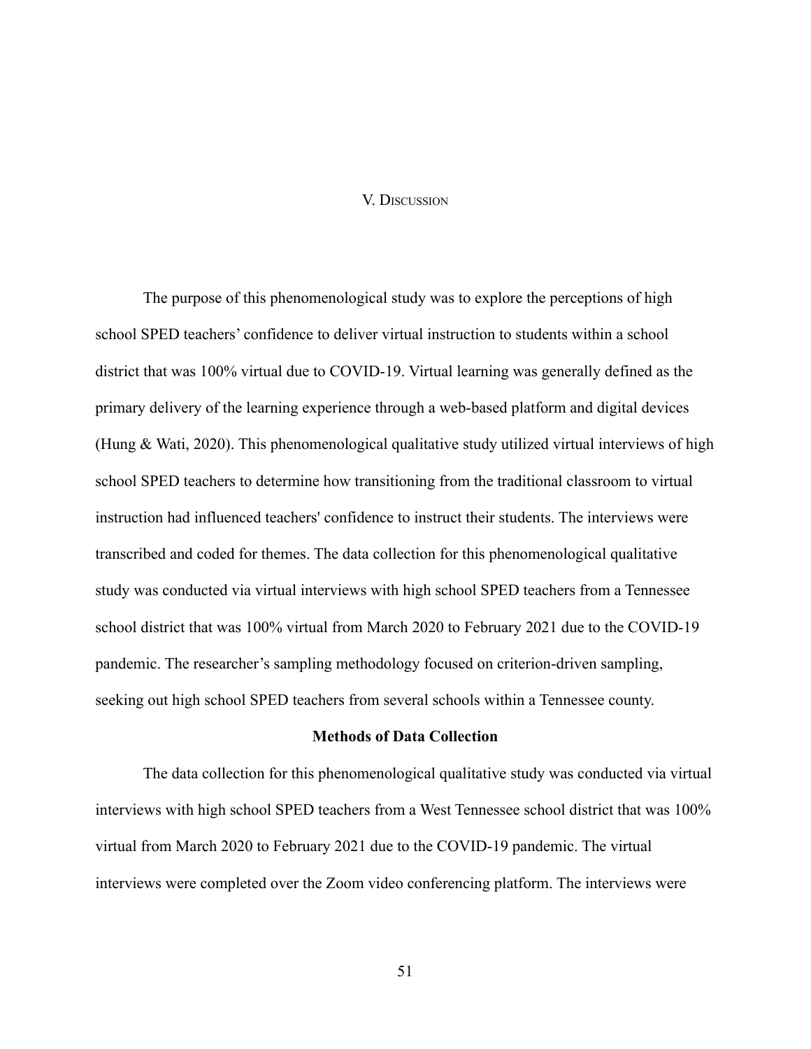# V. Discussion

The purpose of this phenomenological study was to explore the perceptions of high school SPED teachers' confidence to deliver virtual instruction to students within a school district that was 100% virtual due to COVID-19. Virtual learning was generally defined as the primary delivery of the learning experience through a web-based platform and digital devices (Hung & Wati, 2020). This phenomenological qualitative study utilized virtual interviews of high school SPED teachers to determine how transitioning from the traditional classroom to virtual instruction had influenced teachers' confidence to instruct their students. The interviews were transcribed and coded for themes. The data collection for this phenomenological qualitative study was conducted via virtual interviews with high school SPED teachers from a Tennessee school district that was 100% virtual from March 2020 to February 2021 due to the COVID-19 pandemic. The researcher's sampling methodology focused on criterion-driven sampling, seeking out high school SPED teachers from several schools within a Tennessee county.

## Methods of Data Collection

The data collection for this phenomenological qualitative study was conducted via virtual interviews with high school SPED teachers from a West Tennessee school district that was 100% virtual from March 2020 to February 2021 due to the COVID-19 pandemic. The virtual interviews were completed over the Zoom video conferencing platform. The interviews were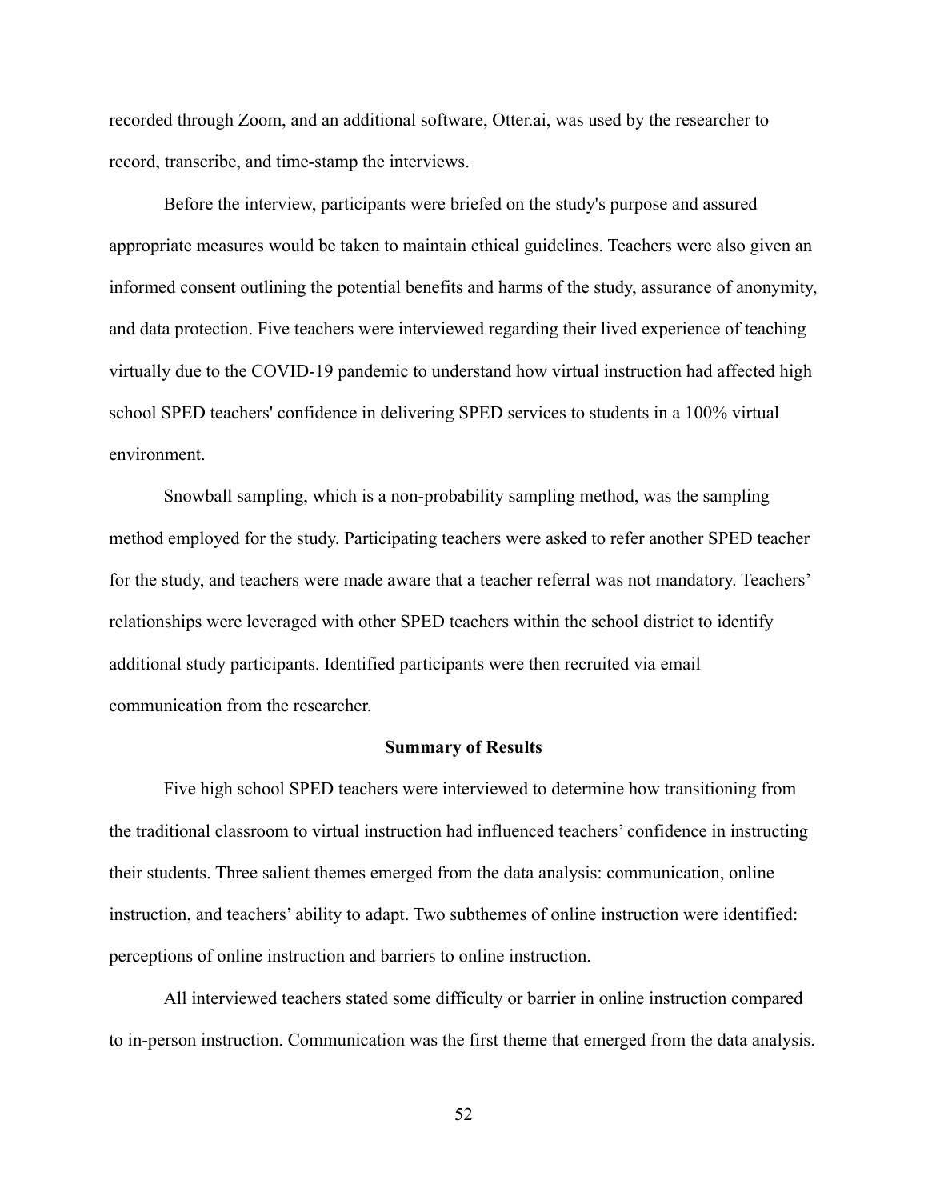recorded through Zoom, and an additional software, Otter.ai, was used by the researcher to record, transcribe, and time-stamp the interviews.

Before the interview, participants were briefed on the study's purpose and assured appropriate measures would be taken to maintain ethical guidelines. Teachers were also given an informed consent outlining the potential benefits and harms of the study, assurance of anonymity, and data protection. Five teachers were interviewed regarding their lived experience of teaching virtually due to the COVID-19 pandemic to understand how virtual instruction had affected high school SPED teachers' confidence in delivering SPED services to students in a 100% virtual environment.

Snowball sampling, which is a non-probability sampling method, was the sampling method employed for the study. Participating teachers were asked to refer another SPED teacher for the study, and teachers were made aware that a teacher referral was not mandatory. Teachers' relationships were leveraged with other SPED teachers within the school district to identify additional study participants. Identified participants were then recruited via email communication from the researcher.

## Summary of Results

Five high school SPED teachers were interviewed to determine how transitioning from the traditional classroom to virtual instruction had influenced teachers' confidence in instructing their students. Three salient themes emerged from the data analysis: communication, online instruction, and teachers' ability to adapt. Two subthemes of online instruction were identified: perceptions of online instruction and barriers to online instruction.

All interviewed teachers stated some difficulty or barrier in online instruction compared to in-person instruction. Communication was the first theme that emerged from the data analysis.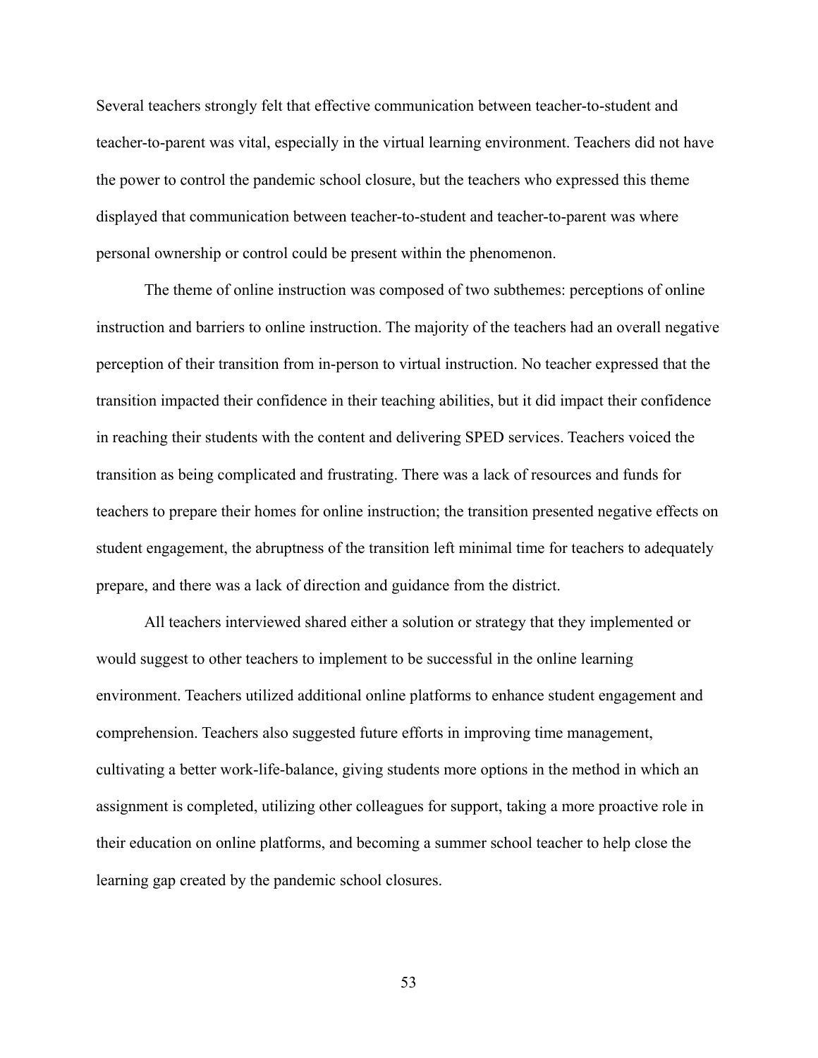Several teachers strongly felt that effective communication between teacher-to-student and teacher-to-parent was vital, especially in the virtual learning environment. Teachers did not have the power to control the pandemic school closure, but the teachers who expressed this theme displayed that communication between teacher-to-student and teacher-to-parent was where personal ownership or control could be present within the phenomenon.

The theme of online instruction was composed of two subthemes: perceptions of online instruction and barriers to online instruction. The majority of the teachers had an overall negative perception of their transition from in-person to virtual instruction. No teacher expressed that the transition impacted their confidence in their teaching abilities, but it did impact their confidence in reaching their students with the content and delivering SPED services. Teachers voiced the transition as being complicated and frustrating. There was a lack of resources and funds for teachers to prepare their homes for online instruction; the transition presented negative effects on student engagement, the abruptness of the transition left minimal time for teachers to adequately prepare, and there was a lack of direction and guidance from the district.

All teachers interviewed shared either a solution or strategy that they implemented or would suggest to other teachers to implement to be successful in the online learning environment. Teachers utilized additional online platforms to enhance student engagement and comprehension. Teachers also suggested future efforts in improving time management, cultivating a better work-life-balance, giving students more options in the method in which an assignment is completed, utilizing other colleagues for support, taking a more proactive role in their education on online platforms, and becoming a summer school teacher to help close the learning gap created by the pandemic school closures.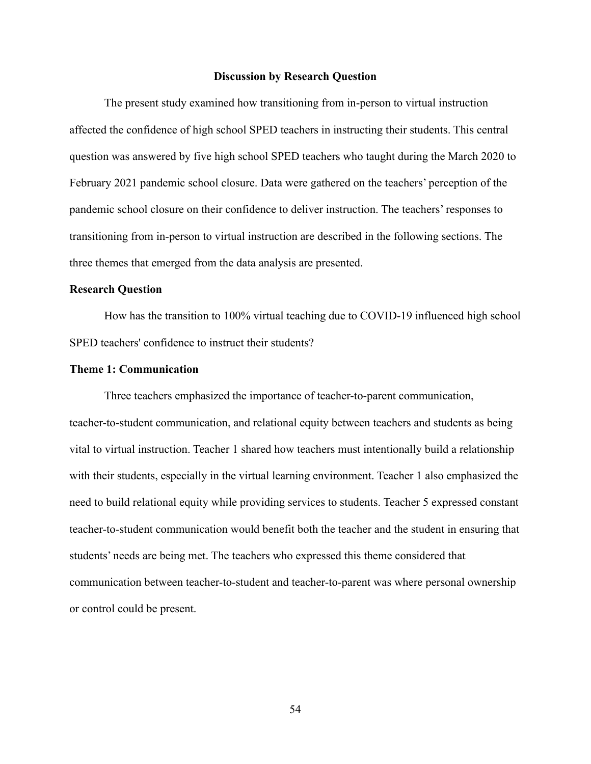## Discussion by Research Question

The present study examined how transitioning from in-person to virtual instruction affected the confidence of high school SPED teachers in instructing their students. This central question was answered by five high school SPED teachers who taught during the March 2020 to February 2021 pandemic school closure. Data were gathered on the teachers' perception of the pandemic school closure on their confidence to deliver instruction. The teachers' responses to transitioning from in-person to virtual instruction are described in the following sections. The three themes that emerged from the data analysis are presented.

### Research Question

How has the transition to 100% virtual teaching due to COVID-19 influenced high school SPED teachers' confidence to instruct their students?

### Theme 1: Communication

Three teachers emphasized the importance of teacher-to-parent communication, teacher-to-student communication, and relational equity between teachers and students as being vital to virtual instruction. Teacher 1 shared how teachers must intentionally build a relationship with their students, especially in the virtual learning environment. Teacher 1 also emphasized the need to build relational equity while providing services to students. Teacher 5 expressed constant teacher-to-student communication would benefit both the teacher and the student in ensuring that students' needs are being met. The teachers who expressed this theme considered that communication between teacher-to-student and teacher-to-parent was where personal ownership or control could be present.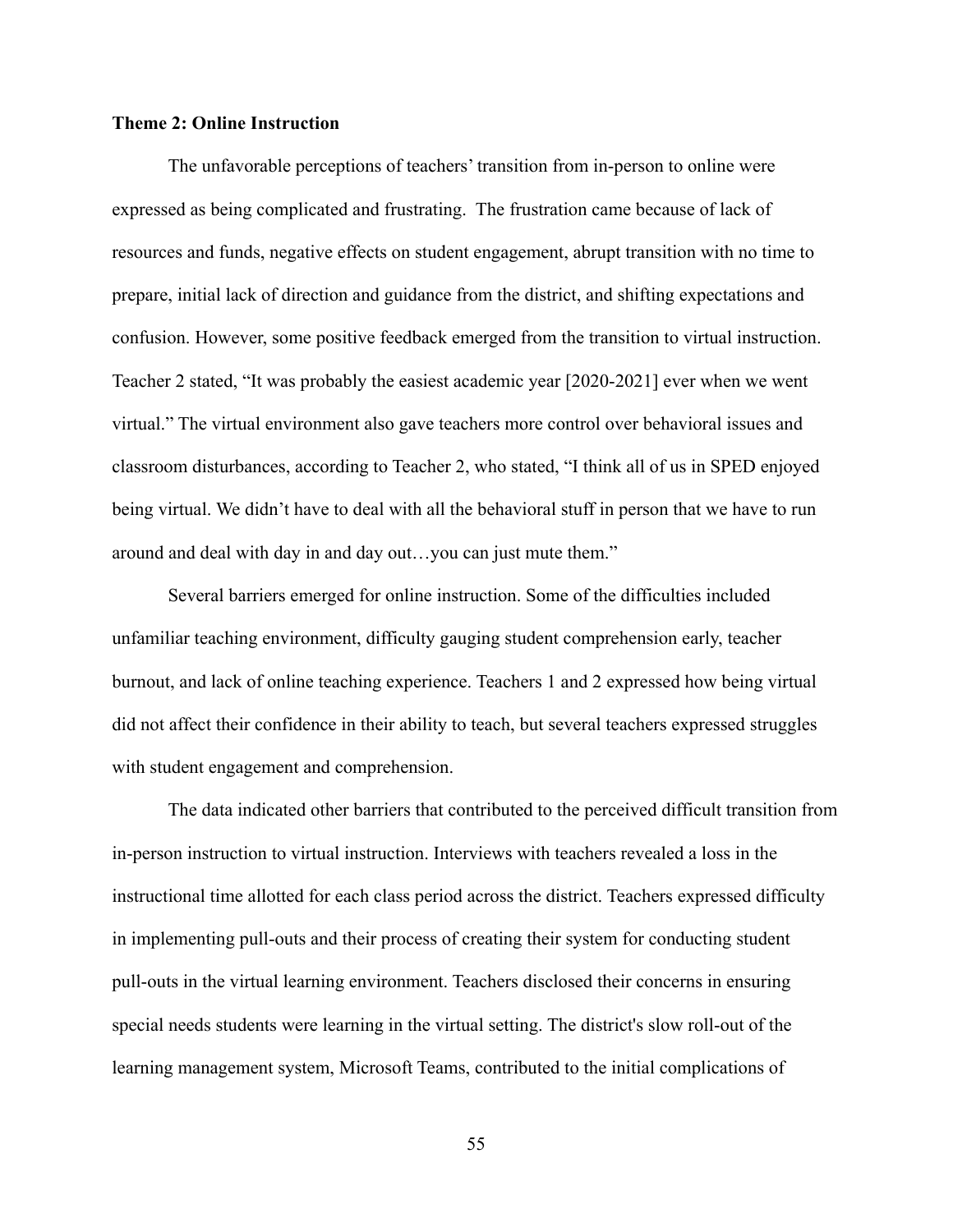**Theme 2: Online Instruction**

The unfavorable perceptions of teachers' transition from in-person to online were expressed as being complicated and frustrating. The frustration came because of lack of resources and funds, negative effects on student engagement, abrupt transition with no time to prepare, initial lack of direction and guidance from the district, and shifting expectations and confusion. However, some positive feedback emerged from the transition to virtual instruction. Teacher 2 stated, "It was probably the easiest academic year [2020-2021] ever when we went virtual." The virtual environment also gave teachers more control over behavioral issues and classroom disturbances, according to Teacher 2, who stated, "I think all of us in SPED enjoyed being virtual. We didn't have to deal with all the behavioral stuff in person that we have to run around and deal with day in and day out…you can just mute them."

Several barriers emerged for online instruction. Some of the difficulties included unfamiliar teaching environment, difficulty gauging student comprehension early, teacher burnout, and lack of online teaching experience. Teachers 1 and 2 expressed how being virtual did not affect their confidence in their ability to teach, but several teachers expressed struggles with student engagement and comprehension.

The data indicated other barriers that contributed to the perceived difficult transition from in-person instruction to virtual instruction. Interviews with teachers revealed a loss in the instructional time allotted for each class period across the district. Teachers expressed difficulty in implementing pull-outs and their process of creating their system for conducting student pull-outs in the virtual learning environment. Teachers disclosed their concerns in ensuring special needs students were learning in the virtual setting. The district's slow roll-out of the learning management system, Microsoft Teams, contributed to the initial complications of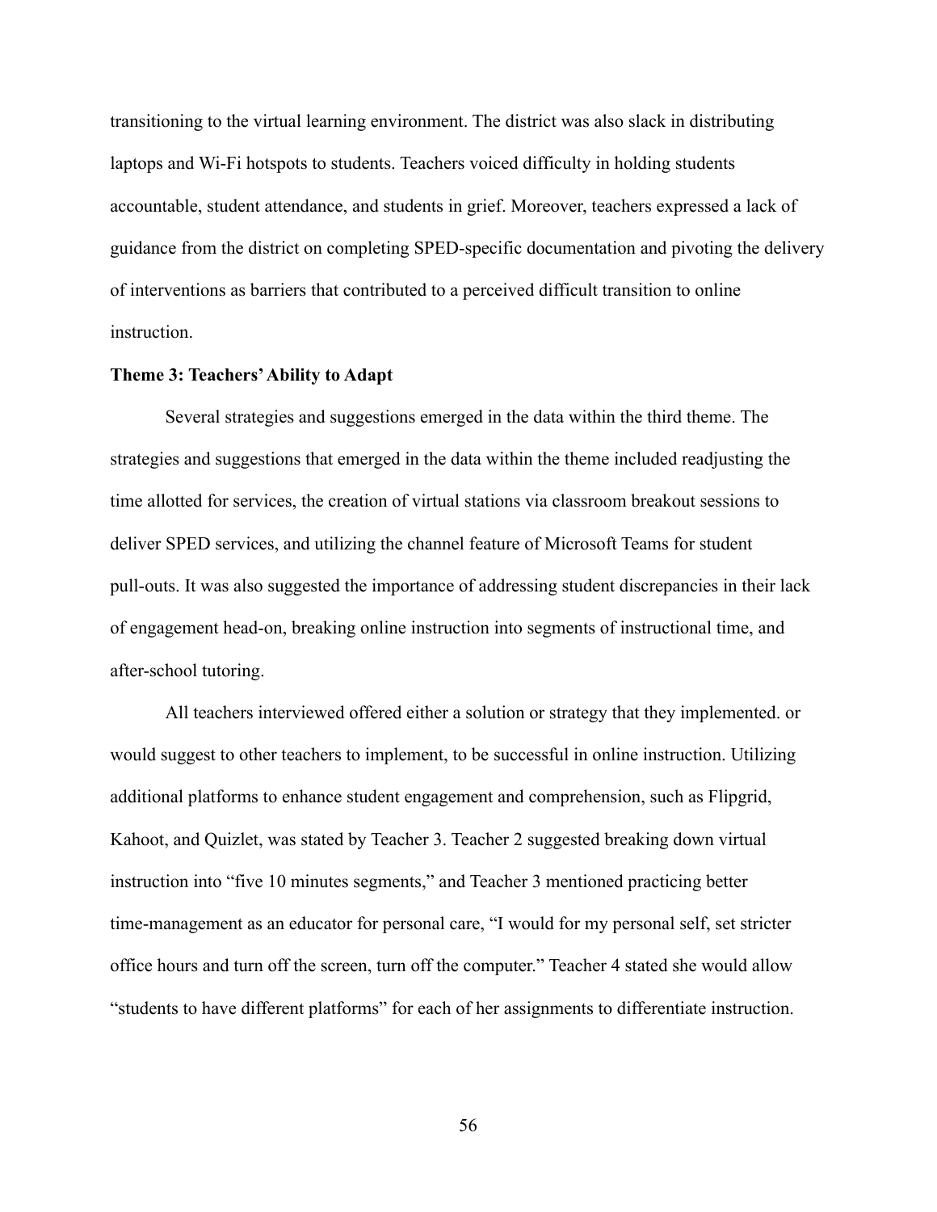transitioning to the virtual learning environment. The district was also slack in distributing laptops and Wi-Fi hotspots to students. Teachers voiced difficulty in holding students accountable, student attendance, and students in grief. Moreover, teachers expressed a lack of guidance from the district on completing SPED-specific documentation and pivoting the delivery of interventions as barriers that contributed to a perceived difficult transition to online instruction.

**Theme 3: Teachers' Ability to Adapt**

Several strategies and suggestions emerged in the data within the third theme. The strategies and suggestions that emerged in the data within the theme included readjusting the time allotted for services, the creation of virtual stations via classroom breakout sessions to deliver SPED services, and utilizing the channel feature of Microsoft Teams for student pull-outs. It was also suggested the importance of addressing student discrepancies in their lack of engagement head-on, breaking online instruction into segments of instructional time, and after-school tutoring.

All teachers interviewed offered either a solution or strategy that they implemented. or would suggest to other teachers to implement, to be successful in online instruction. Utilizing additional platforms to enhance student engagement and comprehension, such as Flipgrid, Kahoot, and Quizlet, was stated by Teacher 3. Teacher 2 suggested breaking down virtual instruction into "five 10 minutes segments," and Teacher 3 mentioned practicing better time-management as an educator for personal care, "I would for my personal self, set stricter office hours and turn off the screen, turn off the computer." Teacher 4 stated she would allow "students to have different platforms" for each of her assignments to differentiate instruction.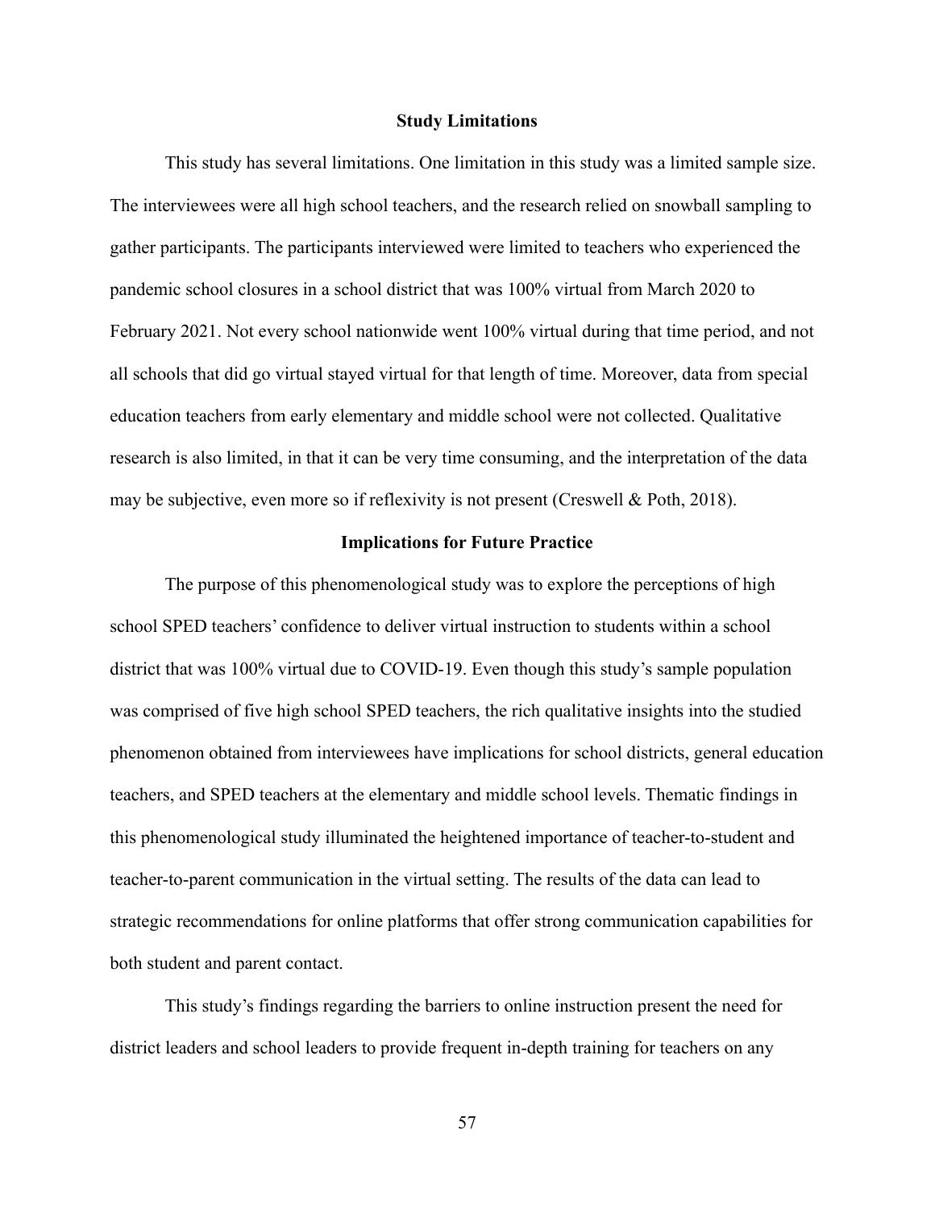## Study Limitations

This study has several limitations. One limitation in this study was a limited sample size. The interviewees were all high school teachers, and the research relied on snowball sampling to gather participants. The participants interviewed were limited to teachers who experienced the pandemic school closures in a school district that was 100% virtual from March 2020 to February 2021. Not every school nationwide went 100% virtual during that time period, and not all schools that did go virtual stayed virtual for that length of time. Moreover, data from special education teachers from early elementary and middle school were not collected. Qualitative research is also limited, in that it can be very time consuming, and the interpretation of the data may be subjective, even more so if reflexivity is not present (Creswell & Poth, 2018).

## Implications for Future Practice

The purpose of this phenomenological study was to explore the perceptions of high school SPED teachers' confidence to deliver virtual instruction to students within a school district that was 100% virtual due to COVID-19. Even though this study's sample population was comprised of five high school SPED teachers, the rich qualitative insights into the studied phenomenon obtained from interviewees have implications for school districts, general education teachers, and SPED teachers at the elementary and middle school levels. Thematic findings in this phenomenological study illuminated the heightened importance of teacher-to-student and teacher-to-parent communication in the virtual setting. The results of the data can lead to strategic recommendations for online platforms that offer strong communication capabilities for both student and parent contact.

This study's findings regarding the barriers to online instruction present the need for district leaders and school leaders to provide frequent in-depth training for teachers on any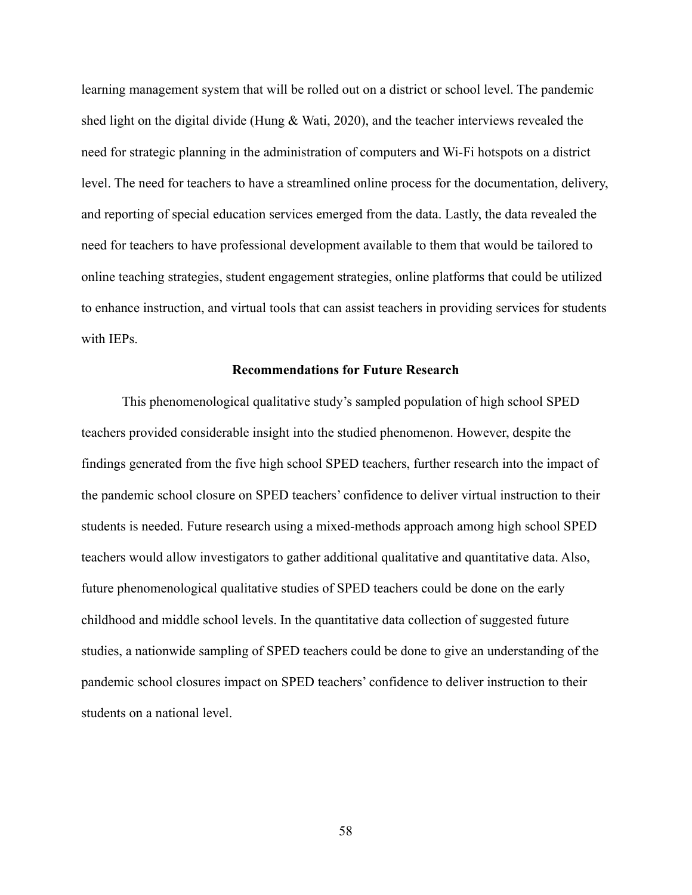learning management system that will be rolled out on a district or school level. The pandemic shed light on the digital divide (Hung & Wati, 2020), and the teacher interviews revealed the need for strategic planning in the administration of computers and Wi-Fi hotspots on a district level. The need for teachers to have a streamlined online process for the documentation, delivery, and reporting of special education services emerged from the data. Lastly, the data revealed the need for teachers to have professional development available to them that would be tailored to online teaching strategies, student engagement strategies, online platforms that could be utilized to enhance instruction, and virtual tools that can assist teachers in providing services for students with IEPs.

## Recommendations for Future Research

This phenomenological qualitative study's sampled population of high school SPED teachers provided considerable insight into the studied phenomenon. However, despite the findings generated from the five high school SPED teachers, further research into the impact of the pandemic school closure on SPED teachers' confidence to deliver virtual instruction to their students is needed. Future research using a mixed-methods approach among high school SPED teachers would allow investigators to gather additional qualitative and quantitative data. Also, future phenomenological qualitative studies of SPED teachers could be done on the early childhood and middle school levels. In the quantitative data collection of suggested future studies, a nationwide sampling of SPED teachers could be done to give an understanding of the pandemic school closures impact on SPED teachers' confidence to deliver instruction to their students on a national level.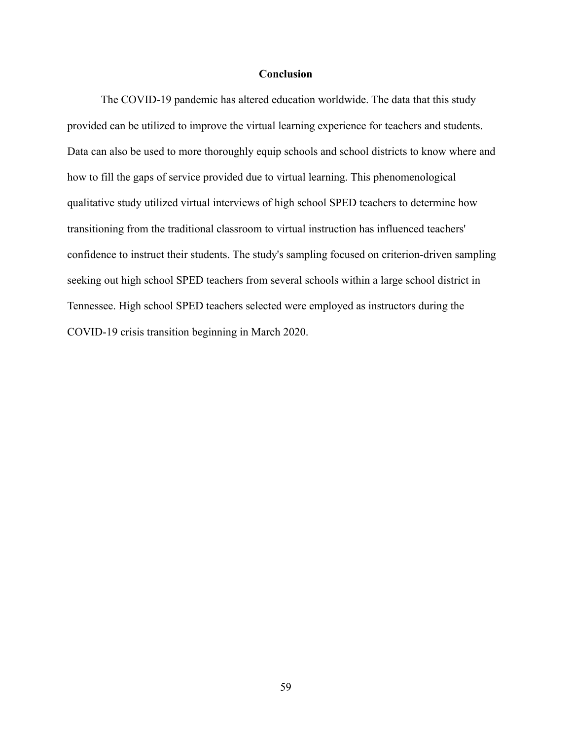## Conclusion

The COVID-19 pandemic has altered education worldwide. The data that this study provided can be utilized to improve the virtual learning experience for teachers and students. Data can also be used to more thoroughly equip schools and school districts to know where and how to fill the gaps of service provided due to virtual learning. This phenomenological qualitative study utilized virtual interviews of high school SPED teachers to determine how transitioning from the traditional classroom to virtual instruction has influenced teachers' confidence to instruct their students. The study's sampling focused on criterion-driven sampling seeking out high school SPED teachers from several schools within a large school district in Tennessee. High school SPED teachers selected were employed as instructors during the COVID-19 crisis transition beginning in March 2020.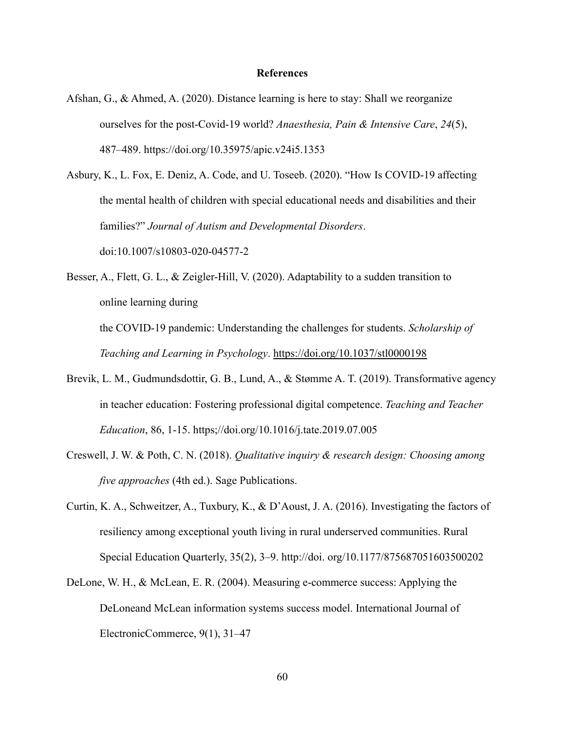# References

Afshan, G., & Ahmed, A. (2020). Distance learning is here to stay: Shall we reorganize ourselves for the post-Covid-19 world? *Anaesthesia, Pain & Intensive Care*, *24*(5), 487–489. https://doi.org/10.35975/apic.v24i5.1353

Asbury, K., L. Fox, E. Deniz, A. Code, and U. Toseeb. (2020). "How Is COVID-19 affecting the mental health of children with special educational needs and disabilities and their families?" *Journal of Autism and Developmental Disorders*. doi:10.1007/s10803-020-04577-2

Besser, A., Flett, G. L., & Zeigler-Hill, V. (2020). Adaptability to a sudden transition to online learning during

the COVID-19 pandemic: Understanding the challenges for students. *Scholarship of Teaching and Learning in Psychology*. https://doi.org/10.1037/stl0000198

Brevik, L. M., Gudmundsdottir, G. B., Lund, A., & Stømme A. T. (2019). Transformative agency in teacher education: Fostering professional digital competence. *Teaching and Teacher Education*, 86, 1-15. https;//doi.org/10.1016/j.tate.2019.07.005

Creswell, J. W. & Poth, C. N. (2018). *Qualitative inquiry & research design: Choosing among five approaches* (4th ed.). Sage Publications.

Curtin, K. A., Schweitzer, A., Tuxbury, K., & D'Aoust, J. A. (2016). Investigating the factors of resiliency among exceptional youth living in rural underserved communities. Rural Special Education Quarterly, 35(2), 3–9. http://doi. org/10.1177/875687051603500202

DeLone, W. H., & McLean, E. R. (2004). Measuring e-commerce success: Applying the DeLoneand McLean information systems success model. International Journal of ElectronicCommerce, 9(1), 31–47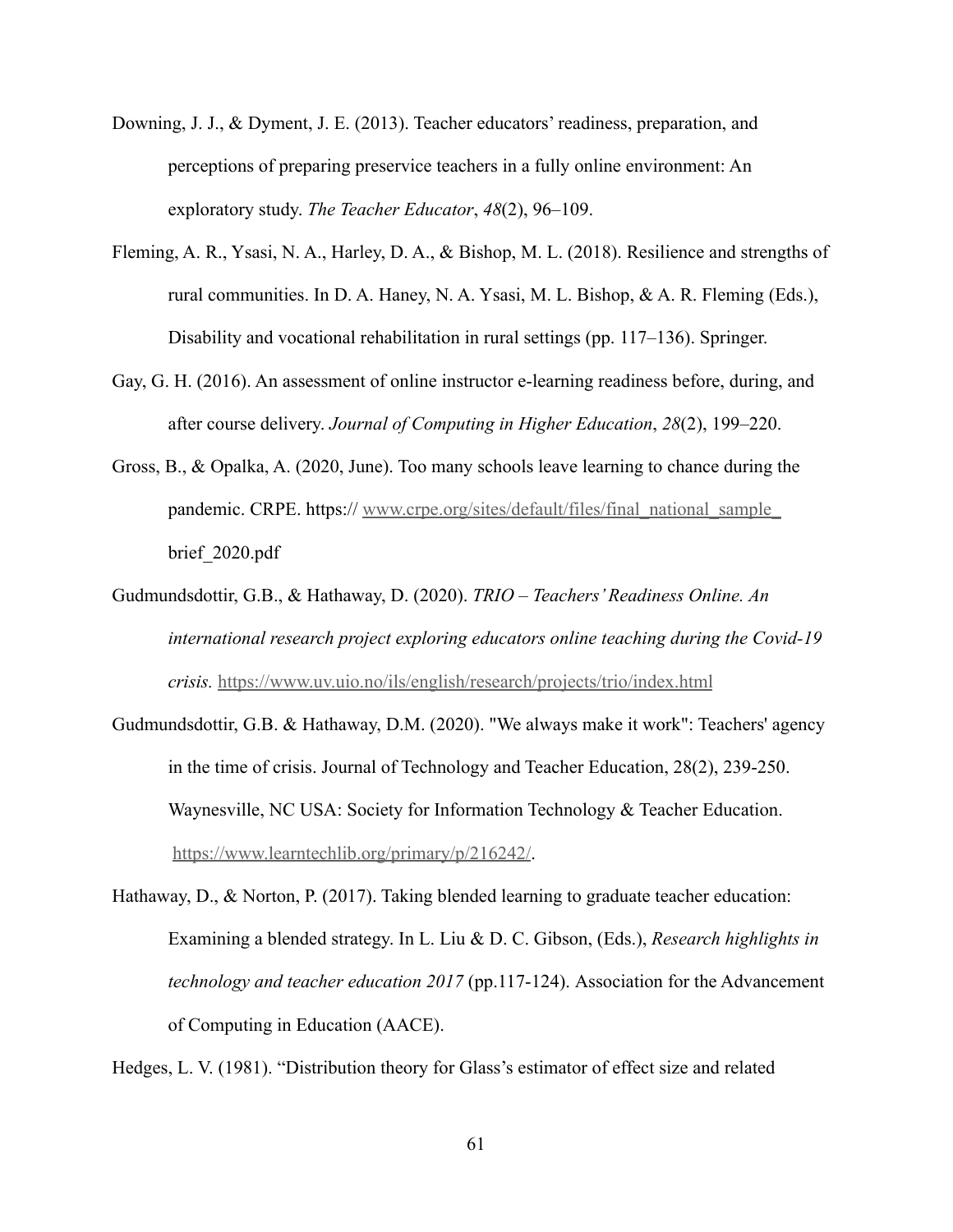Downing, J. J., & Dyment, J. E. (2013). Teacher educators' readiness, preparation, and perceptions of preparing preservice teachers in a fully online environment: An exploratory study. *The Teacher Educator*, *48*(2), 96–109.

Fleming, A. R., Ysasi, N. A., Harley, D. A., & Bishop, M. L. (2018). Resilience and strengths of rural communities. In D. A. Haney, N. A. Ysasi, M. L. Bishop, & A. R. Fleming (Eds.), Disability and vocational rehabilitation in rural settings (pp. 117–136). Springer.

Gay, G. H. (2016). An assessment of online instructor e-learning readiness before, during, and after course delivery. *Journal of Computing in Higher Education*, *28*(2), 199–220.

Gross, B., & Opalka, A. (2020, June). Too many schools leave learning to chance during the pandemic. CRPE. https:// www.crpe.org/sites/default/files/final_national_sample_brief_2020.pdf

Gudmundsdottir, G.B., & Hathaway, D. (2020). *TRIO – Teachers' Readiness Online. An international research project exploring educators online teaching during the Covid-19 crisis.* https://www.uv.uio.no/ils/english/research/projects/trio/index.html

Gudmundsdottir, G.B. & Hathaway, D.M. (2020). "We always make it work": Teachers' agency in the time of crisis. Journal of Technology and Teacher Education, 28(2), 239-250. Waynesville, NC USA: Society for Information Technology & Teacher Education. https://www.learntechlib.org/primary/p/216242/.

Hathaway, D., & Norton, P. (2017). Taking blended learning to graduate teacher education: Examining a blended strategy. In L. Liu & D. C. Gibson, (Eds.), *Research highlights in technology and teacher education 2017* (pp.117-124). Association for the Advancement of Computing in Education (AACE).

Hedges, L. V. (1981). "Distribution theory for Glass's estimator of effect size and related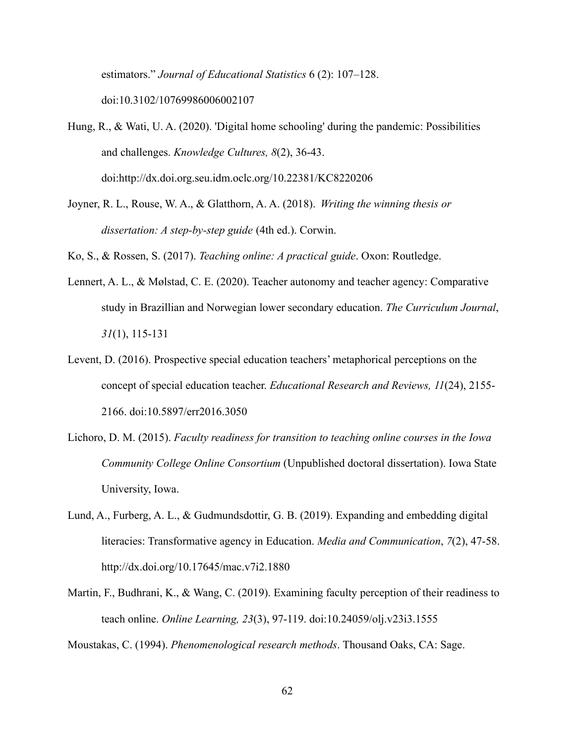estimators." *Journal of Educational Statistics* 6 (2): 107–128. doi:10.3102/10769986006002107

Hung, R., & Wati, U. A. (2020). 'Digital home schooling' during the pandemic: Possibilities and challenges. *Knowledge Cultures, 8*(2), 36-43. doi:http://dx.doi.org.seu.idm.oclc.org/10.22381/KC8220206

Joyner, R. L., Rouse, W. A., & Glatthorn, A. A. (2018). *Writing the winning thesis or dissertation: A step-by-step guide* (4th ed.). Corwin.

Ko, S., & Rossen, S. (2017). *Teaching online: A practical guide*. Oxon: Routledge.

Lennert, A. L., & Mølstad, C. E. (2020). Teacher autonomy and teacher agency: Comparative study in Brazillian and Norwegian lower secondary education. *The Curriculum Journal*, *31*(1), 115-131

Levent, D. (2016). Prospective special education teachers' metaphorical perceptions on the concept of special education teacher. *Educational Research and Reviews, 11*(24), 2155-2166. doi:10.5897/err2016.3050

Lichoro, D. M. (2015). *Faculty readiness for transition to teaching online courses in the Iowa Community College Online Consortium* (Unpublished doctoral dissertation). Iowa State University, Iowa.

Lund, A., Furberg, A. L., & Gudmundsdottir, G. B. (2019). Expanding and embedding digital literacies: Transformative agency in Education. *Media and Communication*, *7*(2), 47-58. http://dx.doi.org/10.17645/mac.v7i2.1880

Martin, F., Budhrani, K., & Wang, C. (2019). Examining faculty perception of their readiness to teach online. *Online Learning, 23*(3), 97-119. doi:10.24059/olj.v23i3.1555

Moustakas, C. (1994). *Phenomenological research methods*. Thousand Oaks, CA: Sage.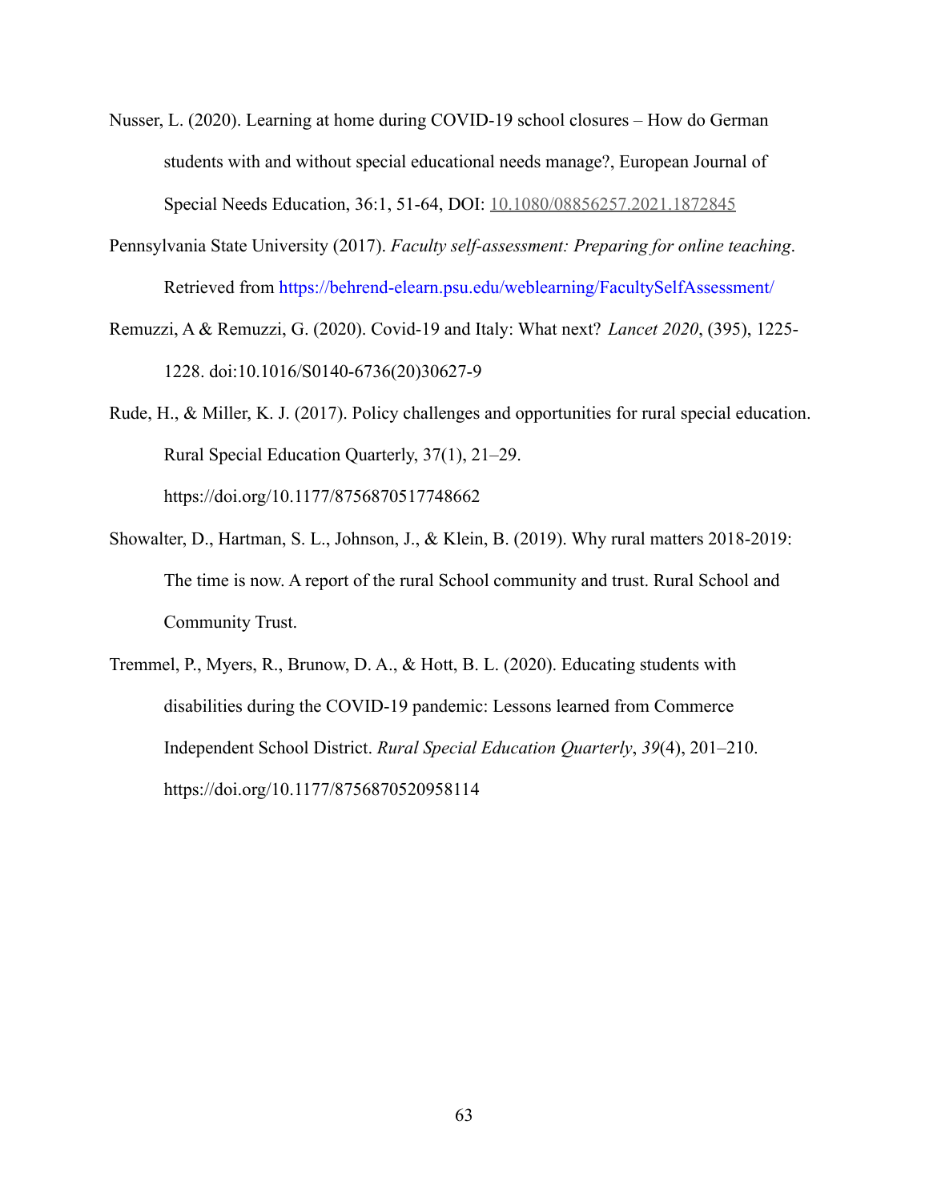Nusser, L. (2020). Learning at home during COVID-19 school closures – How do German students with and without special educational needs manage?, European Journal of Special Needs Education, 36:1, 51-64, DOI: 10.1080/08856257.2021.1872845

Pennsylvania State University (2017). *Faculty self-assessment: Preparing for online teaching*. Retrieved from https://behrend-elearn.psu.edu/weblearning/FacultySelfAssessment/

Remuzzi, A & Remuzzi, G. (2020). Covid-19 and Italy: What next? *Lancet 2020*, (395), 1225-1228. doi:10.1016/S0140-6736(20)30627-9

Rude, H., & Miller, K. J. (2017). Policy challenges and opportunities for rural special education. Rural Special Education Quarterly, 37(1), 21–29. https://doi.org/10.1177/8756870517748662

Showalter, D., Hartman, S. L., Johnson, J., & Klein, B. (2019). Why rural matters 2018-2019: The time is now. A report of the rural School community and trust. Rural School and Community Trust.

Tremmel, P., Myers, R., Brunow, D. A., & Hott, B. L. (2020). Educating students with disabilities during the COVID-19 pandemic: Lessons learned from Commerce Independent School District. *Rural Special Education Quarterly*, *39*(4), 201–210. https://doi.org/10.1177/8756870520958114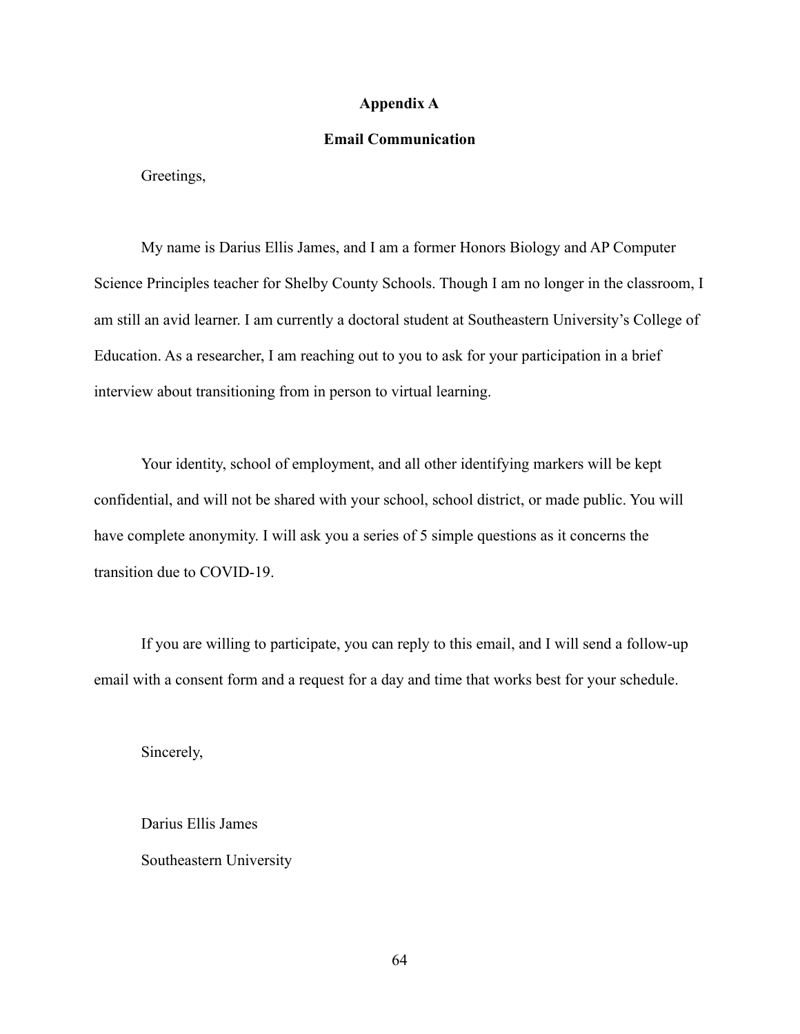## Appendix A

### Email Communication

Greetings,

My name is Darius Ellis James, and I am a former Honors Biology and AP Computer Science Principles teacher for Shelby County Schools. Though I am no longer in the classroom, I am still an avid learner. I am currently a doctoral student at Southeastern University's College of Education. As a researcher, I am reaching out to you to ask for your participation in a brief interview about transitioning from in person to virtual learning.

Your identity, school of employment, and all other identifying markers will be kept confidential, and will not be shared with your school, school district, or made public. You will have complete anonymity. I will ask you a series of 5 simple questions as it concerns the transition due to COVID-19.

If you are willing to participate, you can reply to this email, and I will send a follow-up email with a consent form and a request for a day and time that works best for your schedule.

Sincerely,

Darius Ellis James

Southeastern University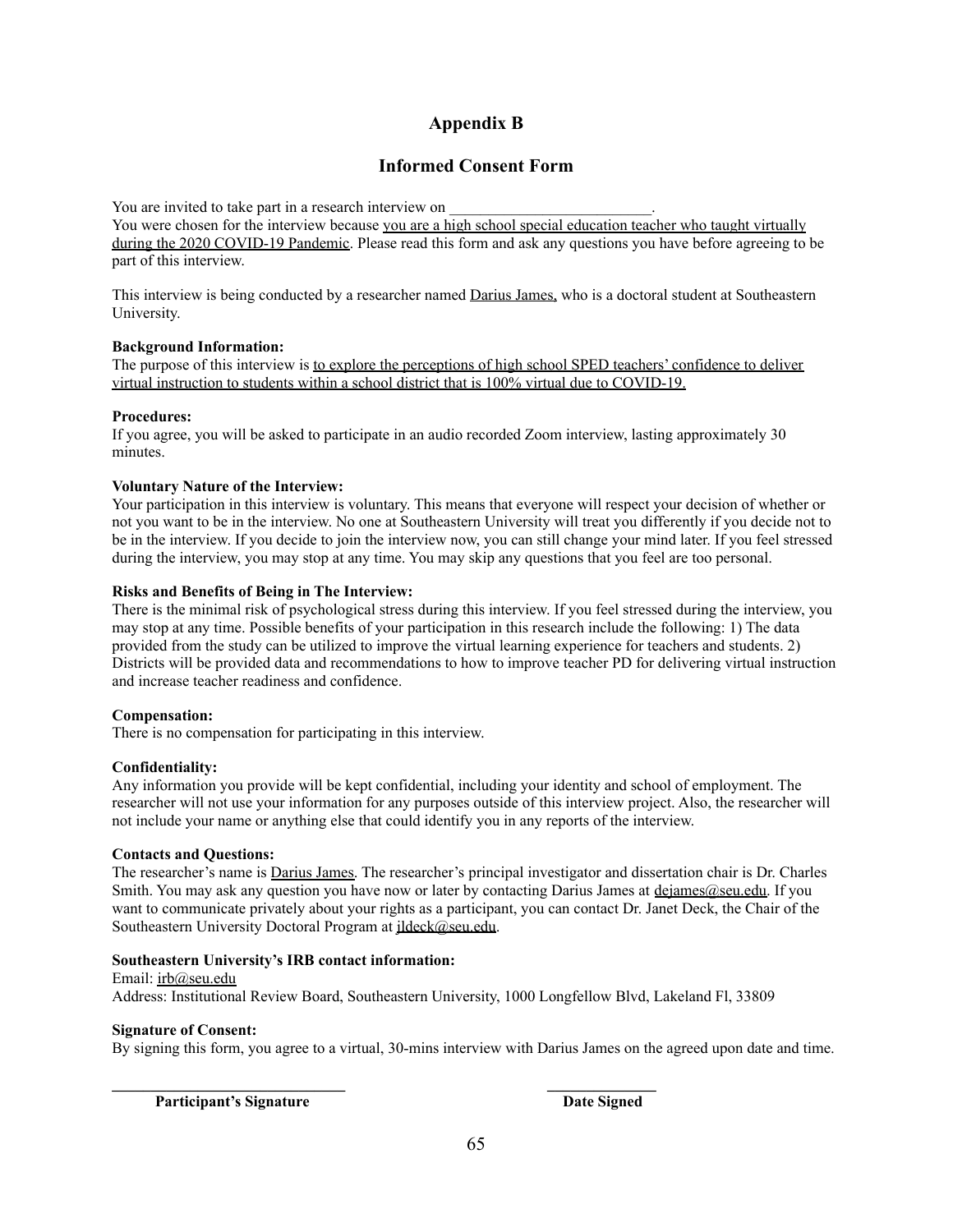# Appendix B

## Informed Consent Form

You are invited to take part in a research interview on ___________________________.
You were chosen for the interview because you are a high school special education teacher who taught virtually during the 2020 COVID-19 Pandemic. Please read this form and ask any questions you have before agreeing to be part of this interview.

This interview is being conducted by a researcher named Darius James, who is a doctoral student at Southeastern University.

**Background Information:**
The purpose of this interview is to explore the perceptions of high school SPED teachers' confidence to deliver virtual instruction to students within a school district that is 100% virtual due to COVID-19.

**Procedures:**
If you agree, you will be asked to participate in an audio recorded Zoom interview, lasting approximately 30 minutes.

**Voluntary Nature of the Interview:**
Your participation in this interview is voluntary. This means that everyone will respect your decision of whether or not you want to be in the interview. No one at Southeastern University will treat you differently if you decide not to be in the interview. If you decide to join the interview now, you can still change your mind later. If you feel stressed during the interview, you may stop at any time. You may skip any questions that you feel are too personal.

**Risks and Benefits of Being in The Interview:**
There is the minimal risk of psychological stress during this interview. If you feel stressed during the interview, you may stop at any time. Possible benefits of your participation in this research include the following: 1) The data provided from the study can be utilized to improve the virtual learning experience for teachers and students. 2) Districts will be provided data and recommendations to how to improve teacher PD for delivering virtual instruction and increase teacher readiness and confidence.

**Compensation:**
There is no compensation for participating in this interview.

**Confidentiality:**
Any information you provide will be kept confidential, including your identity and school of employment. The researcher will not use your information for any purposes outside of this interview project. Also, the researcher will not include your name or anything else that could identify you in any reports of the interview.

**Contacts and Questions:**
The researcher's name is Darius James. The researcher's principal investigator and dissertation chair is Dr. Charles Smith. You may ask any question you have now or later by contacting Darius James at dejames@seu.edu. If you want to communicate privately about your rights as a participant, you can contact Dr. Janet Deck, the Chair of the Southeastern University Doctoral Program at jldeck@seu.edu.

**Southeastern University's IRB contact information:**
Email: irb@seu.edu
Address: Institutional Review Board, Southeastern University, 1000 Longfellow Blvd, Lakeland Fl, 33809

**Signature of Consent:**
By signing this form, you agree to a virtual, 30-mins interview with Darius James on the agreed upon date and time.

_______________________________ _______________

**Participant's Signature** **Date Signed**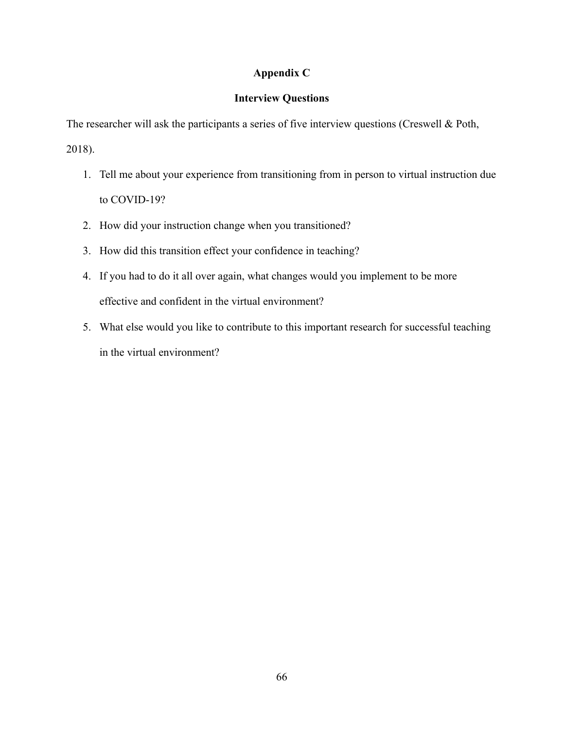# Appendix C

## Interview Questions

The researcher will ask the participants a series of five interview questions (Creswell & Poth, 2018).

1. Tell me about your experience from transitioning from in person to virtual instruction due to COVID-19?
2. How did your instruction change when you transitioned?
3. How did this transition effect your confidence in teaching?
4. If you had to do it all over again, what changes would you implement to be more effective and confident in the virtual environment?
5. What else would you like to contribute to this important research for successful teaching in the virtual environment?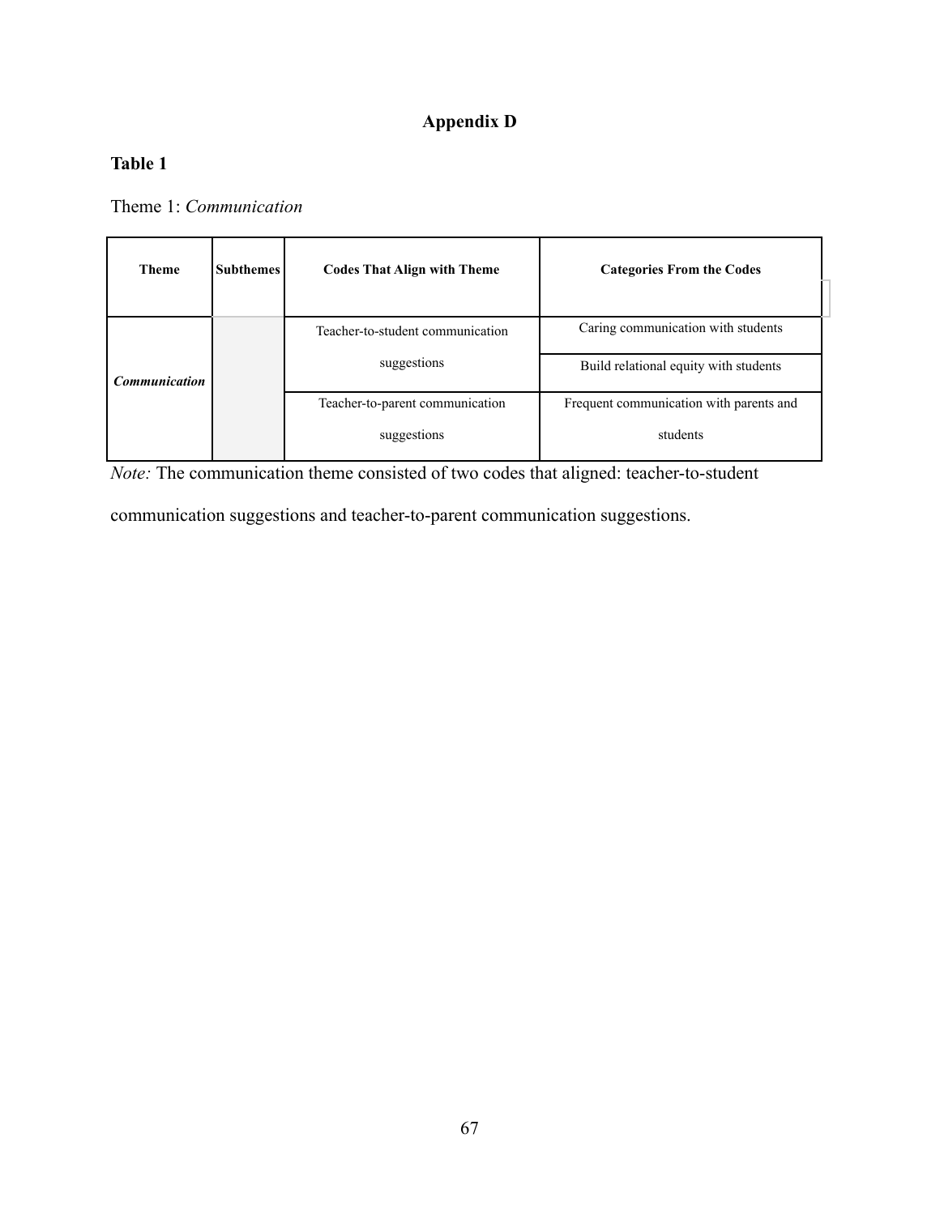# Appendix D

**Table 1**

Theme 1: *Communication*

| Theme | Subthemes | Codes That Align with Theme | Categories From the Codes |
|---|---|---|---|
| ***Communication*** | | Teacher-to-student communication suggestions | Caring communication with students |
| | | | Build relational equity with students |
| | | Teacher-to-parent communication suggestions | Frequent communication with parents and students |

*Note:* The communication theme consisted of two codes that aligned: teacher-to-student communication suggestions and teacher-to-parent communication suggestions.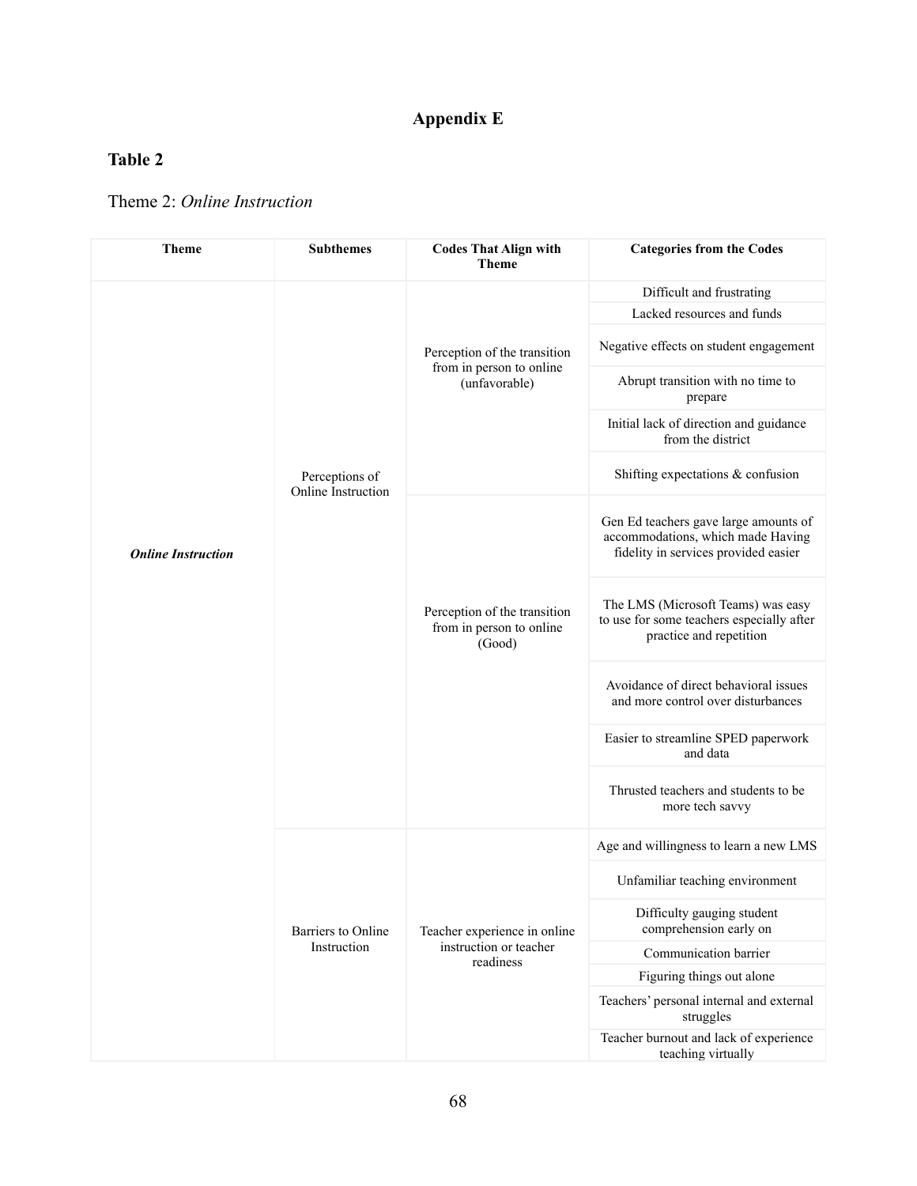# Appendix E

**Table 2**

Theme 2: *Online Instruction*

| Theme | Subthemes | Codes That Align with Theme | Categories from the Codes |
|---|---|---|---|
| ***Online Instruction*** | Perceptions of Online Instruction | Perception of the transition from in person to online (unfavorable) | Difficult and frustrating |
| | | | Lacked resources and funds |
| | | | Negative effects on student engagement |
| | | | Abrupt transition with no time to prepare |
| | | | Initial lack of direction and guidance from the district |
| | | | Shifting expectations & confusion |
| | | Perception of the transition from in person to online (Good) | Gen Ed teachers gave large amounts of accommodations, which made Having fidelity in services provided easier |
| | | | The LMS (Microsoft Teams) was easy to use for some teachers especially after practice and repetition |
| | | | Avoidance of direct behavioral issues and more control over disturbances |
| | | | Easier to streamline SPED paperwork and data |
| | | | Thrusted teachers and students to be more tech savvy |
| | Barriers to Online Instruction | Teacher experience in online instruction or teacher readiness | Age and willingness to learn a new LMS |
| | | | Unfamiliar teaching environment |
| | | | Difficulty gauging student comprehension early on |
| | | | Communication barrier |
| | | | Figuring things out alone |
| | | | Teachers' personal internal and external struggles |
| | | | Teacher burnout and lack of experience teaching virtually |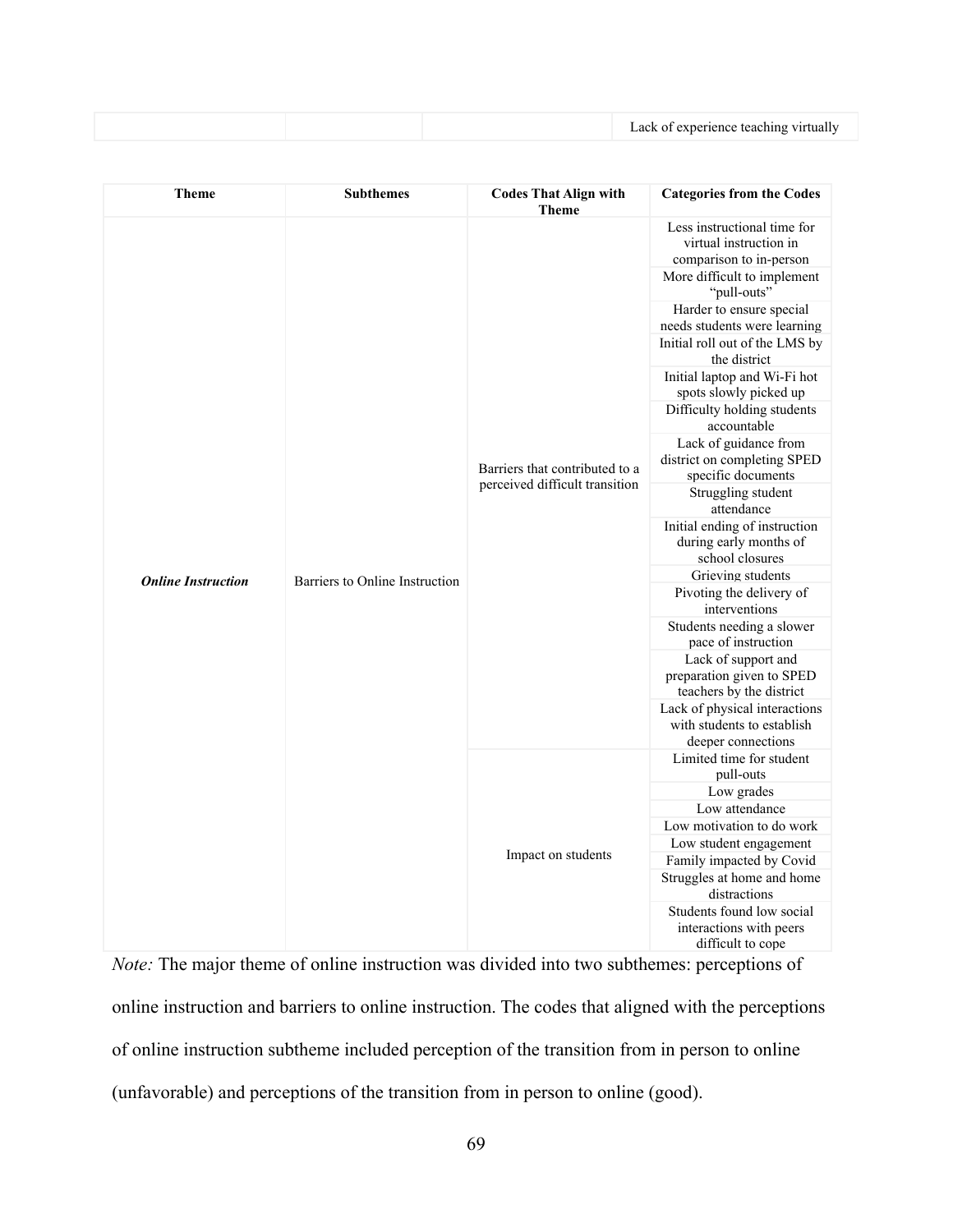| | | | Lack of experience teaching virtually |
|---|---|---|---|

| Theme | Subthemes | Codes That Align with Theme | Categories from the Codes |
|---|---|---|---|
| ***Online Instruction*** | Barriers to Online Instruction | Barriers that contributed to a perceived difficult transition | Less instructional time for virtual instruction in comparison to in-person |
| | | | More difficult to implement "pull-outs" |
| | | | Harder to ensure special needs students were learning |
| | | | Initial roll out of the LMS by the district |
| | | | Initial laptop and Wi-Fi hot spots slowly picked up |
| | | | Difficulty holding students accountable |
| | | | Lack of guidance from district on completing SPED specific documents |
| | | | Struggling student attendance |
| | | | Initial ending of instruction during early months of school closures |
| | | | Grieving students |
| | | | Pivoting the delivery of interventions |
| | | | Students needing a slower pace of instruction |
| | | | Lack of support and preparation given to SPED teachers by the district |
| | | | Lack of physical interactions with students to establish deeper connections |
| | | Impact on students | Limited time for student pull-outs |
| | | | Low grades |
| | | | Low attendance |
| | | | Low motivation to do work |
| | | | Low student engagement |
| | | | Family impacted by Covid |
| | | | Struggles at home and home distractions |
| | | | Students found low social interactions with peers difficult to cope |

*Note:* The major theme of online instruction was divided into two subthemes: perceptions of online instruction and barriers to online instruction. The codes that aligned with the perceptions of online instruction subtheme included perception of the transition from in person to online (unfavorable) and perceptions of the transition from in person to online (good).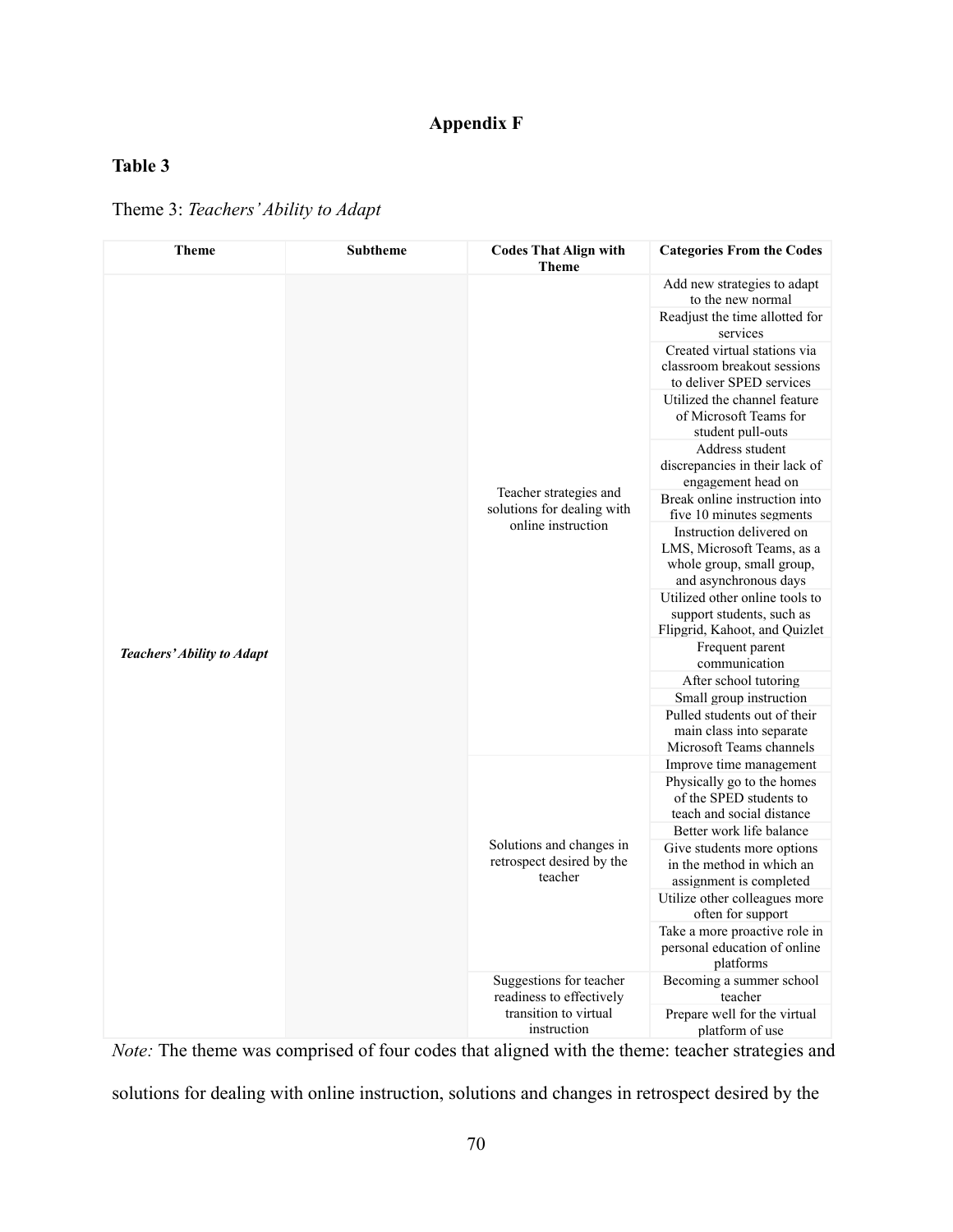## Appendix F

**Table 3**

Theme 3: *Teachers' Ability to Adapt*

| Theme | Subtheme | Codes That Align with Theme | Categories From the Codes |
|---|---|---|---|
| ***Teachers' Ability to Adapt*** | | Teacher strategies and solutions for dealing with online instruction | Add new strategies to adapt to the new normal |
| | | | Readjust the time allotted for services |
| | | | Created virtual stations via classroom breakout sessions to deliver SPED services |
| | | | Utilized the channel feature of Microsoft Teams for student pull-outs |
| | | | Address student discrepancies in their lack of engagement head on |
| | | | Break online instruction into five 10 minutes segments |
| | | | Instruction delivered on LMS, Microsoft Teams, as a whole group, small group, and asynchronous days |
| | | | Utilized other online tools to support students, such as Flipgrid, Kahoot, and Quizlet |
| | | | Frequent parent communication |
| | | | After school tutoring |
| | | | Small group instruction |
| | | | Pulled students out of their main class into separate Microsoft Teams channels |
| | | Solutions and changes in retrospect desired by the teacher | Improve time management |
| | | | Physically go to the homes of the SPED students to teach and social distance |
| | | | Better work life balance |
| | | | Give students more options in the method in which an assignment is completed |
| | | | Utilize other colleagues more often for support |
| | | | Take a more proactive role in personal education of online platforms |
| | | Suggestions for teacher readiness to effectively transition to virtual instruction | Becoming a summer school teacher |
| | | | Prepare well for the virtual platform of use |

*Note:* The theme was comprised of four codes that aligned with the theme: teacher strategies and solutions for dealing with online instruction, solutions and changes in retrospect desired by the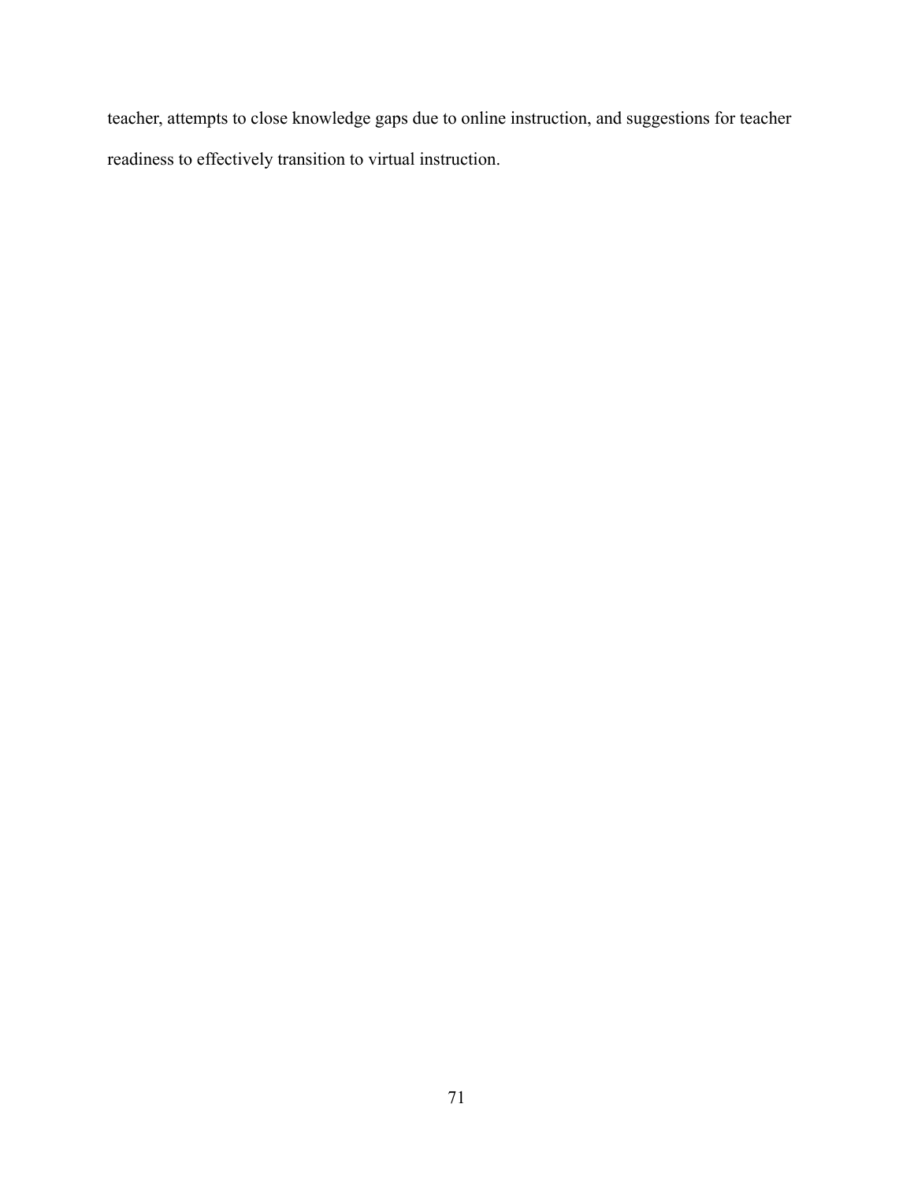teacher, attempts to close knowledge gaps due to online instruction, and suggestions for teacher readiness to effectively transition to virtual instruction.